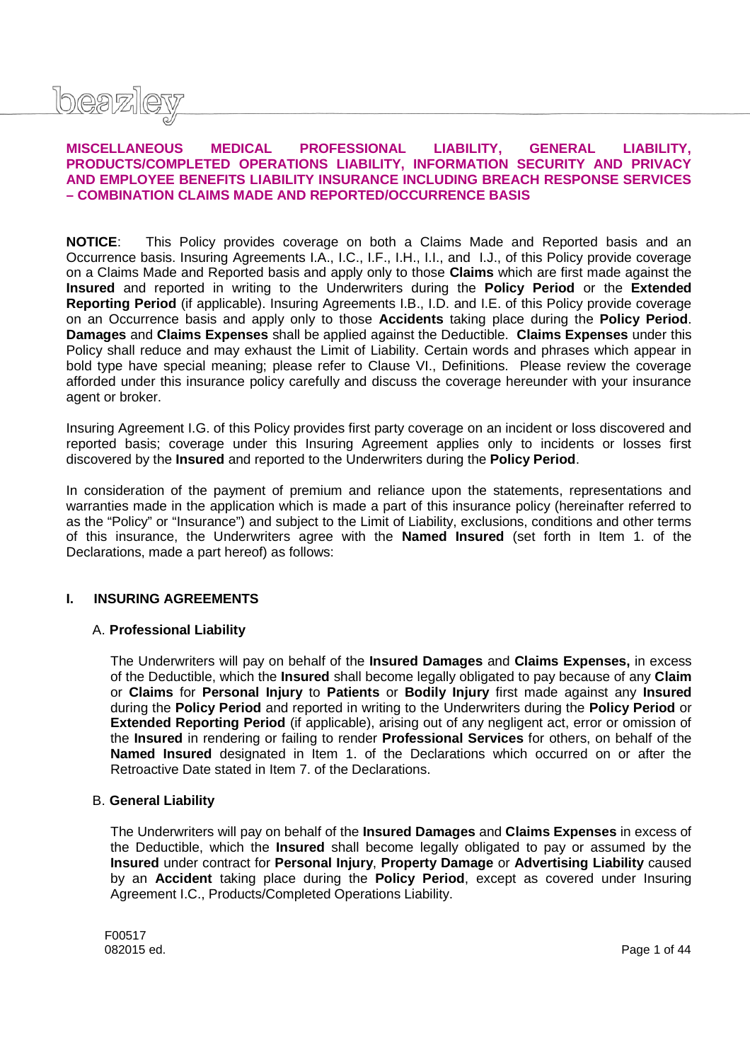# MISCELLANEOUS MEDICAL PROFESSIONAL LIABILITY, GENERAL LIABILITY, PRODUCTS/COMPLETED OPERATIONS LIABILITY, INFORMATION SECURITY AND PRIVACY AND EMPLOYEE BENEFITS LIABILITY INSURANCE INCLUDING BREACH RESPONSE SERVICES – COMBINATION CLAIMS MADE AND REPORTED/OCCURRENCE BASIS

**NOTICE**: This Policy provides coverage on both a Claims Made and Reported basis and an Occurrence basis. Insuring Agreements I.A., I.C., I.F., I.H., I.I., and I.J., of this Policy provide coverage on a Claims Made and Reported basis and apply only to those **Claims** which are first made against the **Insured** and reported in writing to the Underwriters during the **Policy Period** or the **Extended Reporting Period** (if applicable). Insuring Agreements I.B., I.D. and I.E. of this Policy provide coverage on an Occurrence basis and apply only to those **Accidents** taking place during the **Policy Period**. **Damages** and **Claims Expenses** shall be applied against the Deductible. **Claims Expenses** under this Policy shall reduce and may exhaust the Limit of Liability. Certain words and phrases which appear in bold type have special meaning; please refer to Clause VI., Definitions. Please review the coverage afforded under this insurance policy carefully and discuss the coverage hereunder with your insurance agent or broker.

Insuring Agreement I.G. of this Policy provides first party coverage on an incident or loss discovered and reported basis; coverage under this Insuring Agreement applies only to incidents or losses first discovered by the **Insured** and reported to the Underwriters during the **Policy Period**.

In consideration of the payment of premium and reliance upon the statements, representations and warranties made in the application which is made a part of this insurance policy (hereinafter referred to as the "Policy" or "Insurance") and subject to the Limit of Liability, exclusions, conditions and other terms of this insurance, the Underwriters agree with the **Named Insured** (set forth in Item 1. of the Declarations, made a part hereof) as follows:

## I. INSURING AGREEMENTS

### A. Professional Liability

The Underwriters will pay on behalf of the **Insured Damages** and **Claims Expenses,** in excess of the Deductible, which the **Insured** shall become legally obligated to pay because of any **Claim** or **Claims** for **Personal Injury** to **Patients** or **Bodily Injury** first made against any **Insured** during the **Policy Period** and reported in writing to the Underwriters during the **Policy Period** or **Extended Reporting Period** (if applicable), arising out of any negligent act, error or omission of the **Insured** in rendering or failing to render **Professional Services** for others, on behalf of the **Named Insured** designated in Item 1. of the Declarations which occurred on or after the Retroactive Date stated in Item 7. of the Declarations.

### B. General Liability

The Underwriters will pay on behalf of the **Insured Damages** and **Claims Expenses** in excess of the Deductible, which the **Insured** shall become legally obligated to pay or assumed by the **Insured** under contract for **Personal Injury**, **Property Damage** or **Advertising Liability** caused by an **Accident** taking place during the **Policy Period**, except as covered under Insuring Agreement I.C., Products/Completed Operations Liability.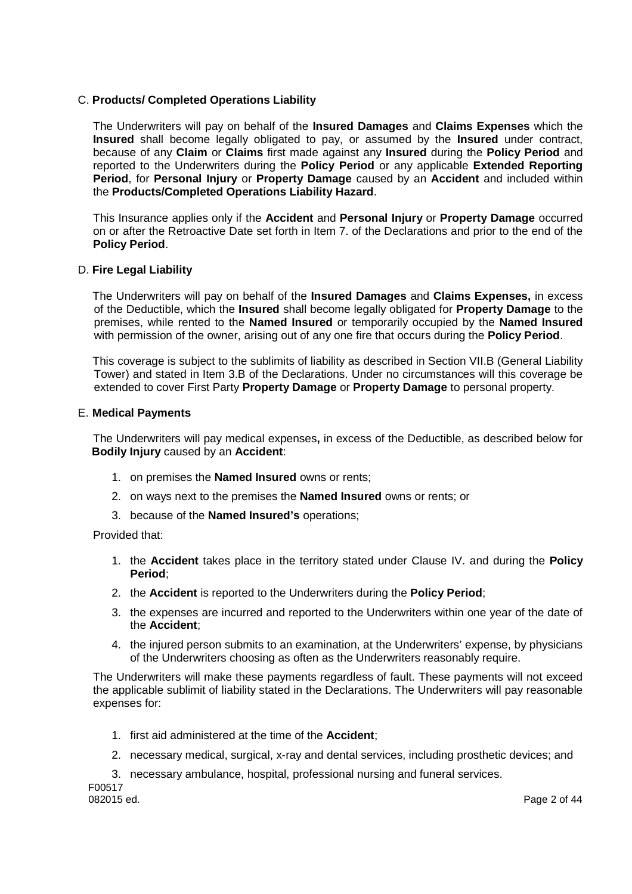C. **Products/ Completed Operations Liability**

The Underwriters will pay on behalf of the **Insured Damages** and **Claims Expenses** which the **Insured** shall become legally obligated to pay, or assumed by the **Insured** under contract, because of any **Claim** or **Claims** first made against any **Insured** during the **Policy Period** and reported to the Underwriters during the **Policy Period** or any applicable **Extended Reporting Period**, for **Personal Injury** or **Property Damage** caused by an **Accident** and included within the **Products/Completed Operations Liability Hazard**.

This Insurance applies only if the **Accident** and **Personal Injury** or **Property Damage** occurred on or after the Retroactive Date set forth in Item 7. of the Declarations and prior to the end of the **Policy Period**.

D. **Fire Legal Liability**

The Underwriters will pay on behalf of the **Insured Damages** and **Claims Expenses,** in excess of the Deductible, which the **Insured** shall become legally obligated for **Property Damage** to the premises, while rented to the **Named Insured** or temporarily occupied by the **Named Insured** with permission of the owner, arising out of any one fire that occurs during the **Policy Period**.

This coverage is subject to the sublimits of liability as described in Section VII.B (General Liability Tower) and stated in Item 3.B of the Declarations. Under no circumstances will this coverage be extended to cover First Party **Property Damage** or **Property Damage** to personal property.

E. **Medical Payments**

The Underwriters will pay medical expenses**,** in excess of the Deductible, as described below for **Bodily Injury** caused by an **Accident**:

1. on premises the **Named Insured** owns or rents;
2. on ways next to the premises the **Named Insured** owns or rents; or
3. because of the **Named Insured's** operations;

Provided that:

1. the **Accident** takes place in the territory stated under Clause IV. and during the **Policy Period**;
2. the **Accident** is reported to the Underwriters during the **Policy Period**;
3. the expenses are incurred and reported to the Underwriters within one year of the date of the **Accident**;
4. the injured person submits to an examination, at the Underwriters' expense, by physicians of the Underwriters choosing as often as the Underwriters reasonably require.

The Underwriters will make these payments regardless of fault. These payments will not exceed the applicable sublimit of liability stated in the Declarations. The Underwriters will pay reasonable expenses for:

1. first aid administered at the time of the **Accident**;
2. necessary medical, surgical, x-ray and dental services, including prosthetic devices; and
3. necessary ambulance, hospital, professional nursing and funeral services.

F00517
082015 ed.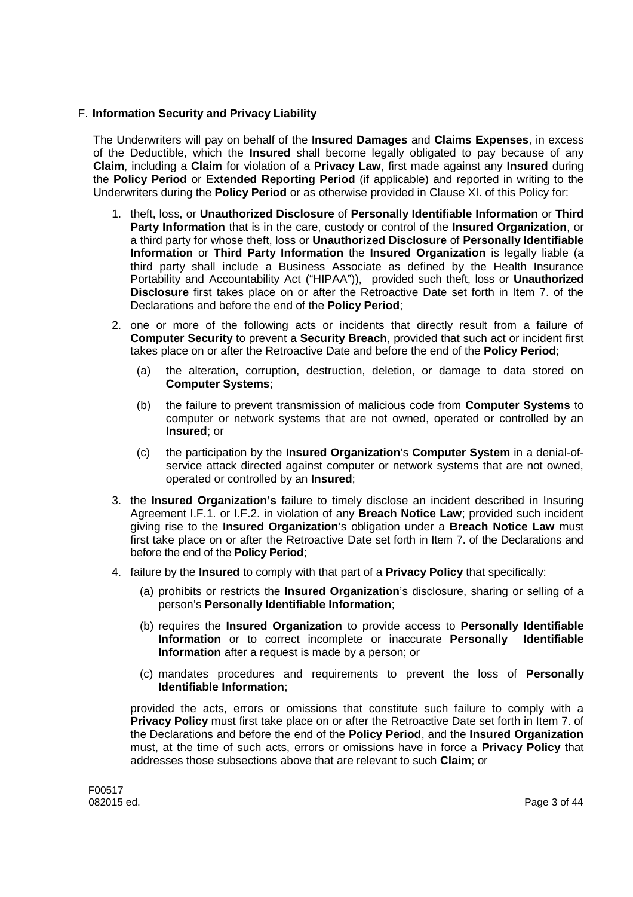F. **Information Security and Privacy Liability**

The Underwriters will pay on behalf of the **Insured Damages** and **Claims Expenses**, in excess of the Deductible, which the **Insured** shall become legally obligated to pay because of any **Claim**, including a **Claim** for violation of a **Privacy Law**, first made against any **Insured** during the **Policy Period** or **Extended Reporting Period** (if applicable) and reported in writing to the Underwriters during the **Policy Period** or as otherwise provided in Clause XI. of this Policy for:

1. theft, loss, or **Unauthorized Disclosure** of **Personally Identifiable Information** or **Third Party Information** that is in the care, custody or control of the **Insured Organization**, or a third party for whose theft, loss or **Unauthorized Disclosure** of **Personally Identifiable Information** or **Third Party Information** the **Insured Organization** is legally liable (a third party shall include a Business Associate as defined by the Health Insurance Portability and Accountability Act ("HIPAA")), provided such theft, loss or **Unauthorized Disclosure** first takes place on or after the Retroactive Date set forth in Item 7. of the Declarations and before the end of the **Policy Period**;

2. one or more of the following acts or incidents that directly result from a failure of **Computer Security** to prevent a **Security Breach**, provided that such act or incident first takes place on or after the Retroactive Date and before the end of the **Policy Period**;

   (a) the alteration, corruption, destruction, deletion, or damage to data stored on **Computer Systems**;

   (b) the failure to prevent transmission of malicious code from **Computer Systems** to computer or network systems that are not owned, operated or controlled by an **Insured**; or

   (c) the participation by the **Insured Organization**'s **Computer System** in a denial-of-service attack directed against computer or network systems that are not owned, operated or controlled by an **Insured**;

3. the **Insured Organization's** failure to timely disclose an incident described in Insuring Agreement I.F.1. or I.F.2. in violation of any **Breach Notice Law**; provided such incident giving rise to the **Insured Organization**'s obligation under a **Breach Notice Law** must first take place on or after the Retroactive Date set forth in Item 7. of the Declarations and before the end of the **Policy Period**;

4. failure by the **Insured** to comply with that part of a **Privacy Policy** that specifically:

   (a) prohibits or restricts the **Insured Organization**'s disclosure, sharing or selling of a person's **Personally Identifiable Information**;

   (b) requires the **Insured Organization** to provide access to **Personally Identifiable Information** or to correct incomplete or inaccurate **Personally Identifiable Information** after a request is made by a person; or

   (c) mandates procedures and requirements to prevent the loss of **Personally Identifiable Information**;

   provided the acts, errors or omissions that constitute such failure to comply with a **Privacy Policy** must first take place on or after the Retroactive Date set forth in Item 7. of the Declarations and before the end of the **Policy Period**, and the **Insured Organization** must, at the time of such acts, errors or omissions have in force a **Privacy Policy** that addresses those subsections above that are relevant to such **Claim**; or

F00517
082015 ed.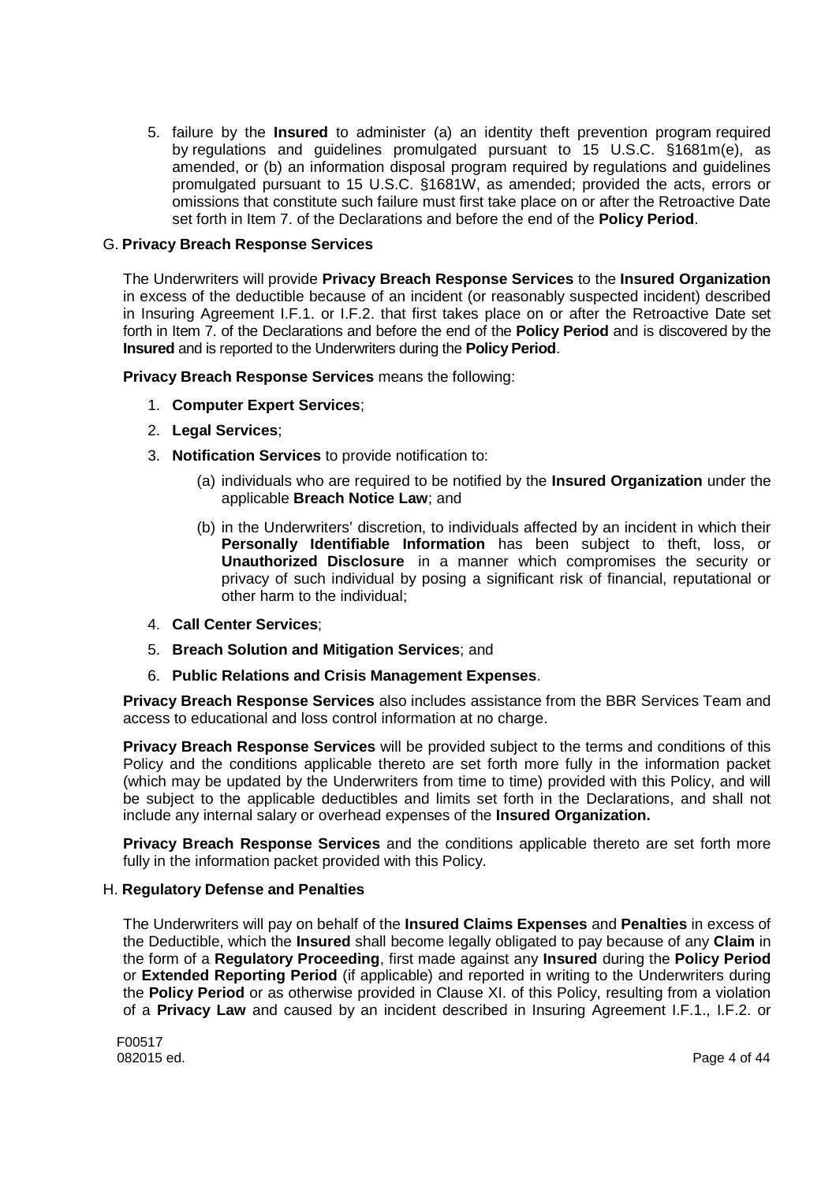5. failure by the **Insured** to administer (a) an identity theft prevention program required by regulations and guidelines promulgated pursuant to 15 U.S.C. §1681m(e), as amended, or (b) an information disposal program required by regulations and guidelines promulgated pursuant to 15 U.S.C. §1681W, as amended; provided the acts, errors or omissions that constitute such failure must first take place on or after the Retroactive Date set forth in Item 7. of the Declarations and before the end of the **Policy Period**.

G. **Privacy Breach Response Services**

The Underwriters will provide **Privacy Breach Response Services** to the **Insured Organization** in excess of the deductible because of an incident (or reasonably suspected incident) described in Insuring Agreement I.F.1. or I.F.2. that first takes place on or after the Retroactive Date set forth in Item 7. of the Declarations and before the end of the **Policy Period** and is discovered by the **Insured** and is reported to the Underwriters during the **Policy Period**.

**Privacy Breach Response Services** means the following:

1. **Computer Expert Services**;
2. **Legal Services**;
3. **Notification Services** to provide notification to:
    (a) individuals who are required to be notified by the **Insured Organization** under the applicable **Breach Notice Law**; and
    (b) in the Underwriters' discretion, to individuals affected by an incident in which their **Personally Identifiable Information** has been subject to theft, loss, or **Unauthorized Disclosure** in a manner which compromises the security or privacy of such individual by posing a significant risk of financial, reputational or other harm to the individual;
4. **Call Center Services**;
5. **Breach Solution and Mitigation Services**; and
6. **Public Relations and Crisis Management Expenses**.

**Privacy Breach Response Services** also includes assistance from the BBR Services Team and access to educational and loss control information at no charge.

**Privacy Breach Response Services** will be provided subject to the terms and conditions of this Policy and the conditions applicable thereto are set forth more fully in the information packet (which may be updated by the Underwriters from time to time) provided with this Policy, and will be subject to the applicable deductibles and limits set forth in the Declarations, and shall not include any internal salary or overhead expenses of the **Insured Organization.**

**Privacy Breach Response Services** and the conditions applicable thereto are set forth more fully in the information packet provided with this Policy.

H. **Regulatory Defense and Penalties**

The Underwriters will pay on behalf of the **Insured Claims Expenses** and **Penalties** in excess of the Deductible, which the **Insured** shall become legally obligated to pay because of any **Claim** in the form of a **Regulatory Proceeding**, first made against any **Insured** during the **Policy Period** or **Extended Reporting Period** (if applicable) and reported in writing to the Underwriters during the **Policy Period** or as otherwise provided in Clause XI. of this Policy, resulting from a violation of a **Privacy Law** and caused by an incident described in Insuring Agreement I.F.1., I.F.2. or

F00517
082015 ed.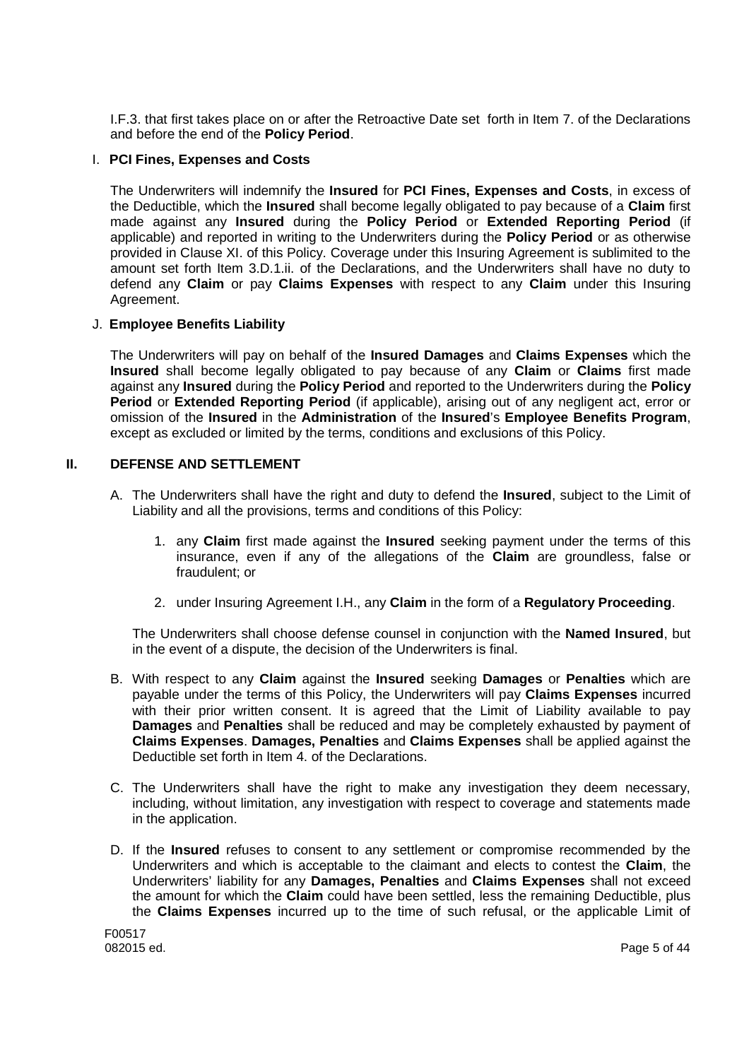I.F.3. that first takes place on or after the Retroactive Date set forth in Item 7. of the Declarations and before the end of the **Policy Period**.

I. **PCI Fines, Expenses and Costs**

The Underwriters will indemnify the **Insured** for **PCI Fines, Expenses and Costs**, in excess of the Deductible, which the **Insured** shall become legally obligated to pay because of a **Claim** first made against any **Insured** during the **Policy Period** or **Extended Reporting Period** (if applicable) and reported in writing to the Underwriters during the **Policy Period** or as otherwise provided in Clause XI. of this Policy. Coverage under this Insuring Agreement is sublimited to the amount set forth Item 3.D.1.ii. of the Declarations, and the Underwriters shall have no duty to defend any **Claim** or pay **Claims Expenses** with respect to any **Claim** under this Insuring Agreement.

J. **Employee Benefits Liability**

The Underwriters will pay on behalf of the **Insured Damages** and **Claims Expenses** which the **Insured** shall become legally obligated to pay because of any **Claim** or **Claims** first made against any **Insured** during the **Policy Period** and reported to the Underwriters during the **Policy Period** or **Extended Reporting Period** (if applicable), arising out of any negligent act, error or omission of the **Insured** in the **Administration** of the **Insured**'s **Employee Benefits Program**, except as excluded or limited by the terms, conditions and exclusions of this Policy.

## II. DEFENSE AND SETTLEMENT

A. The Underwriters shall have the right and duty to defend the **Insured**, subject to the Limit of Liability and all the provisions, terms and conditions of this Policy:

1. any **Claim** first made against the **Insured** seeking payment under the terms of this insurance, even if any of the allegations of the **Claim** are groundless, false or fraudulent; or

2. under Insuring Agreement I.H., any **Claim** in the form of a **Regulatory Proceeding**.

The Underwriters shall choose defense counsel in conjunction with the **Named Insured**, but in the event of a dispute, the decision of the Underwriters is final.

B. With respect to any **Claim** against the **Insured** seeking **Damages** or **Penalties** which are payable under the terms of this Policy, the Underwriters will pay **Claims Expenses** incurred with their prior written consent. It is agreed that the Limit of Liability available to pay **Damages** and **Penalties** shall be reduced and may be completely exhausted by payment of **Claims Expenses**. **Damages, Penalties** and **Claims Expenses** shall be applied against the Deductible set forth in Item 4. of the Declarations.

C. The Underwriters shall have the right to make any investigation they deem necessary, including, without limitation, any investigation with respect to coverage and statements made in the application.

D. If the **Insured** refuses to consent to any settlement or compromise recommended by the Underwriters and which is acceptable to the claimant and elects to contest the **Claim**, the Underwriters' liability for any **Damages, Penalties** and **Claims Expenses** shall not exceed the amount for which the **Claim** could have been settled, less the remaining Deductible, plus the **Claims Expenses** incurred up to the time of such refusal, or the applicable Limit of

F00517
082015 ed.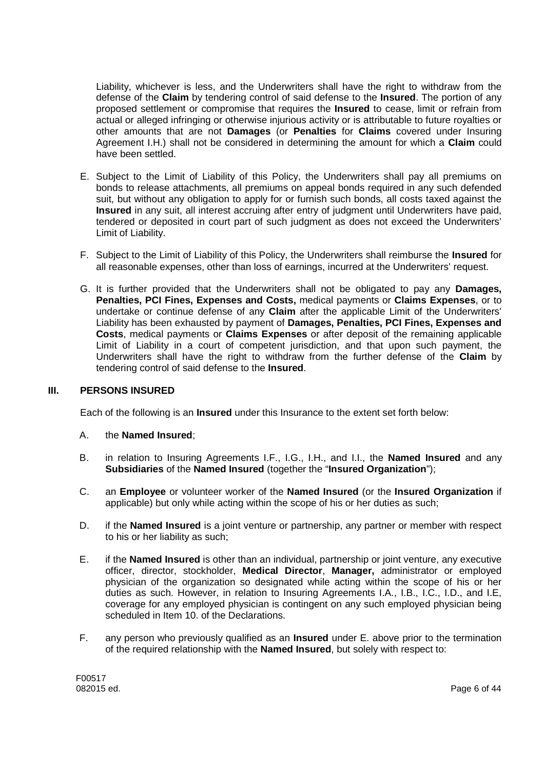Liability, whichever is less, and the Underwriters shall have the right to withdraw from the defense of the **Claim** by tendering control of said defense to the **Insured**. The portion of any proposed settlement or compromise that requires the **Insured** to cease, limit or refrain from actual or alleged infringing or otherwise injurious activity or is attributable to future royalties or other amounts that are not **Damages** (or **Penalties** for **Claims** covered under Insuring Agreement I.H.) shall not be considered in determining the amount for which a **Claim** could have been settled.

E. Subject to the Limit of Liability of this Policy, the Underwriters shall pay all premiums on bonds to release attachments, all premiums on appeal bonds required in any such defended suit, but without any obligation to apply for or furnish such bonds, all costs taxed against the **Insured** in any suit, all interest accruing after entry of judgment until Underwriters have paid, tendered or deposited in court part of such judgment as does not exceed the Underwriters' Limit of Liability.

F. Subject to the Limit of Liability of this Policy, the Underwriters shall reimburse the **Insured** for all reasonable expenses, other than loss of earnings, incurred at the Underwriters' request.

G. It is further provided that the Underwriters shall not be obligated to pay any **Damages, Penalties, PCI Fines, Expenses and Costs,** medical payments or **Claims Expenses**, or to undertake or continue defense of any **Claim** after the applicable Limit of the Underwriters' Liability has been exhausted by payment of **Damages, Penalties, PCI Fines, Expenses and Costs**, medical payments or **Claims Expenses** or after deposit of the remaining applicable Limit of Liability in a court of competent jurisdiction, and that upon such payment, the Underwriters shall have the right to withdraw from the further defense of the **Claim** by tendering control of said defense to the **Insured**.

## III. PERSONS INSURED

Each of the following is an **Insured** under this Insurance to the extent set forth below:

A. the **Named Insured**;

B. in relation to Insuring Agreements I.F., I.G., I.H., and I.I., the **Named Insured** and any **Subsidiaries** of the **Named Insured** (together the "**Insured Organization**");

C. an **Employee** or volunteer worker of the **Named Insured** (or the **Insured Organization** if applicable) but only while acting within the scope of his or her duties as such;

D. if the **Named Insured** is a joint venture or partnership, any partner or member with respect to his or her liability as such;

E. if the **Named Insured** is other than an individual, partnership or joint venture, any executive officer, director, stockholder, **Medical Director**, **Manager,** administrator or employed physician of the organization so designated while acting within the scope of his or her duties as such. However, in relation to Insuring Agreements I.A., I.B., I.C., I.D., and I.E, coverage for any employed physician is contingent on any such employed physician being scheduled in Item 10. of the Declarations.

F. any person who previously qualified as an **Insured** under E. above prior to the termination of the required relationship with the **Named Insured**, but solely with respect to:

F00517
082015 ed.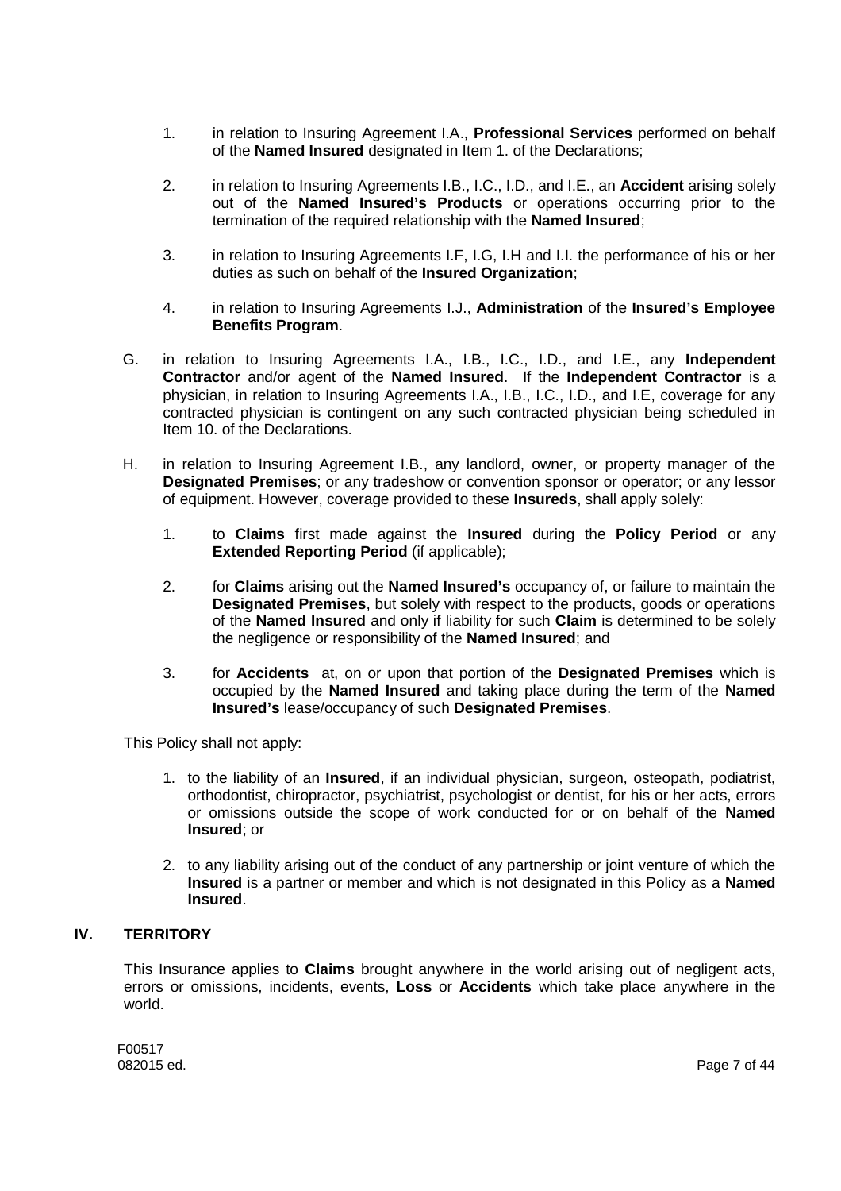1. in relation to Insuring Agreement I.A., **Professional Services** performed on behalf of the **Named Insured** designated in Item 1. of the Declarations;

2. in relation to Insuring Agreements I.B., I.C., I.D., and I.E., an **Accident** arising solely out of the **Named Insured's Products** or operations occurring prior to the termination of the required relationship with the **Named Insured**;

3. in relation to Insuring Agreements I.F, I.G, I.H and I.I. the performance of his or her duties as such on behalf of the **Insured Organization**;

4. in relation to Insuring Agreements I.J., **Administration** of the **Insured's Employee Benefits Program**.

G. in relation to Insuring Agreements I.A., I.B., I.C., I.D., and I.E., any **Independent Contractor** and/or agent of the **Named Insured**. If the **Independent Contractor** is a physician, in relation to Insuring Agreements I.A., I.B., I.C., I.D., and I.E, coverage for any contracted physician is contingent on any such contracted physician being scheduled in Item 10. of the Declarations.

H. in relation to Insuring Agreement I.B., any landlord, owner, or property manager of the **Designated Premises**; or any tradeshow or convention sponsor or operator; or any lessor of equipment. However, coverage provided to these **Insureds**, shall apply solely:

   1. to **Claims** first made against the **Insured** during the **Policy Period** or any **Extended Reporting Period** (if applicable);

   2. for **Claims** arising out the **Named Insured's** occupancy of, or failure to maintain the **Designated Premises**, but solely with respect to the products, goods or operations of the **Named Insured** and only if liability for such **Claim** is determined to be solely the negligence or responsibility of the **Named Insured**; and

   3. for **Accidents** at, on or upon that portion of the **Designated Premises** which is occupied by the **Named Insured** and taking place during the term of the **Named Insured's** lease/occupancy of such **Designated Premises**.

This Policy shall not apply:

1. to the liability of an **Insured**, if an individual physician, surgeon, osteopath, podiatrist, orthodontist, chiropractor, psychiatrist, psychologist or dentist, for his or her acts, errors or omissions outside the scope of work conducted for or on behalf of the **Named Insured**; or

2. to any liability arising out of the conduct of any partnership or joint venture of which the **Insured** is a partner or member and which is not designated in this Policy as a **Named Insured**.

## IV. TERRITORY

This Insurance applies to **Claims** brought anywhere in the world arising out of negligent acts, errors or omissions, incidents, events, **Loss** or **Accidents** which take place anywhere in the world.

F00517
082015 ed.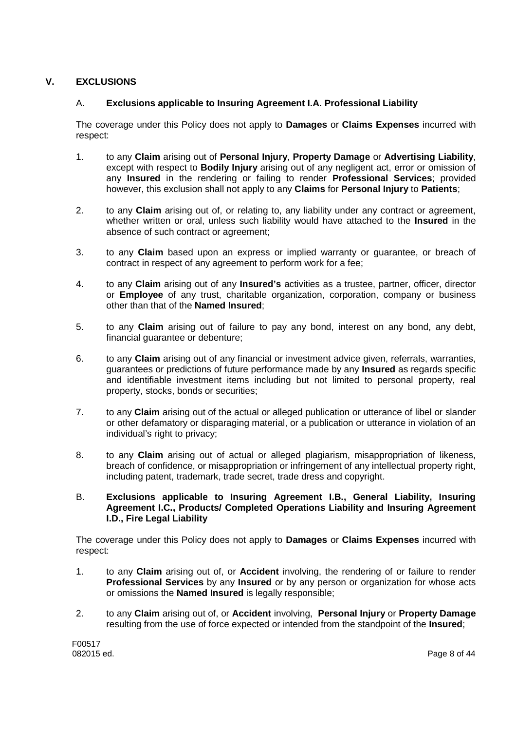## V. EXCLUSIONS

### A. Exclusions applicable to Insuring Agreement I.A. Professional Liability

The coverage under this Policy does not apply to **Damages** or **Claims Expenses** incurred with respect:

1. to any **Claim** arising out of **Personal Injury**, **Property Damage** or **Advertising Liability**, except with respect to **Bodily Injury** arising out of any negligent act, error or omission of any **Insured** in the rendering or failing to render **Professional Services**; provided however, this exclusion shall not apply to any **Claims** for **Personal Injury** to **Patients**;

2. to any **Claim** arising out of, or relating to, any liability under any contract or agreement, whether written or oral, unless such liability would have attached to the **Insured** in the absence of such contract or agreement;

3. to any **Claim** based upon an express or implied warranty or guarantee, or breach of contract in respect of any agreement to perform work for a fee;

4. to any **Claim** arising out of any **Insured's** activities as a trustee, partner, officer, director or **Employee** of any trust, charitable organization, corporation, company or business other than that of the **Named Insured**;

5. to any **Claim** arising out of failure to pay any bond, interest on any bond, any debt, financial guarantee or debenture;

6. to any **Claim** arising out of any financial or investment advice given, referrals, warranties, guarantees or predictions of future performance made by any **Insured** as regards specific and identifiable investment items including but not limited to personal property, real property, stocks, bonds or securities;

7. to any **Claim** arising out of the actual or alleged publication or utterance of libel or slander or other defamatory or disparaging material, or a publication or utterance in violation of an individual's right to privacy;

8. to any **Claim** arising out of actual or alleged plagiarism, misappropriation of likeness, breach of confidence, or misappropriation or infringement of any intellectual property right, including patent, trademark, trade secret, trade dress and copyright.

### B. Exclusions applicable to Insuring Agreement I.B., General Liability, Insuring Agreement I.C., Products/ Completed Operations Liability and Insuring Agreement I.D., Fire Legal Liability

The coverage under this Policy does not apply to **Damages** or **Claims Expenses** incurred with respect:

1. to any **Claim** arising out of, or **Accident** involving, the rendering of or failure to render **Professional Services** by any **Insured** or by any person or organization for whose acts or omissions the **Named Insured** is legally responsible;

2. to any **Claim** arising out of, or **Accident** involving, **Personal Injury** or **Property Damage** resulting from the use of force expected or intended from the standpoint of the **Insured**;

F00517
082015 ed.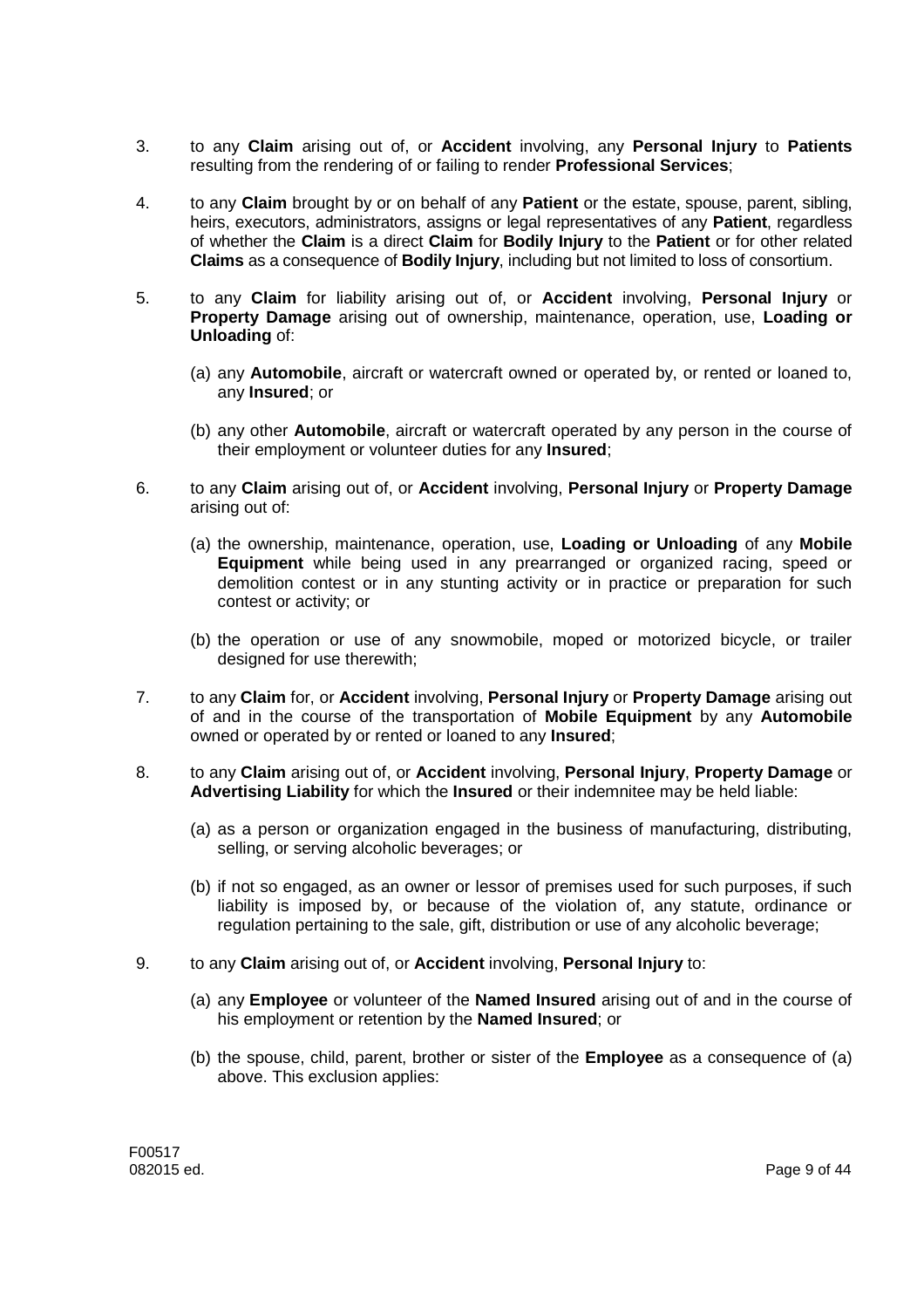3. to any **Claim** arising out of, or **Accident** involving, any **Personal Injury** to **Patients** resulting from the rendering of or failing to render **Professional Services**;

4. to any **Claim** brought by or on behalf of any **Patient** or the estate, spouse, parent, sibling, heirs, executors, administrators, assigns or legal representatives of any **Patient**, regardless of whether the **Claim** is a direct **Claim** for **Bodily Injury** to the **Patient** or for other related **Claims** as a consequence of **Bodily Injury**, including but not limited to loss of consortium.

5. to any **Claim** for liability arising out of, or **Accident** involving, **Personal Injury** or **Property Damage** arising out of ownership, maintenance, operation, use, **Loading or Unloading** of:

   (a) any **Automobile**, aircraft or watercraft owned or operated by, or rented or loaned to, any **Insured**; or

   (b) any other **Automobile**, aircraft or watercraft operated by any person in the course of their employment or volunteer duties for any **Insured**;

6. to any **Claim** arising out of, or **Accident** involving, **Personal Injury** or **Property Damage** arising out of:

   (a) the ownership, maintenance, operation, use, **Loading or Unloading** of any **Mobile Equipment** while being used in any prearranged or organized racing, speed or demolition contest or in any stunting activity or in practice or preparation for such contest or activity; or

   (b) the operation or use of any snowmobile, moped or motorized bicycle, or trailer designed for use therewith;

7. to any **Claim** for, or **Accident** involving, **Personal Injury** or **Property Damage** arising out of and in the course of the transportation of **Mobile Equipment** by any **Automobile** owned or operated by or rented or loaned to any **Insured**;

8. to any **Claim** arising out of, or **Accident** involving, **Personal Injury**, **Property Damage** or **Advertising Liability** for which the **Insured** or their indemnitee may be held liable:

   (a) as a person or organization engaged in the business of manufacturing, distributing, selling, or serving alcoholic beverages; or

   (b) if not so engaged, as an owner or lessor of premises used for such purposes, if such liability is imposed by, or because of the violation of, any statute, ordinance or regulation pertaining to the sale, gift, distribution or use of any alcoholic beverage;

9. to any **Claim** arising out of, or **Accident** involving, **Personal Injury** to:

   (a) any **Employee** or volunteer of the **Named Insured** arising out of and in the course of his employment or retention by the **Named Insured**; or

   (b) the spouse, child, parent, brother or sister of the **Employee** as a consequence of (a) above. This exclusion applies:

F00517
082015 ed.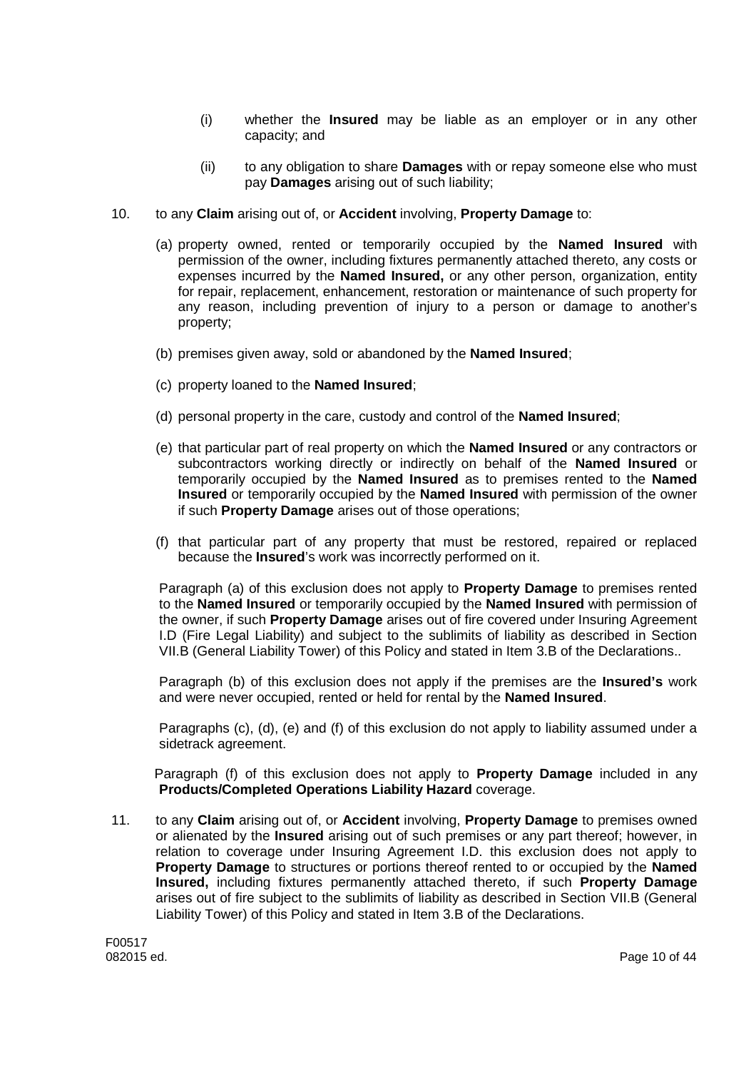(i) whether the **Insured** may be liable as an employer or in any other capacity; and

(ii) to any obligation to share **Damages** with or repay someone else who must pay **Damages** arising out of such liability;

10. to any **Claim** arising out of, or **Accident** involving, **Property Damage** to:

(a) property owned, rented or temporarily occupied by the **Named Insured** with permission of the owner, including fixtures permanently attached thereto, any costs or expenses incurred by the **Named Insured,** or any other person, organization, entity for repair, replacement, enhancement, restoration or maintenance of such property for any reason, including prevention of injury to a person or damage to another's property;

(b) premises given away, sold or abandoned by the **Named Insured**;

(c) property loaned to the **Named Insured**;

(d) personal property in the care, custody and control of the **Named Insured**;

(e) that particular part of real property on which the **Named Insured** or any contractors or subcontractors working directly or indirectly on behalf of the **Named Insured** or temporarily occupied by the **Named Insured** as to premises rented to the **Named Insured** or temporarily occupied by the **Named Insured** with permission of the owner if such **Property Damage** arises out of those operations;

(f) that particular part of any property that must be restored, repaired or replaced because the **Insured**'s work was incorrectly performed on it.

Paragraph (a) of this exclusion does not apply to **Property Damage** to premises rented to the **Named Insured** or temporarily occupied by the **Named Insured** with permission of the owner, if such **Property Damage** arises out of fire covered under Insuring Agreement I.D (Fire Legal Liability) and subject to the sublimits of liability as described in Section VII.B (General Liability Tower) of this Policy and stated in Item 3.B of the Declarations..

Paragraph (b) of this exclusion does not apply if the premises are the **Insured's** work and were never occupied, rented or held for rental by the **Named Insured**.

Paragraphs (c), (d), (e) and (f) of this exclusion do not apply to liability assumed under a sidetrack agreement.

Paragraph (f) of this exclusion does not apply to **Property Damage** included in any **Products/Completed Operations Liability Hazard** coverage.

11. to any **Claim** arising out of, or **Accident** involving, **Property Damage** to premises owned or alienated by the **Insured** arising out of such premises or any part thereof; however, in relation to coverage under Insuring Agreement I.D. this exclusion does not apply to **Property Damage** to structures or portions thereof rented to or occupied by the **Named Insured,** including fixtures permanently attached thereto, if such **Property Damage** arises out of fire subject to the sublimits of liability as described in Section VII.B (General Liability Tower) of this Policy and stated in Item 3.B of the Declarations.

F00517
082015 ed.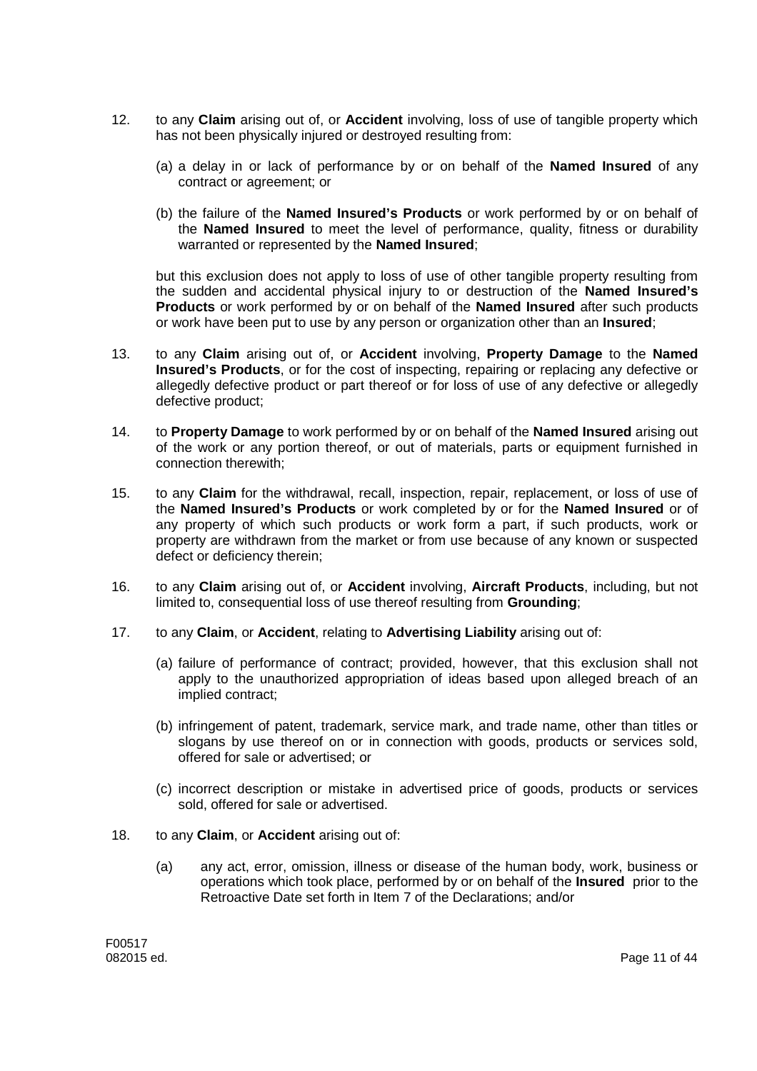12. to any **Claim** arising out of, or **Accident** involving, loss of use of tangible property which has not been physically injured or destroyed resulting from:

    (a) a delay in or lack of performance by or on behalf of the **Named Insured** of any contract or agreement; or

    (b) the failure of the **Named Insured's Products** or work performed by or on behalf of the **Named Insured** to meet the level of performance, quality, fitness or durability warranted or represented by the **Named Insured**;

    but this exclusion does not apply to loss of use of other tangible property resulting from the sudden and accidental physical injury to or destruction of the **Named Insured's Products** or work performed by or on behalf of the **Named Insured** after such products or work have been put to use by any person or organization other than an **Insured**;

13. to any **Claim** arising out of, or **Accident** involving, **Property Damage** to the **Named Insured's Products**, or for the cost of inspecting, repairing or replacing any defective or allegedly defective product or part thereof or for loss of use of any defective or allegedly defective product;

14. to **Property Damage** to work performed by or on behalf of the **Named Insured** arising out of the work or any portion thereof, or out of materials, parts or equipment furnished in connection therewith;

15. to any **Claim** for the withdrawal, recall, inspection, repair, replacement, or loss of use of the **Named Insured's Products** or work completed by or for the **Named Insured** or of any property of which such products or work form a part, if such products, work or property are withdrawn from the market or from use because of any known or suspected defect or deficiency therein;

16. to any **Claim** arising out of, or **Accident** involving, **Aircraft Products**, including, but not limited to, consequential loss of use thereof resulting from **Grounding**;

17. to any **Claim**, or **Accident**, relating to **Advertising Liability** arising out of:

    (a) failure of performance of contract; provided, however, that this exclusion shall not apply to the unauthorized appropriation of ideas based upon alleged breach of an implied contract;

    (b) infringement of patent, trademark, service mark, and trade name, other than titles or slogans by use thereof on or in connection with goods, products or services sold, offered for sale or advertised; or

    (c) incorrect description or mistake in advertised price of goods, products or services sold, offered for sale or advertised.

18. to any **Claim**, or **Accident** arising out of:

    (a) any act, error, omission, illness or disease of the human body, work, business or operations which took place, performed by or on behalf of the **Insured** prior to the Retroactive Date set forth in Item 7 of the Declarations; and/or

F00517
082015 ed.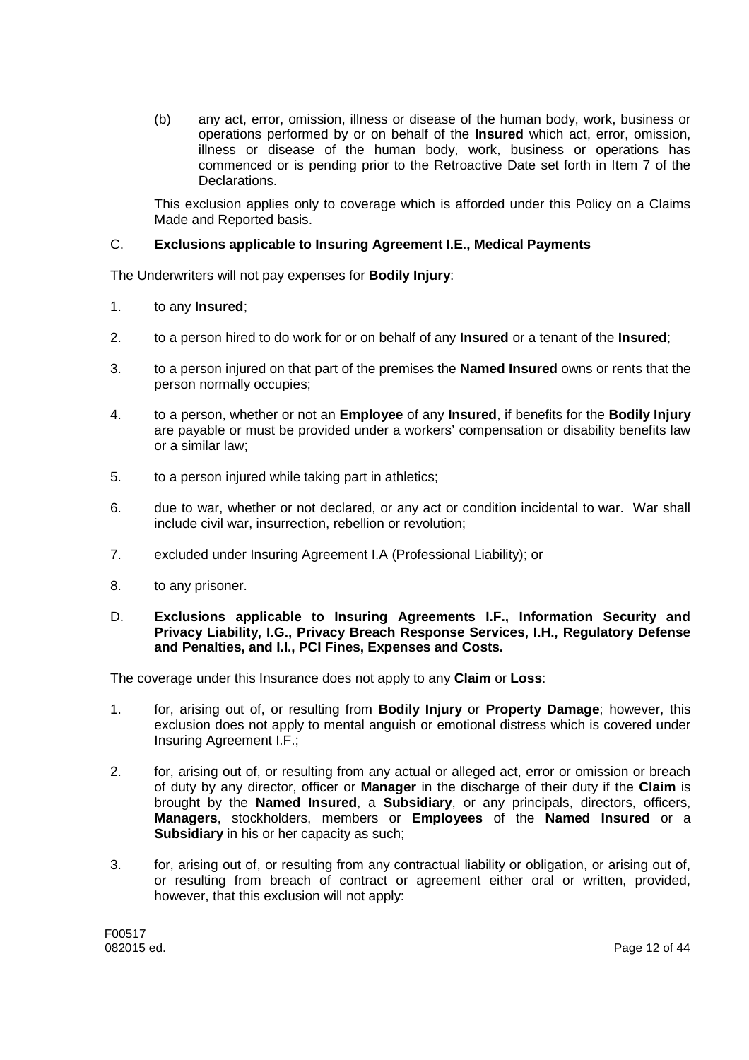(b) any act, error, omission, illness or disease of the human body, work, business or operations performed by or on behalf of the **Insured** which act, error, omission, illness or disease of the human body, work, business or operations has commenced or is pending prior to the Retroactive Date set forth in Item 7 of the Declarations.

This exclusion applies only to coverage which is afforded under this Policy on a Claims Made and Reported basis.

C. **Exclusions applicable to Insuring Agreement I.E., Medical Payments**

The Underwriters will not pay expenses for **Bodily Injury**:

1. to any **Insured**;

2. to a person hired to do work for or on behalf of any **Insured** or a tenant of the **Insured**;

3. to a person injured on that part of the premises the **Named Insured** owns or rents that the person normally occupies;

4. to a person, whether or not an **Employee** of any **Insured**, if benefits for the **Bodily Injury** are payable or must be provided under a workers' compensation or disability benefits law or a similar law;

5. to a person injured while taking part in athletics;

6. due to war, whether or not declared, or any act or condition incidental to war. War shall include civil war, insurrection, rebellion or revolution;

7. excluded under Insuring Agreement I.A (Professional Liability); or

8. to any prisoner.

D. **Exclusions applicable to Insuring Agreements I.F., Information Security and Privacy Liability, I.G., Privacy Breach Response Services, I.H., Regulatory Defense and Penalties, and I.I., PCI Fines, Expenses and Costs.**

The coverage under this Insurance does not apply to any **Claim** or **Loss**:

1. for, arising out of, or resulting from **Bodily Injury** or **Property Damage**; however, this exclusion does not apply to mental anguish or emotional distress which is covered under Insuring Agreement I.F.;

2. for, arising out of, or resulting from any actual or alleged act, error or omission or breach of duty by any director, officer or **Manager** in the discharge of their duty if the **Claim** is brought by the **Named Insured**, a **Subsidiary**, or any principals, directors, officers, **Managers**, stockholders, members or **Employees** of the **Named Insured** or a **Subsidiary** in his or her capacity as such;

3. for, arising out of, or resulting from any contractual liability or obligation, or arising out of, or resulting from breach of contract or agreement either oral or written, provided, however, that this exclusion will not apply:

F00517
082015 ed.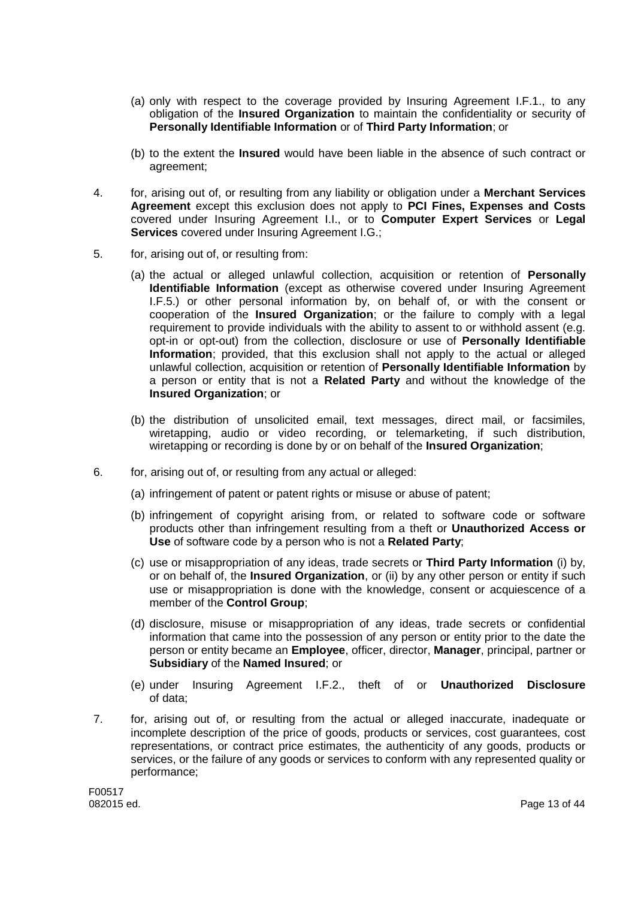(a) only with respect to the coverage provided by Insuring Agreement I.F.1., to any obligation of the **Insured Organization** to maintain the confidentiality or security of **Personally Identifiable Information** or of **Third Party Information**; or

(b) to the extent the **Insured** would have been liable in the absence of such contract or agreement;

4. for, arising out of, or resulting from any liability or obligation under a **Merchant Services Agreement** except this exclusion does not apply to **PCI Fines, Expenses and Costs** covered under Insuring Agreement I.I., or to **Computer Expert Services** or **Legal Services** covered under Insuring Agreement I.G.;

5. for, arising out of, or resulting from:

   (a) the actual or alleged unlawful collection, acquisition or retention of **Personally Identifiable Information** (except as otherwise covered under Insuring Agreement I.F.5.) or other personal information by, on behalf of, or with the consent or cooperation of the **Insured Organization**; or the failure to comply with a legal requirement to provide individuals with the ability to assent to or withhold assent (e.g. opt-in or opt-out) from the collection, disclosure or use of **Personally Identifiable Information**; provided, that this exclusion shall not apply to the actual or alleged unlawful collection, acquisition or retention of **Personally Identifiable Information** by a person or entity that is not a **Related Party** and without the knowledge of the **Insured Organization**; or

   (b) the distribution of unsolicited email, text messages, direct mail, or facsimiles, wiretapping, audio or video recording, or telemarketing, if such distribution, wiretapping or recording is done by or on behalf of the **Insured Organization**;

6. for, arising out of, or resulting from any actual or alleged:

   (a) infringement of patent or patent rights or misuse or abuse of patent;

   (b) infringement of copyright arising from, or related to software code or software products other than infringement resulting from a theft or **Unauthorized Access or Use** of software code by a person who is not a **Related Party**;

   (c) use or misappropriation of any ideas, trade secrets or **Third Party Information** (i) by, or on behalf of, the **Insured Organization**, or (ii) by any other person or entity if such use or misappropriation is done with the knowledge, consent or acquiescence of a member of the **Control Group**;

   (d) disclosure, misuse or misappropriation of any ideas, trade secrets or confidential information that came into the possession of any person or entity prior to the date the person or entity became an **Employee**, officer, director, **Manager**, principal, partner or **Subsidiary** of the **Named Insured**; or

   (e) under Insuring Agreement I.F.2., theft of or **Unauthorized Disclosure** of data;

7. for, arising out of, or resulting from the actual or alleged inaccurate, inadequate or incomplete description of the price of goods, products or services, cost guarantees, cost representations, or contract price estimates, the authenticity of any goods, products or services, or the failure of any goods or services to conform with any represented quality or performance;

F00517
082015 ed.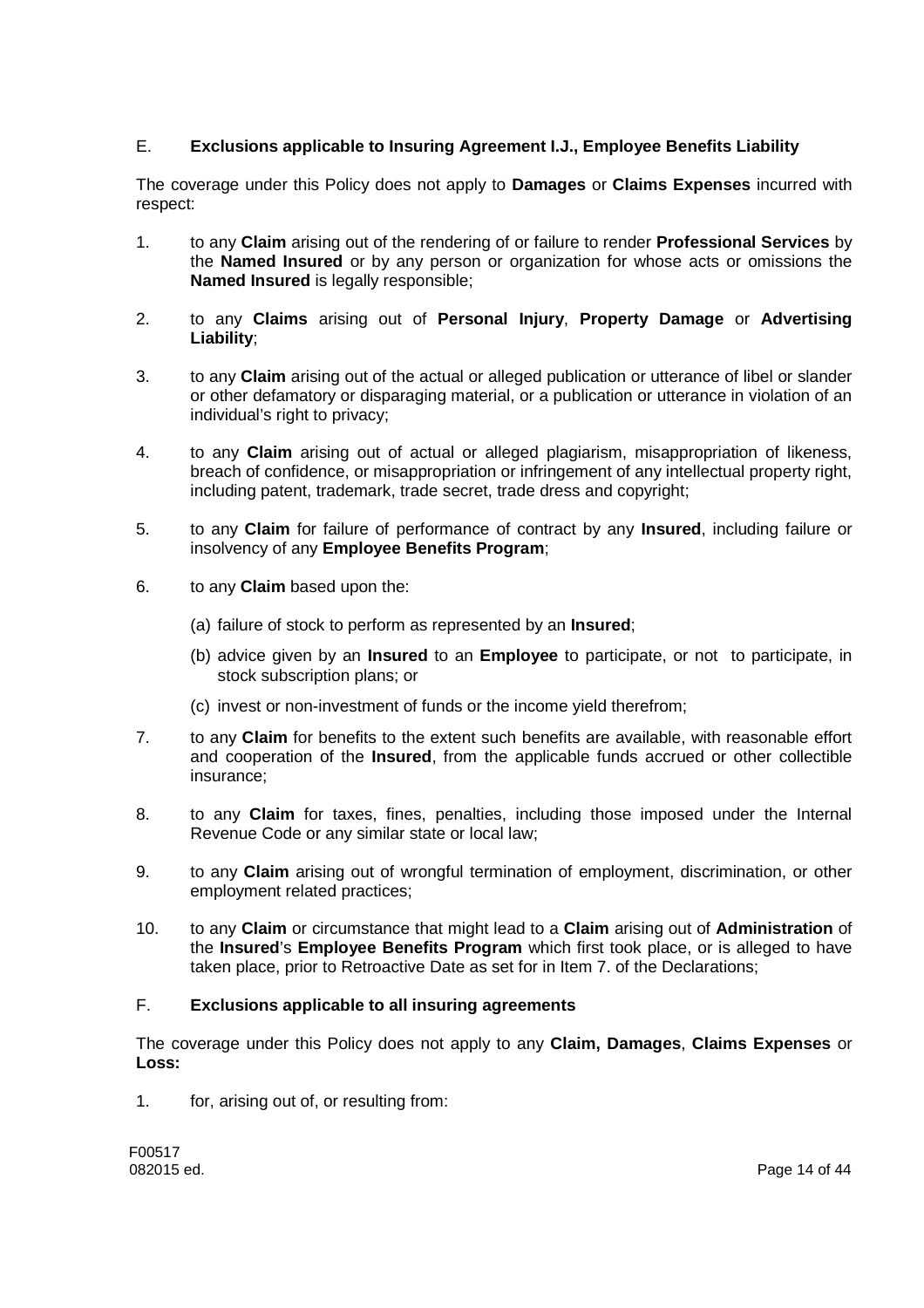## E. **Exclusions applicable to Insuring Agreement I.J., Employee Benefits Liability**

The coverage under this Policy does not apply to **Damages** or **Claims Expenses** incurred with respect:

1. to any **Claim** arising out of the rendering of or failure to render **Professional Services** by the **Named Insured** or by any person or organization for whose acts or omissions the **Named Insured** is legally responsible;

2. to any **Claims** arising out of **Personal Injury**, **Property Damage** or **Advertising Liability**;

3. to any **Claim** arising out of the actual or alleged publication or utterance of libel or slander or other defamatory or disparaging material, or a publication or utterance in violation of an individual's right to privacy;

4. to any **Claim** arising out of actual or alleged plagiarism, misappropriation of likeness, breach of confidence, or misappropriation or infringement of any intellectual property right, including patent, trademark, trade secret, trade dress and copyright;

5. to any **Claim** for failure of performance of contract by any **Insured**, including failure or insolvency of any **Employee Benefits Program**;

6. to any **Claim** based upon the:

   (a) failure of stock to perform as represented by an **Insured**;

   (b) advice given by an **Insured** to an **Employee** to participate, or not to participate, in stock subscription plans; or

   (c) invest or non-investment of funds or the income yield therefrom;

7. to any **Claim** for benefits to the extent such benefits are available, with reasonable effort and cooperation of the **Insured**, from the applicable funds accrued or other collectible insurance;

8. to any **Claim** for taxes, fines, penalties, including those imposed under the Internal Revenue Code or any similar state or local law;

9. to any **Claim** arising out of wrongful termination of employment, discrimination, or other employment related practices;

10. to any **Claim** or circumstance that might lead to a **Claim** arising out of **Administration** of the **Insured**'s **Employee Benefits Program** which first took place, or is alleged to have taken place, prior to Retroactive Date as set for in Item 7. of the Declarations;

## F. **Exclusions applicable to all insuring agreements**

The coverage under this Policy does not apply to any **Claim, Damages**, **Claims Expenses** or **Loss:**

1. for, arising out of, or resulting from:

F00517
082015 ed.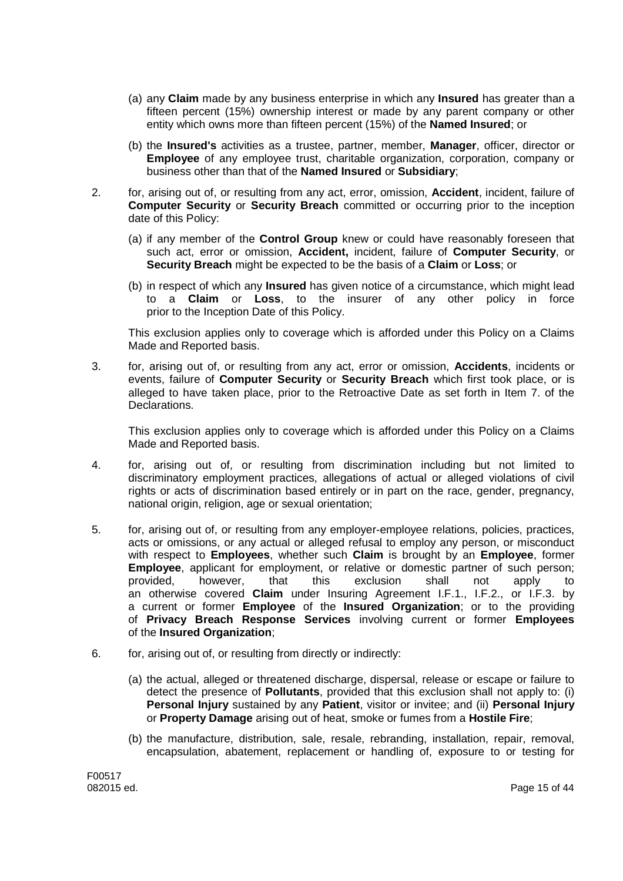(a) any **Claim** made by any business enterprise in which any **Insured** has greater than a fifteen percent (15%) ownership interest or made by any parent company or other entity which owns more than fifteen percent (15%) of the **Named Insured**; or

(b) the **Insured's** activities as a trustee, partner, member, **Manager**, officer, director or **Employee** of any employee trust, charitable organization, corporation, company or business other than that of the **Named Insured** or **Subsidiary**;

2. for, arising out of, or resulting from any act, error, omission, **Accident**, incident, failure of **Computer Security** or **Security Breach** committed or occurring prior to the inception date of this Policy:

   (a) if any member of the **Control Group** knew or could have reasonably foreseen that such act, error or omission, **Accident,** incident, failure of **Computer Security**, or **Security Breach** might be expected to be the basis of a **Claim** or **Loss**; or

   (b) in respect of which any **Insured** has given notice of a circumstance, which might lead to a **Claim** or **Loss**, to the insurer of any other policy in force prior to the Inception Date of this Policy.

   This exclusion applies only to coverage which is afforded under this Policy on a Claims Made and Reported basis.

3. for, arising out of, or resulting from any act, error or omission, **Accidents**, incidents or events, failure of **Computer Security** or **Security Breach** which first took place, or is alleged to have taken place, prior to the Retroactive Date as set forth in Item 7. of the Declarations.

   This exclusion applies only to coverage which is afforded under this Policy on a Claims Made and Reported basis.

4. for, arising out of, or resulting from discrimination including but not limited to discriminatory employment practices, allegations of actual or alleged violations of civil rights or acts of discrimination based entirely or in part on the race, gender, pregnancy, national origin, religion, age or sexual orientation;

5. for, arising out of, or resulting from any employer-employee relations, policies, practices, acts or omissions, or any actual or alleged refusal to employ any person, or misconduct with respect to **Employees**, whether such **Claim** is brought by an **Employee**, former **Employee**, applicant for employment, or relative or domestic partner of such person; provided, however, that this exclusion shall not apply to an otherwise covered **Claim** under Insuring Agreement I.F.1., I.F.2., or I.F.3. by a current or former **Employee** of the **Insured Organization**; or to the providing of **Privacy Breach Response Services** involving current or former **Employees** of the **Insured Organization**;

6. for, arising out of, or resulting from directly or indirectly:

   (a) the actual, alleged or threatened discharge, dispersal, release or escape or failure to detect the presence of **Pollutants**, provided that this exclusion shall not apply to: (i) **Personal Injury** sustained by any **Patient**, visitor or invitee; and (ii) **Personal Injury** or **Property Damage** arising out of heat, smoke or fumes from a **Hostile Fire**;

   (b) the manufacture, distribution, sale, resale, rebranding, installation, repair, removal, encapsulation, abatement, replacement or handling of, exposure to or testing for

F00517
082015 ed.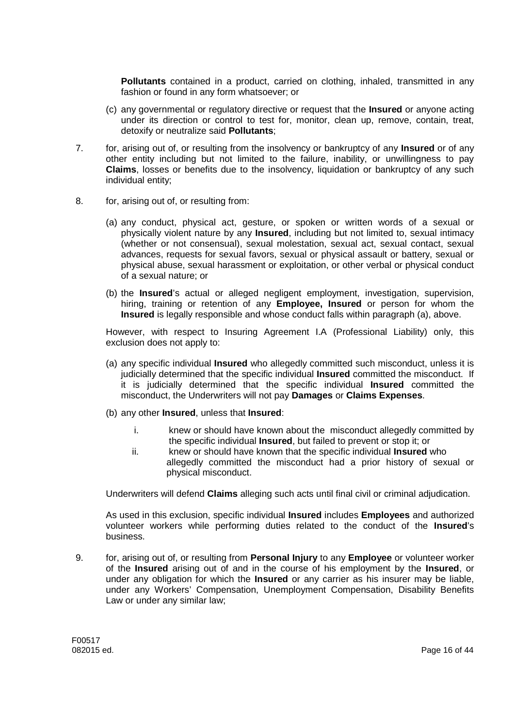**Pollutants** contained in a product, carried on clothing, inhaled, transmitted in any fashion or found in any form whatsoever; or

(c) any governmental or regulatory directive or request that the **Insured** or anyone acting under its direction or control to test for, monitor, clean up, remove, contain, treat, detoxify or neutralize said **Pollutants**;

7. for, arising out of, or resulting from the insolvency or bankruptcy of any **Insured** or of any other entity including but not limited to the failure, inability, or unwillingness to pay **Claims**, losses or benefits due to the insolvency, liquidation or bankruptcy of any such individual entity;

8. for, arising out of, or resulting from:

   (a) any conduct, physical act, gesture, or spoken or written words of a sexual or physically violent nature by any **Insured**, including but not limited to, sexual intimacy (whether or not consensual), sexual molestation, sexual act, sexual contact, sexual advances, requests for sexual favors, sexual or physical assault or battery, sexual or physical abuse, sexual harassment or exploitation, or other verbal or physical conduct of a sexual nature; or

   (b) the **Insured**'s actual or alleged negligent employment, investigation, supervision, hiring, training or retention of any **Employee, Insured** or person for whom the **Insured** is legally responsible and whose conduct falls within paragraph (a), above.

   However, with respect to Insuring Agreement I.A (Professional Liability) only, this exclusion does not apply to:

   (a) any specific individual **Insured** who allegedly committed such misconduct, unless it is judicially determined that the specific individual **Insured** committed the misconduct. If it is judicially determined that the specific individual **Insured** committed the misconduct, the Underwriters will not pay **Damages** or **Claims Expenses**.

   (b) any other **Insured**, unless that **Insured**:

      i. knew or should have known about the misconduct allegedly committed by the specific individual **Insured**, but failed to prevent or stop it; or
      ii. knew or should have known that the specific individual **Insured** who allegedly committed the misconduct had a prior history of sexual or physical misconduct.

   Underwriters will defend **Claims** alleging such acts until final civil or criminal adjudication.

   As used in this exclusion, specific individual **Insured** includes **Employees** and authorized volunteer workers while performing duties related to the conduct of the **Insured**'s business.

9. for, arising out of, or resulting from **Personal Injury** to any **Employee** or volunteer worker of the **Insured** arising out of and in the course of his employment by the **Insured**, or under any obligation for which the **Insured** or any carrier as his insurer may be liable, under any Workers' Compensation, Unemployment Compensation, Disability Benefits Law or under any similar law;

F00517
082015 ed.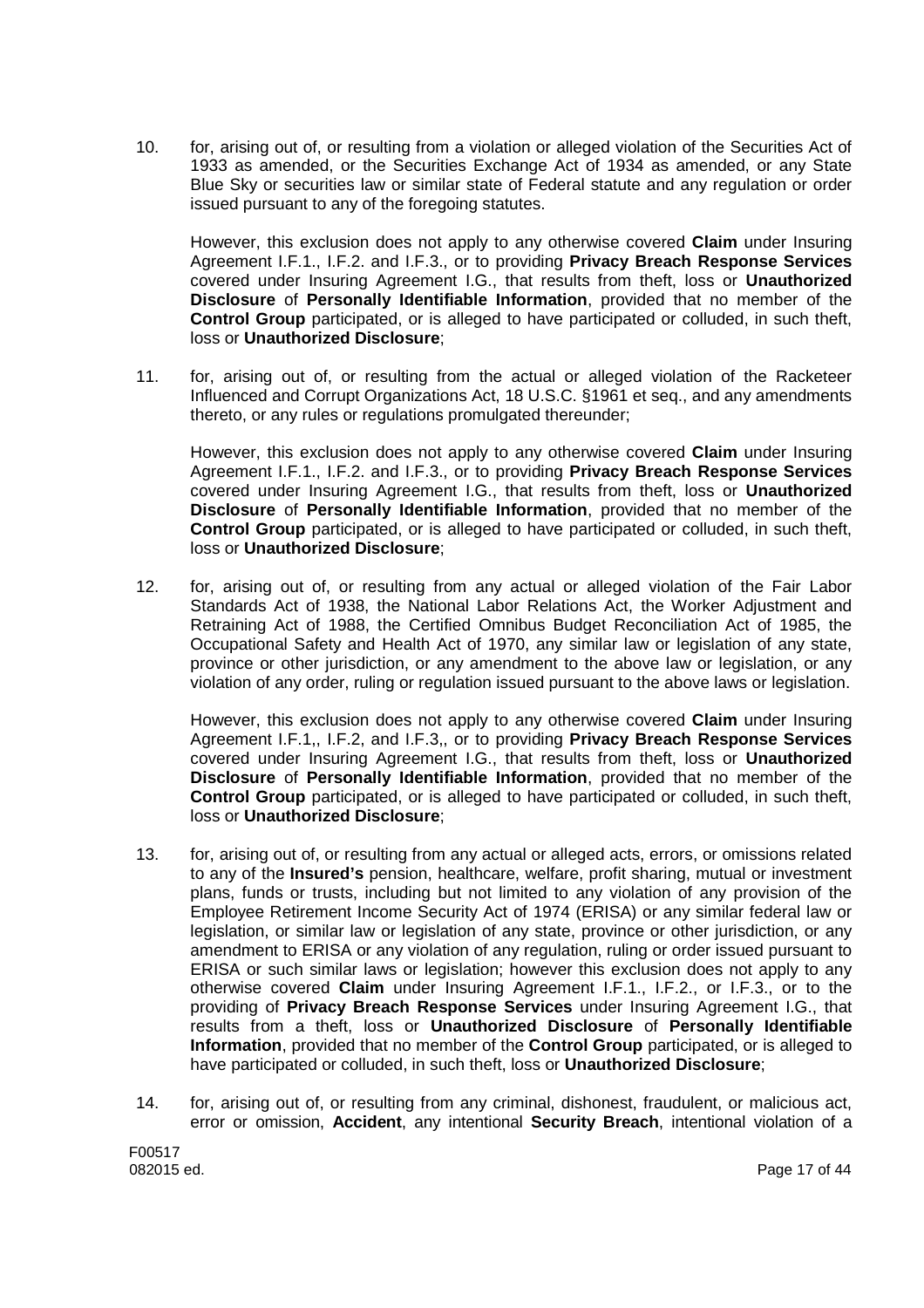10. for, arising out of, or resulting from a violation or alleged violation of the Securities Act of 1933 as amended, or the Securities Exchange Act of 1934 as amended, or any State Blue Sky or securities law or similar state of Federal statute and any regulation or order issued pursuant to any of the foregoing statutes.

    However, this exclusion does not apply to any otherwise covered **Claim** under Insuring Agreement I.F.1., I.F.2. and I.F.3., or to providing **Privacy Breach Response Services** covered under Insuring Agreement I.G., that results from theft, loss or **Unauthorized Disclosure** of **Personally Identifiable Information**, provided that no member of the **Control Group** participated, or is alleged to have participated or colluded, in such theft, loss or **Unauthorized Disclosure**;

11. for, arising out of, or resulting from the actual or alleged violation of the Racketeer Influenced and Corrupt Organizations Act, 18 U.S.C. §1961 et seq., and any amendments thereto, or any rules or regulations promulgated thereunder;

    However, this exclusion does not apply to any otherwise covered **Claim** under Insuring Agreement I.F.1., I.F.2. and I.F.3., or to providing **Privacy Breach Response Services** covered under Insuring Agreement I.G., that results from theft, loss or **Unauthorized Disclosure** of **Personally Identifiable Information**, provided that no member of the **Control Group** participated, or is alleged to have participated or colluded, in such theft, loss or **Unauthorized Disclosure**;

12. for, arising out of, or resulting from any actual or alleged violation of the Fair Labor Standards Act of 1938, the National Labor Relations Act, the Worker Adjustment and Retraining Act of 1988, the Certified Omnibus Budget Reconciliation Act of 1985, the Occupational Safety and Health Act of 1970, any similar law or legislation of any state, province or other jurisdiction, or any amendment to the above law or legislation, or any violation of any order, ruling or regulation issued pursuant to the above laws or legislation.

    However, this exclusion does not apply to any otherwise covered **Claim** under Insuring Agreement I.F.1,, I.F.2, and I.F.3,, or to providing **Privacy Breach Response Services** covered under Insuring Agreement I.G., that results from theft, loss or **Unauthorized Disclosure** of **Personally Identifiable Information**, provided that no member of the **Control Group** participated, or is alleged to have participated or colluded, in such theft, loss or **Unauthorized Disclosure**;

13. for, arising out of, or resulting from any actual or alleged acts, errors, or omissions related to any of the **Insured's** pension, healthcare, welfare, profit sharing, mutual or investment plans, funds or trusts, including but not limited to any violation of any provision of the Employee Retirement Income Security Act of 1974 (ERISA) or any similar federal law or legislation, or similar law or legislation of any state, province or other jurisdiction, or any amendment to ERISA or any violation of any regulation, ruling or order issued pursuant to ERISA or such similar laws or legislation; however this exclusion does not apply to any otherwise covered **Claim** under Insuring Agreement I.F.1., I.F.2., or I.F.3., or to the providing of **Privacy Breach Response Services** under Insuring Agreement I.G., that results from a theft, loss or **Unauthorized Disclosure** of **Personally Identifiable Information**, provided that no member of the **Control Group** participated, or is alleged to have participated or colluded, in such theft, loss or **Unauthorized Disclosure**;

14. for, arising out of, or resulting from any criminal, dishonest, fraudulent, or malicious act, error or omission, **Accident**, any intentional **Security Breach**, intentional violation of a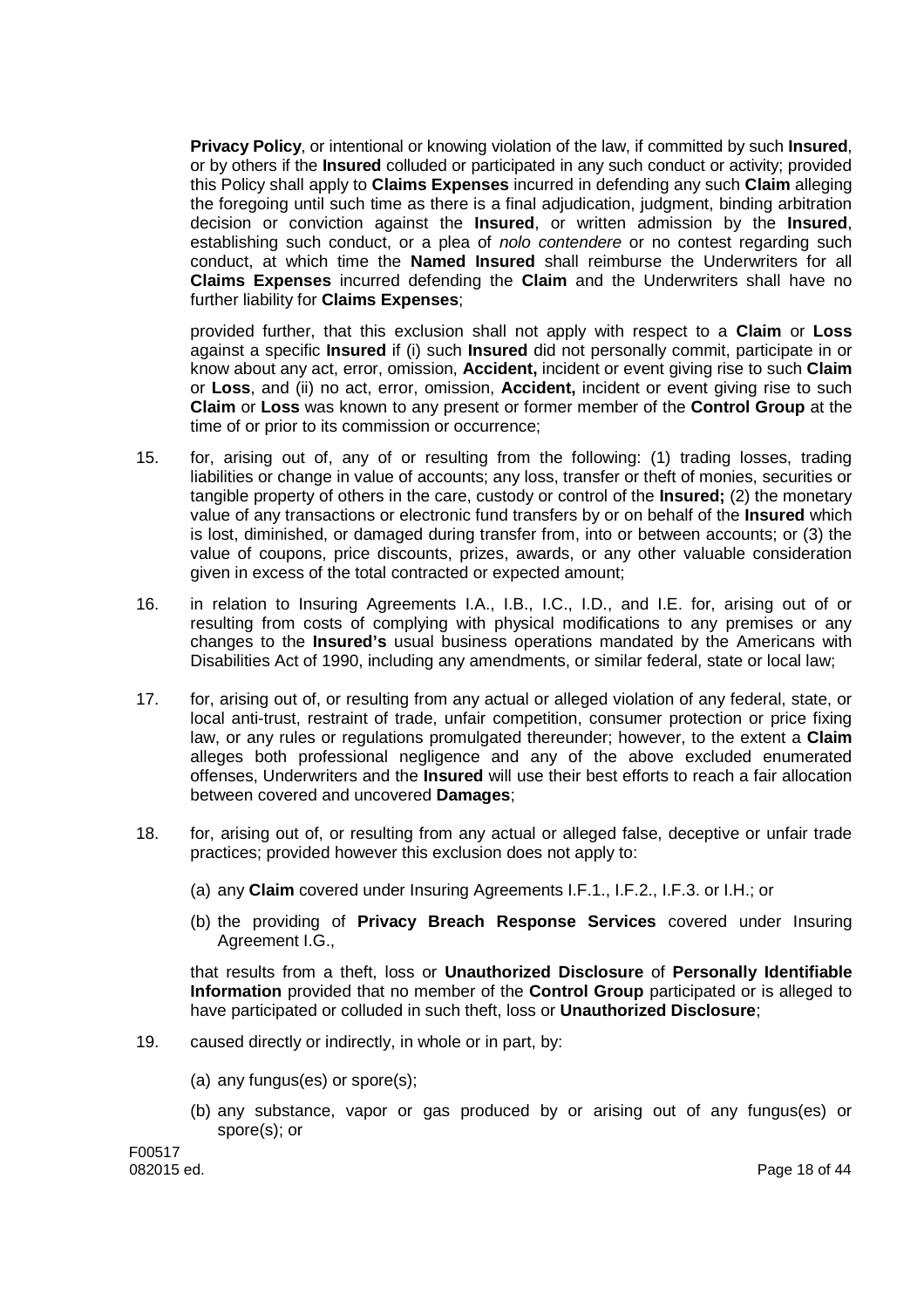**Privacy Policy**, or intentional or knowing violation of the law, if committed by such **Insured**, or by others if the **Insured** colluded or participated in any such conduct or activity; provided this Policy shall apply to **Claims Expenses** incurred in defending any such **Claim** alleging the foregoing until such time as there is a final adjudication, judgment, binding arbitration decision or conviction against the **Insured**, or written admission by the **Insured**, establishing such conduct, or a plea of *nolo contendere* or no contest regarding such conduct, at which time the **Named Insured** shall reimburse the Underwriters for all **Claims Expenses** incurred defending the **Claim** and the Underwriters shall have no further liability for **Claims Expenses**;

provided further, that this exclusion shall not apply with respect to a **Claim** or **Loss** against a specific **Insured** if (i) such **Insured** did not personally commit, participate in or know about any act, error, omission, **Accident,** incident or event giving rise to such **Claim** or **Loss**, and (ii) no act, error, omission, **Accident,** incident or event giving rise to such **Claim** or **Loss** was known to any present or former member of the **Control Group** at the time of or prior to its commission or occurrence;

15. for, arising out of, any of or resulting from the following: (1) trading losses, trading liabilities or change in value of accounts; any loss, transfer or theft of monies, securities or tangible property of others in the care, custody or control of the **Insured;** (2) the monetary value of any transactions or electronic fund transfers by or on behalf of the **Insured** which is lost, diminished, or damaged during transfer from, into or between accounts; or (3) the value of coupons, price discounts, prizes, awards, or any other valuable consideration given in excess of the total contracted or expected amount;

16. in relation to Insuring Agreements I.A., I.B., I.C., I.D., and I.E. for, arising out of or resulting from costs of complying with physical modifications to any premises or any changes to the **Insured's** usual business operations mandated by the Americans with Disabilities Act of 1990, including any amendments, or similar federal, state or local law;

17. for, arising out of, or resulting from any actual or alleged violation of any federal, state, or local anti-trust, restraint of trade, unfair competition, consumer protection or price fixing law, or any rules or regulations promulgated thereunder; however, to the extent a **Claim** alleges both professional negligence and any of the above excluded enumerated offenses, Underwriters and the **Insured** will use their best efforts to reach a fair allocation between covered and uncovered **Damages**;

18. for, arising out of, or resulting from any actual or alleged false, deceptive or unfair trade practices; provided however this exclusion does not apply to:

    (a) any **Claim** covered under Insuring Agreements I.F.1., I.F.2., I.F.3. or I.H.; or

    (b) the providing of **Privacy Breach Response Services** covered under Insuring Agreement I.G.,

    that results from a theft, loss or **Unauthorized Disclosure** of **Personally Identifiable Information** provided that no member of the **Control Group** participated or is alleged to have participated or colluded in such theft, loss or **Unauthorized Disclosure**;

19. caused directly or indirectly, in whole or in part, by:

    (a) any fungus(es) or spore(s);

    (b) any substance, vapor or gas produced by or arising out of any fungus(es) or spore(s); or

F00517
082015 ed.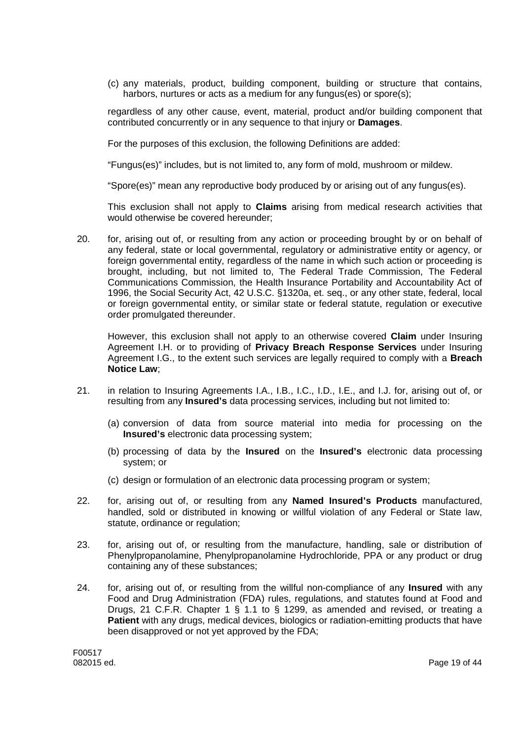(c) any materials, product, building component, building or structure that contains, harbors, nurtures or acts as a medium for any fungus(es) or spore(s);

regardless of any other cause, event, material, product and/or building component that contributed concurrently or in any sequence to that injury or **Damages**.

For the purposes of this exclusion, the following Definitions are added:

"Fungus(es)" includes, but is not limited to, any form of mold, mushroom or mildew.

"Spore(es)" mean any reproductive body produced by or arising out of any fungus(es).

This exclusion shall not apply to **Claims** arising from medical research activities that would otherwise be covered hereunder;

20. for, arising out of, or resulting from any action or proceeding brought by or on behalf of any federal, state or local governmental, regulatory or administrative entity or agency, or foreign governmental entity, regardless of the name in which such action or proceeding is brought, including, but not limited to, The Federal Trade Commission, The Federal Communications Commission, the Health Insurance Portability and Accountability Act of 1996, the Social Security Act, 42 U.S.C. §1320a, et. seq., or any other state, federal, local or foreign governmental entity, or similar state or federal statute, regulation or executive order promulgated thereunder.

    However, this exclusion shall not apply to an otherwise covered **Claim** under Insuring Agreement I.H. or to providing of **Privacy Breach Response Services** under Insuring Agreement I.G., to the extent such services are legally required to comply with a **Breach Notice Law**;

21. in relation to Insuring Agreements I.A., I.B., I.C., I.D., I.E., and I.J. for, arising out of, or resulting from any **Insured's** data processing services, including but not limited to:

    (a) conversion of data from source material into media for processing on the **Insured's** electronic data processing system;

    (b) processing of data by the **Insured** on the **Insured's** electronic data processing system; or

    (c) design or formulation of an electronic data processing program or system;

22. for, arising out of, or resulting from any **Named Insured's Products** manufactured, handled, sold or distributed in knowing or willful violation of any Federal or State law, statute, ordinance or regulation;

23. for, arising out of, or resulting from the manufacture, handling, sale or distribution of Phenylpropanolamine, Phenylpropanolamine Hydrochloride, PPA or any product or drug containing any of these substances;

24. for, arising out of, or resulting from the willful non-compliance of any **Insured** with any Food and Drug Administration (FDA) rules, regulations, and statutes found at Food and Drugs, 21 C.F.R. Chapter 1 § 1.1 to § 1299, as amended and revised, or treating a **Patient** with any drugs, medical devices, biologics or radiation-emitting products that have been disapproved or not yet approved by the FDA;

F00517
082015 ed.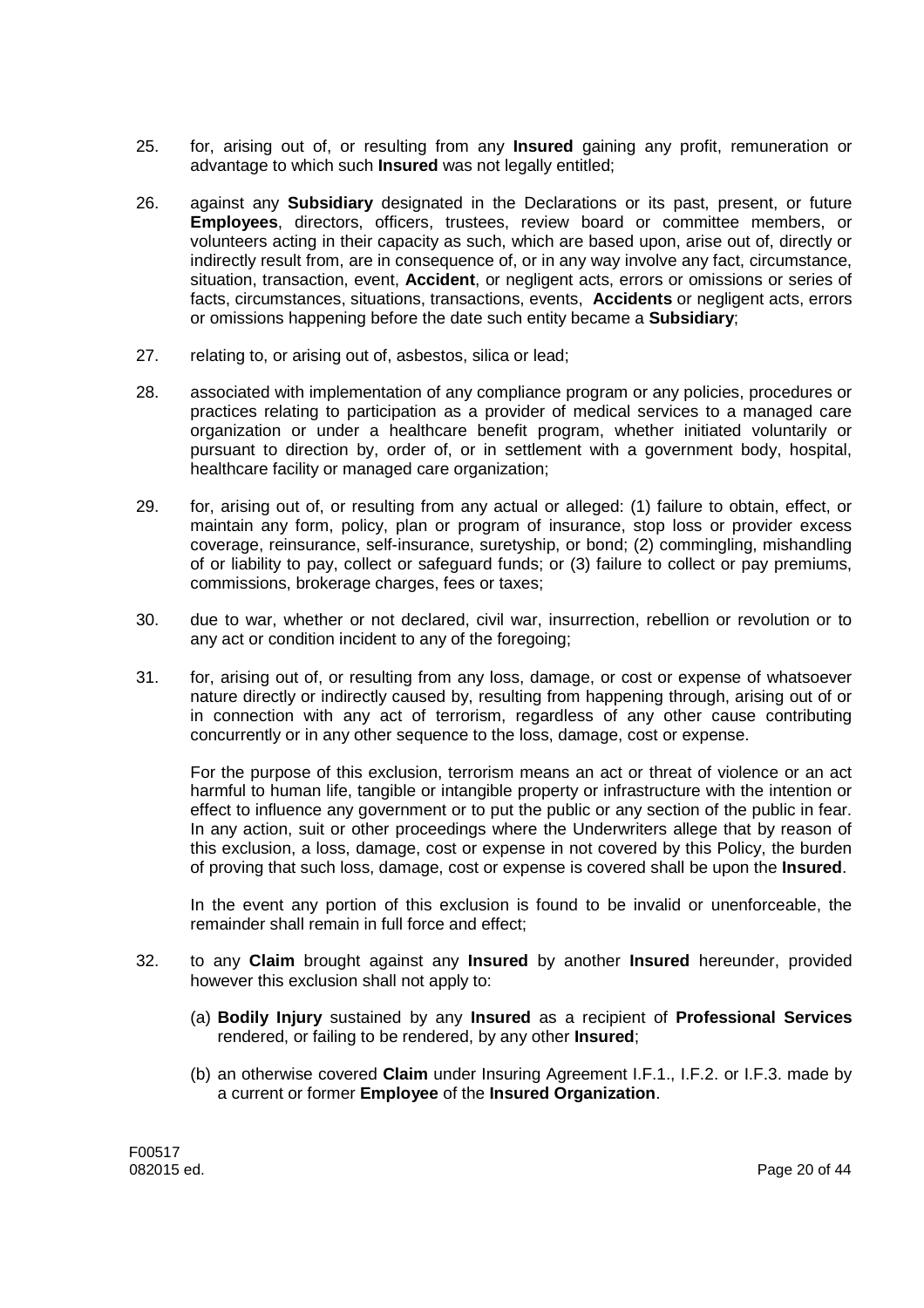25. for, arising out of, or resulting from any **Insured** gaining any profit, remuneration or advantage to which such **Insured** was not legally entitled;

26. against any **Subsidiary** designated in the Declarations or its past, present, or future **Employees**, directors, officers, trustees, review board or committee members, or volunteers acting in their capacity as such, which are based upon, arise out of, directly or indirectly result from, are in consequence of, or in any way involve any fact, circumstance, situation, transaction, event, **Accident**, or negligent acts, errors or omissions or series of facts, circumstances, situations, transactions, events, **Accidents** or negligent acts, errors or omissions happening before the date such entity became a **Subsidiary**;

27. relating to, or arising out of, asbestos, silica or lead;

28. associated with implementation of any compliance program or any policies, procedures or practices relating to participation as a provider of medical services to a managed care organization or under a healthcare benefit program, whether initiated voluntarily or pursuant to direction by, order of, or in settlement with a government body, hospital, healthcare facility or managed care organization;

29. for, arising out of, or resulting from any actual or alleged: (1) failure to obtain, effect, or maintain any form, policy, plan or program of insurance, stop loss or provider excess coverage, reinsurance, self-insurance, suretyship, or bond; (2) commingling, mishandling of or liability to pay, collect or safeguard funds; or (3) failure to collect or pay premiums, commissions, brokerage charges, fees or taxes;

30. due to war, whether or not declared, civil war, insurrection, rebellion or revolution or to any act or condition incident to any of the foregoing;

31. for, arising out of, or resulting from any loss, damage, or cost or expense of whatsoever nature directly or indirectly caused by, resulting from happening through, arising out of or in connection with any act of terrorism, regardless of any other cause contributing concurrently or in any other sequence to the loss, damage, cost or expense.

    For the purpose of this exclusion, terrorism means an act or threat of violence or an act harmful to human life, tangible or intangible property or infrastructure with the intention or effect to influence any government or to put the public or any section of the public in fear. In any action, suit or other proceedings where the Underwriters allege that by reason of this exclusion, a loss, damage, cost or expense in not covered by this Policy, the burden of proving that such loss, damage, cost or expense is covered shall be upon the **Insured**.

    In the event any portion of this exclusion is found to be invalid or unenforceable, the remainder shall remain in full force and effect;

32. to any **Claim** brought against any **Insured** by another **Insured** hereunder, provided however this exclusion shall not apply to:

    (a) **Bodily Injury** sustained by any **Insured** as a recipient of **Professional Services** rendered, or failing to be rendered, by any other **Insured**;

    (b) an otherwise covered **Claim** under Insuring Agreement I.F.1., I.F.2. or I.F.3. made by a current or former **Employee** of the **Insured Organization**.

F00517
082015 ed.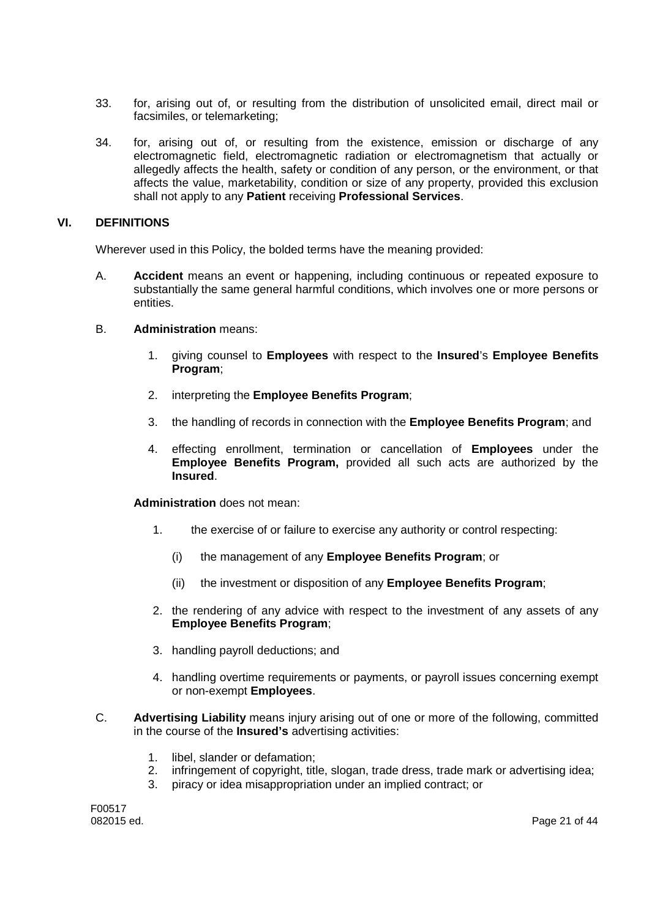33. for, arising out of, or resulting from the distribution of unsolicited email, direct mail or facsimiles, or telemarketing;

34. for, arising out of, or resulting from the existence, emission or discharge of any electromagnetic field, electromagnetic radiation or electromagnetism that actually or allegedly affects the health, safety or condition of any person, or the environment, or that affects the value, marketability, condition or size of any property, provided this exclusion shall not apply to any **Patient** receiving **Professional Services**.

## VI. DEFINITIONS

Wherever used in this Policy, the bolded terms have the meaning provided:

A. **Accident** means an event or happening, including continuous or repeated exposure to substantially the same general harmful conditions, which involves one or more persons or entities.

B. **Administration** means:

   1. giving counsel to **Employees** with respect to the **Insured**'s **Employee Benefits Program**;

   2. interpreting the **Employee Benefits Program**;

   3. the handling of records in connection with the **Employee Benefits Program**; and

   4. effecting enrollment, termination or cancellation of **Employees** under the **Employee Benefits Program,** provided all such acts are authorized by the **Insured**.

   **Administration** does not mean:

   1. the exercise of or failure to exercise any authority or control respecting:

      (i) the management of any **Employee Benefits Program**; or

      (ii) the investment or disposition of any **Employee Benefits Program**;

   2. the rendering of any advice with respect to the investment of any assets of any **Employee Benefits Program**;

   3. handling payroll deductions; and

   4. handling overtime requirements or payments, or payroll issues concerning exempt or non-exempt **Employees**.

C. **Advertising Liability** means injury arising out of one or more of the following, committed in the course of the **Insured's** advertising activities:

   1. libel, slander or defamation;
   2. infringement of copyright, title, slogan, trade dress, trade mark or advertising idea;
   3. piracy or idea misappropriation under an implied contract; or

F00517
082015 ed.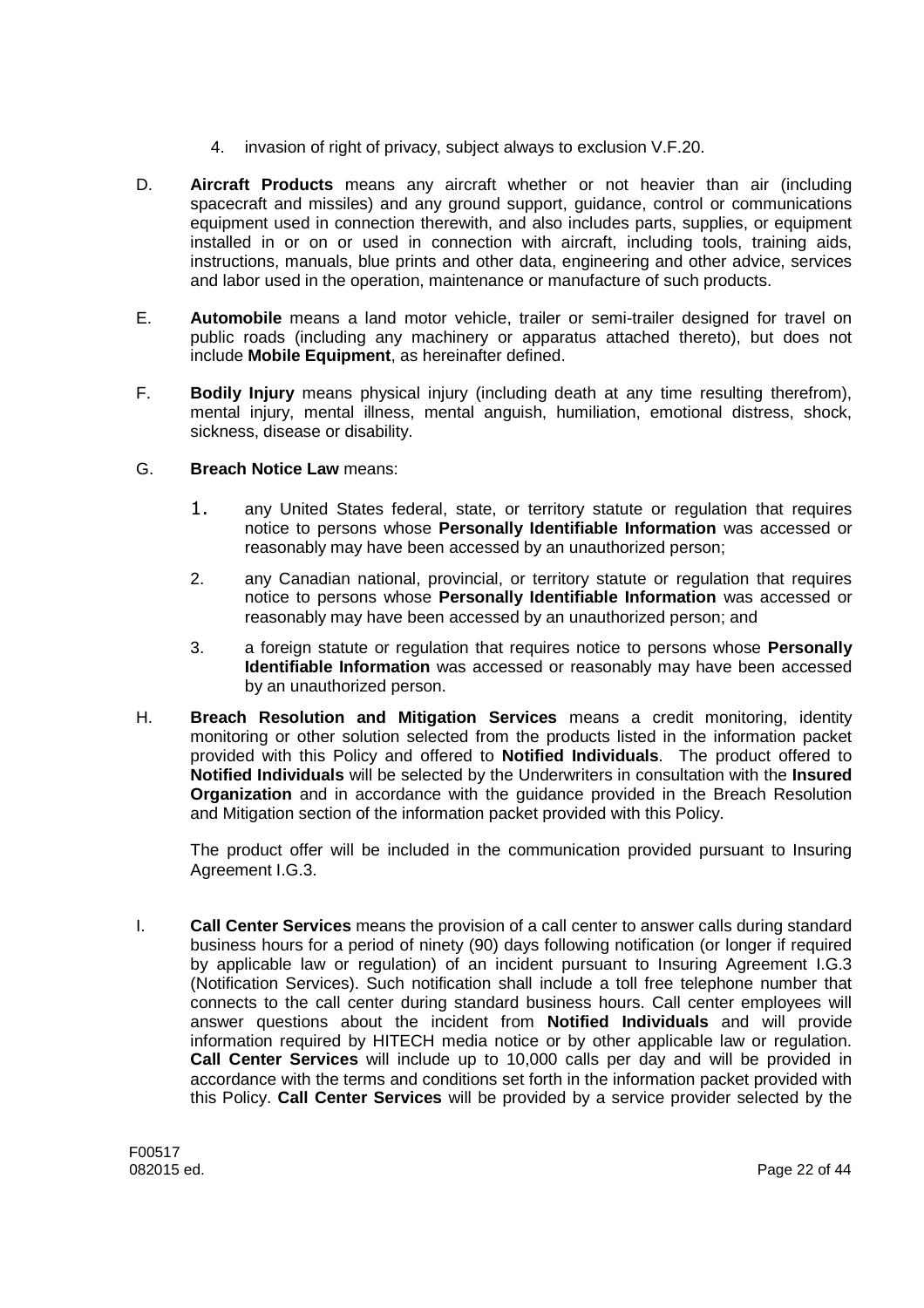4. invasion of right of privacy, subject always to exclusion V.F.20.

D. **Aircraft Products** means any aircraft whether or not heavier than air (including spacecraft and missiles) and any ground support, guidance, control or communications equipment used in connection therewith, and also includes parts, supplies, or equipment installed in or on or used in connection with aircraft, including tools, training aids, instructions, manuals, blue prints and other data, engineering and other advice, services and labor used in the operation, maintenance or manufacture of such products.

E. **Automobile** means a land motor vehicle, trailer or semi-trailer designed for travel on public roads (including any machinery or apparatus attached thereto), but does not include **Mobile Equipment**, as hereinafter defined.

F. **Bodily Injury** means physical injury (including death at any time resulting therefrom), mental injury, mental illness, mental anguish, humiliation, emotional distress, shock, sickness, disease or disability.

G. **Breach Notice Law** means:

1. any United States federal, state, or territory statute or regulation that requires notice to persons whose **Personally Identifiable Information** was accessed or reasonably may have been accessed by an unauthorized person;

2. any Canadian national, provincial, or territory statute or regulation that requires notice to persons whose **Personally Identifiable Information** was accessed or reasonably may have been accessed by an unauthorized person; and

3. a foreign statute or regulation that requires notice to persons whose **Personally Identifiable Information** was accessed or reasonably may have been accessed by an unauthorized person.

H. **Breach Resolution and Mitigation Services** means a credit monitoring, identity monitoring or other solution selected from the products listed in the information packet provided with this Policy and offered to **Notified Individuals**. The product offered to **Notified Individuals** will be selected by the Underwriters in consultation with the **Insured Organization** and in accordance with the guidance provided in the Breach Resolution and Mitigation section of the information packet provided with this Policy.

The product offer will be included in the communication provided pursuant to Insuring Agreement I.G.3.

I. **Call Center Services** means the provision of a call center to answer calls during standard business hours for a period of ninety (90) days following notification (or longer if required by applicable law or regulation) of an incident pursuant to Insuring Agreement I.G.3 (Notification Services). Such notification shall include a toll free telephone number that connects to the call center during standard business hours. Call center employees will answer questions about the incident from **Notified Individuals** and will provide information required by HITECH media notice or by other applicable law or regulation. **Call Center Services** will include up to 10,000 calls per day and will be provided in accordance with the terms and conditions set forth in the information packet provided with this Policy. **Call Center Services** will be provided by a service provider selected by the

F00517
082015 ed.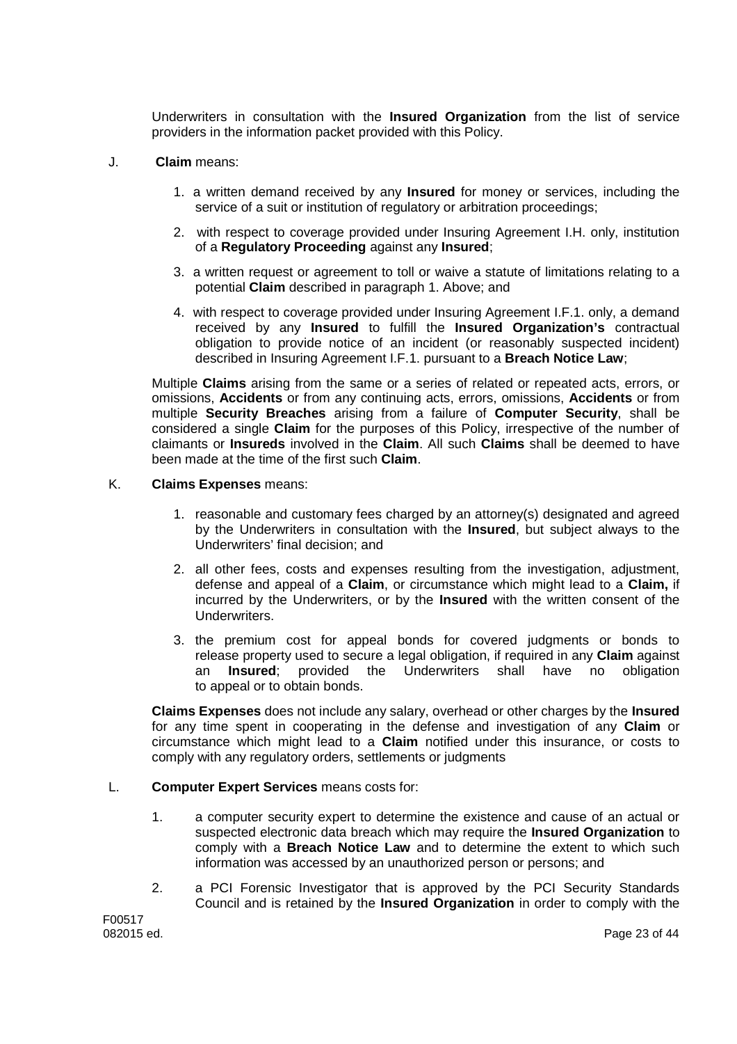Underwriters in consultation with the **Insured Organization** from the list of service providers in the information packet provided with this Policy.

J. **Claim** means:

1. a written demand received by any **Insured** for money or services, including the service of a suit or institution of regulatory or arbitration proceedings;

2. with respect to coverage provided under Insuring Agreement I.H. only, institution of a **Regulatory Proceeding** against any **Insured**;

3. a written request or agreement to toll or waive a statute of limitations relating to a potential **Claim** described in paragraph 1. Above; and

4. with respect to coverage provided under Insuring Agreement I.F.1. only, a demand received by any **Insured** to fulfill the **Insured Organization's** contractual obligation to provide notice of an incident (or reasonably suspected incident) described in Insuring Agreement I.F.1. pursuant to a **Breach Notice Law**;

Multiple **Claims** arising from the same or a series of related or repeated acts, errors, or omissions, **Accidents** or from any continuing acts, errors, omissions, **Accidents** or from multiple **Security Breaches** arising from a failure of **Computer Security**, shall be considered a single **Claim** for the purposes of this Policy, irrespective of the number of claimants or **Insureds** involved in the **Claim**. All such **Claims** shall be deemed to have been made at the time of the first such **Claim**.

K. **Claims Expenses** means:

1. reasonable and customary fees charged by an attorney(s) designated and agreed by the Underwriters in consultation with the **Insured**, but subject always to the Underwriters' final decision; and

2. all other fees, costs and expenses resulting from the investigation, adjustment, defense and appeal of a **Claim**, or circumstance which might lead to a **Claim,** if incurred by the Underwriters, or by the **Insured** with the written consent of the Underwriters.

3. the premium cost for appeal bonds for covered judgments or bonds to release property used to secure a legal obligation, if required in any **Claim** against an **Insured**; provided the Underwriters shall have no obligation to appeal or to obtain bonds.

**Claims Expenses** does not include any salary, overhead or other charges by the **Insured** for any time spent in cooperating in the defense and investigation of any **Claim** or circumstance which might lead to a **Claim** notified under this insurance, or costs to comply with any regulatory orders, settlements or judgments

L. **Computer Expert Services** means costs for:

1. a computer security expert to determine the existence and cause of an actual or suspected electronic data breach which may require the **Insured Organization** to comply with a **Breach Notice Law** and to determine the extent to which such information was accessed by an unauthorized person or persons; and

2. a PCI Forensic Investigator that is approved by the PCI Security Standards Council and is retained by the **Insured Organization** in order to comply with the

F00517
082015 ed.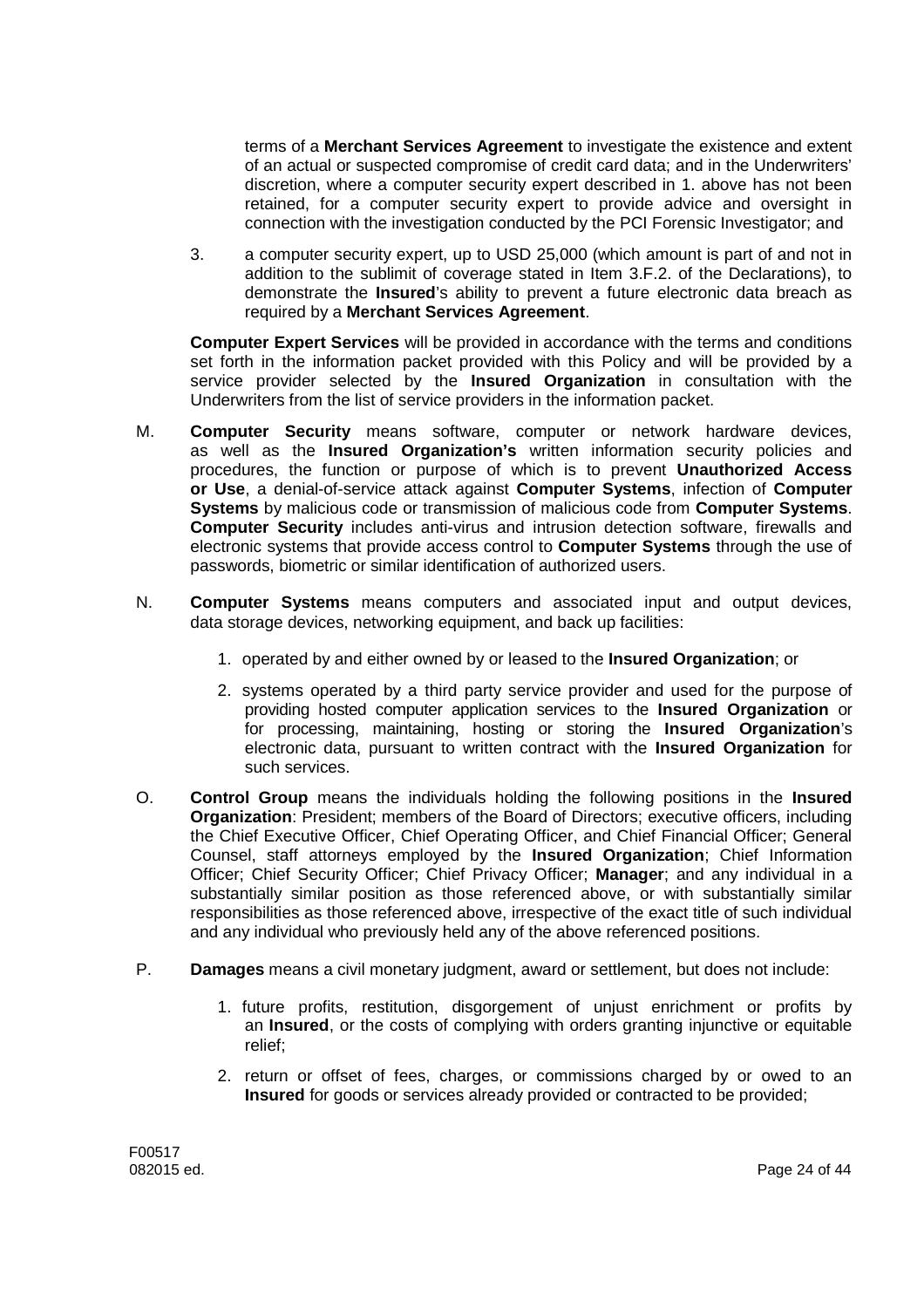terms of a **Merchant Services Agreement** to investigate the existence and extent of an actual or suspected compromise of credit card data; and in the Underwriters' discretion, where a computer security expert described in 1. above has not been retained, for a computer security expert to provide advice and oversight in connection with the investigation conducted by the PCI Forensic Investigator; and

3. a computer security expert, up to USD 25,000 (which amount is part of and not in addition to the sublimit of coverage stated in Item 3.F.2. of the Declarations), to demonstrate the **Insured**'s ability to prevent a future electronic data breach as required by a **Merchant Services Agreement**.

**Computer Expert Services** will be provided in accordance with the terms and conditions set forth in the information packet provided with this Policy and will be provided by a service provider selected by the **Insured Organization** in consultation with the Underwriters from the list of service providers in the information packet.

M. **Computer Security** means software, computer or network hardware devices, as well as the **Insured Organization's** written information security policies and procedures, the function or purpose of which is to prevent **Unauthorized Access or Use**, a denial-of-service attack against **Computer Systems**, infection of **Computer Systems** by malicious code or transmission of malicious code from **Computer Systems**. **Computer Security** includes anti-virus and intrusion detection software, firewalls and electronic systems that provide access control to **Computer Systems** through the use of passwords, biometric or similar identification of authorized users.

N. **Computer Systems** means computers and associated input and output devices, data storage devices, networking equipment, and back up facilities:

1. operated by and either owned by or leased to the **Insured Organization**; or
2. systems operated by a third party service provider and used for the purpose of providing hosted computer application services to the **Insured Organization** or for processing, maintaining, hosting or storing the **Insured Organization**'s electronic data, pursuant to written contract with the **Insured Organization** for such services.

O. **Control Group** means the individuals holding the following positions in the **Insured Organization**: President; members of the Board of Directors; executive officers, including the Chief Executive Officer, Chief Operating Officer, and Chief Financial Officer; General Counsel, staff attorneys employed by the **Insured Organization**; Chief Information Officer; Chief Security Officer; Chief Privacy Officer; **Manager**; and any individual in a substantially similar position as those referenced above, or with substantially similar responsibilities as those referenced above, irrespective of the exact title of such individual and any individual who previously held any of the above referenced positions.

P. **Damages** means a civil monetary judgment, award or settlement, but does not include:

1. future profits, restitution, disgorgement of unjust enrichment or profits by an **Insured**, or the costs of complying with orders granting injunctive or equitable relief;
2. return or offset of fees, charges, or commissions charged by or owed to an **Insured** for goods or services already provided or contracted to be provided;

F00517
082015 ed.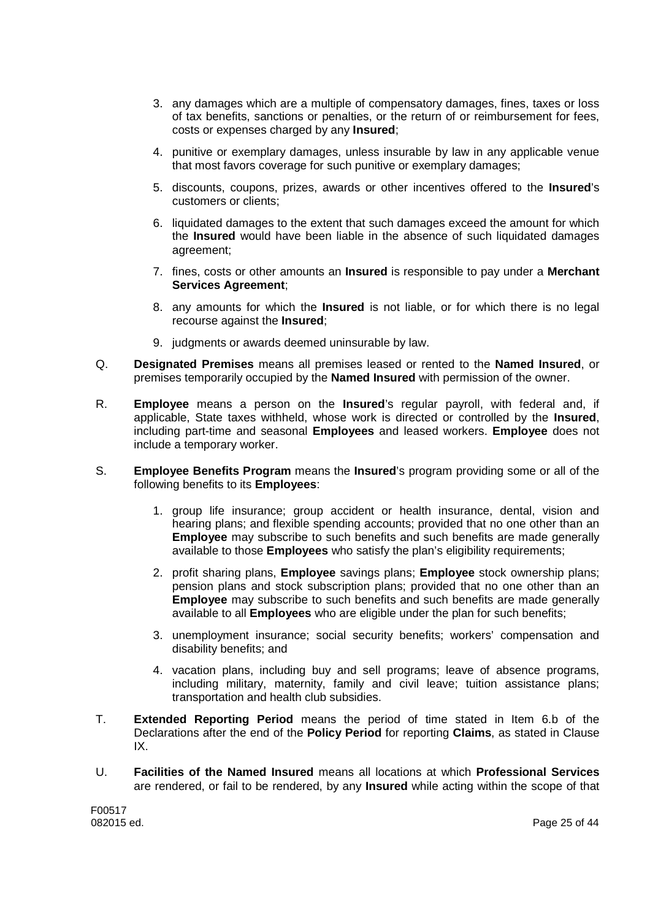3. any damages which are a multiple of compensatory damages, fines, taxes or loss of tax benefits, sanctions or penalties, or the return of or reimbursement for fees, costs or expenses charged by any **Insured**;
4. punitive or exemplary damages, unless insurable by law in any applicable venue that most favors coverage for such punitive or exemplary damages;
5. discounts, coupons, prizes, awards or other incentives offered to the **Insured**'s customers or clients;
6. liquidated damages to the extent that such damages exceed the amount for which the **Insured** would have been liable in the absence of such liquidated damages agreement;
7. fines, costs or other amounts an **Insured** is responsible to pay under a **Merchant Services Agreement**;
8. any amounts for which the **Insured** is not liable, or for which there is no legal recourse against the **Insured**;
9. judgments or awards deemed uninsurable by law.

Q. **Designated Premises** means all premises leased or rented to the **Named Insured**, or premises temporarily occupied by the **Named Insured** with permission of the owner.

R. **Employee** means a person on the **Insured**'s regular payroll, with federal and, if applicable, State taxes withheld, whose work is directed or controlled by the **Insured**, including part-time and seasonal **Employees** and leased workers. **Employee** does not include a temporary worker.

S. **Employee Benefits Program** means the **Insured**'s program providing some or all of the following benefits to its **Employees**:

1. group life insurance; group accident or health insurance, dental, vision and hearing plans; and flexible spending accounts; provided that no one other than an **Employee** may subscribe to such benefits and such benefits are made generally available to those **Employees** who satisfy the plan's eligibility requirements;
2. profit sharing plans, **Employee** savings plans; **Employee** stock ownership plans; pension plans and stock subscription plans; provided that no one other than an **Employee** may subscribe to such benefits and such benefits are made generally available to all **Employees** who are eligible under the plan for such benefits;
3. unemployment insurance; social security benefits; workers' compensation and disability benefits; and
4. vacation plans, including buy and sell programs; leave of absence programs, including military, maternity, family and civil leave; tuition assistance plans; transportation and health club subsidies.

T. **Extended Reporting Period** means the period of time stated in Item 6.b of the Declarations after the end of the **Policy Period** for reporting **Claims**, as stated in Clause IX.

U. **Facilities of the Named Insured** means all locations at which **Professional Services** are rendered, or fail to be rendered, by any **Insured** while acting within the scope of that

F00517
082015 ed.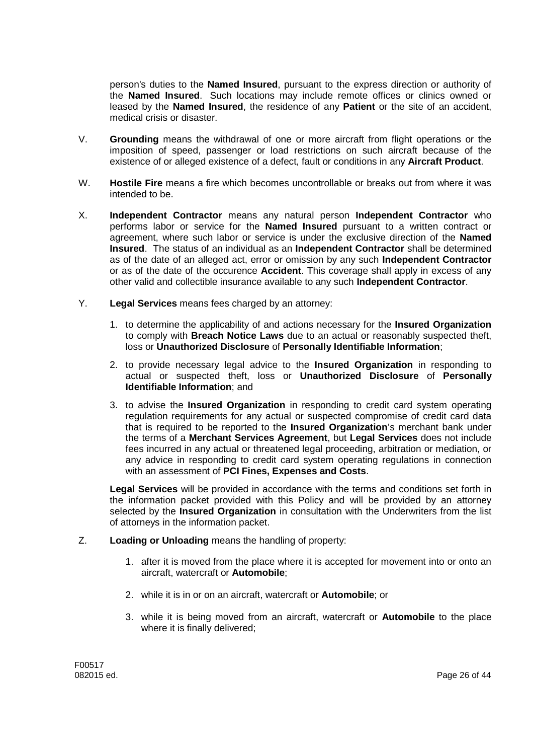person's duties to the **Named Insured**, pursuant to the express direction or authority of the **Named Insured**. Such locations may include remote offices or clinics owned or leased by the **Named Insured**, the residence of any **Patient** or the site of an accident, medical crisis or disaster.

V. **Grounding** means the withdrawal of one or more aircraft from flight operations or the imposition of speed, passenger or load restrictions on such aircraft because of the existence of or alleged existence of a defect, fault or conditions in any **Aircraft Product**.

W. **Hostile Fire** means a fire which becomes uncontrollable or breaks out from where it was intended to be.

X. **Independent Contractor** means any natural person **Independent Contractor** who performs labor or service for the **Named Insured** pursuant to a written contract or agreement, where such labor or service is under the exclusive direction of the **Named Insured**. The status of an individual as an **Independent Contractor** shall be determined as of the date of an alleged act, error or omission by any such **Independent Contractor** or as of the date of the occurence **Accident**. This coverage shall apply in excess of any other valid and collectible insurance available to any such **Independent Contractor**.

Y. **Legal Services** means fees charged by an attorney:

1. to determine the applicability of and actions necessary for the **Insured Organization** to comply with **Breach Notice Laws** due to an actual or reasonably suspected theft, loss or **Unauthorized Disclosure** of **Personally Identifiable Information**;
2. to provide necessary legal advice to the **Insured Organization** in responding to actual or suspected theft, loss or **Unauthorized Disclosure** of **Personally Identifiable Information**; and
3. to advise the **Insured Organization** in responding to credit card system operating regulation requirements for any actual or suspected compromise of credit card data that is required to be reported to the **Insured Organization**'s merchant bank under the terms of a **Merchant Services Agreement**, but **Legal Services** does not include fees incurred in any actual or threatened legal proceeding, arbitration or mediation, or any advice in responding to credit card system operating regulations in connection with an assessment of **PCI Fines, Expenses and Costs**.

**Legal Services** will be provided in accordance with the terms and conditions set forth in the information packet provided with this Policy and will be provided by an attorney selected by the **Insured Organization** in consultation with the Underwriters from the list of attorneys in the information packet.

Z. **Loading or Unloading** means the handling of property:

1. after it is moved from the place where it is accepted for movement into or onto an aircraft, watercraft or **Automobile**;
2. while it is in or on an aircraft, watercraft or **Automobile**; or
3. while it is being moved from an aircraft, watercraft or **Automobile** to the place where it is finally delivered;

F00517
082015 ed.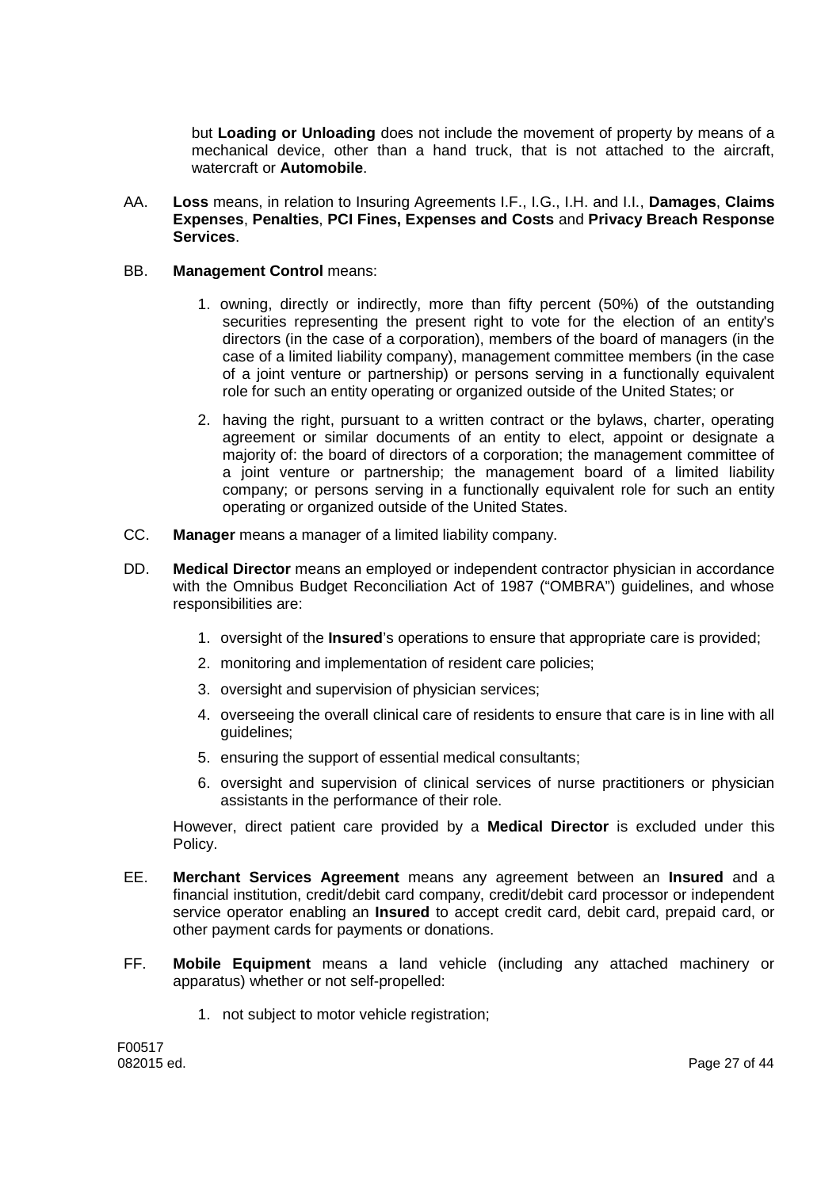but **Loading or Unloading** does not include the movement of property by means of a mechanical device, other than a hand truck, that is not attached to the aircraft, watercraft or **Automobile**.

AA. **Loss** means, in relation to Insuring Agreements I.F., I.G., I.H. and I.I., **Damages**, **Claims Expenses**, **Penalties**, **PCI Fines, Expenses and Costs** and **Privacy Breach Response Services**.

BB. **Management Control** means:

1. owning, directly or indirectly, more than fifty percent (50%) of the outstanding securities representing the present right to vote for the election of an entity's directors (in the case of a corporation), members of the board of managers (in the case of a limited liability company), management committee members (in the case of a joint venture or partnership) or persons serving in a functionally equivalent role for such an entity operating or organized outside of the United States; or

2. having the right, pursuant to a written contract or the bylaws, charter, operating agreement or similar documents of an entity to elect, appoint or designate a majority of: the board of directors of a corporation; the management committee of a joint venture or partnership; the management board of a limited liability company; or persons serving in a functionally equivalent role for such an entity operating or organized outside of the United States.

CC. **Manager** means a manager of a limited liability company.

DD. **Medical Director** means an employed or independent contractor physician in accordance with the Omnibus Budget Reconciliation Act of 1987 ("OMBRA") guidelines, and whose responsibilities are:

1. oversight of the **Insured**'s operations to ensure that appropriate care is provided;
2. monitoring and implementation of resident care policies;
3. oversight and supervision of physician services;
4. overseeing the overall clinical care of residents to ensure that care is in line with all guidelines;
5. ensuring the support of essential medical consultants;
6. oversight and supervision of clinical services of nurse practitioners or physician assistants in the performance of their role.

However, direct patient care provided by a **Medical Director** is excluded under this Policy.

EE. **Merchant Services Agreement** means any agreement between an **Insured** and a financial institution, credit/debit card company, credit/debit card processor or independent service operator enabling an **Insured** to accept credit card, debit card, prepaid card, or other payment cards for payments or donations.

FF. **Mobile Equipment** means a land vehicle (including any attached machinery or apparatus) whether or not self-propelled:

1. not subject to motor vehicle registration;

F00517
082015 ed.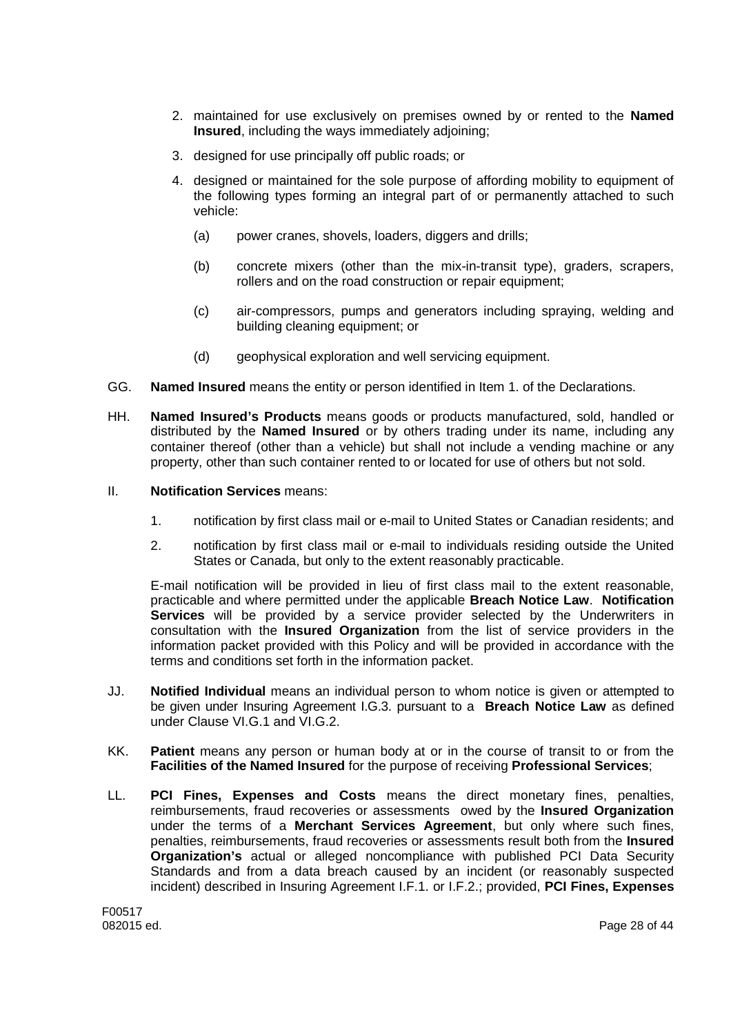2. maintained for use exclusively on premises owned by or rented to the **Named Insured**, including the ways immediately adjoining;

3. designed for use principally off public roads; or

4. designed or maintained for the sole purpose of affording mobility to equipment of the following types forming an integral part of or permanently attached to such vehicle:

   (a) power cranes, shovels, loaders, diggers and drills;

   (b) concrete mixers (other than the mix-in-transit type), graders, scrapers, rollers and on the road construction or repair equipment;

   (c) air-compressors, pumps and generators including spraying, welding and building cleaning equipment; or

   (d) geophysical exploration and well servicing equipment.

GG. **Named Insured** means the entity or person identified in Item 1. of the Declarations.

HH. **Named Insured's Products** means goods or products manufactured, sold, handled or distributed by the **Named Insured** or by others trading under its name, including any container thereof (other than a vehicle) but shall not include a vending machine or any property, other than such container rented to or located for use of others but not sold.

II. **Notification Services** means:

1. notification by first class mail or e-mail to United States or Canadian residents; and

2. notification by first class mail or e-mail to individuals residing outside the United States or Canada, but only to the extent reasonably practicable.

E-mail notification will be provided in lieu of first class mail to the extent reasonable, practicable and where permitted under the applicable **Breach Notice Law**. **Notification Services** will be provided by a service provider selected by the Underwriters in consultation with the **Insured Organization** from the list of service providers in the information packet provided with this Policy and will be provided in accordance with the terms and conditions set forth in the information packet.

JJ. **Notified Individual** means an individual person to whom notice is given or attempted to be given under Insuring Agreement I.G.3. pursuant to a **Breach Notice Law** as defined under Clause VI.G.1 and VI.G.2.

KK. **Patient** means any person or human body at or in the course of transit to or from the **Facilities of the Named Insured** for the purpose of receiving **Professional Services**;

LL. **PCI Fines, Expenses and Costs** means the direct monetary fines, penalties, reimbursements, fraud recoveries or assessments owed by the **Insured Organization** under the terms of a **Merchant Services Agreement**, but only where such fines, penalties, reimbursements, fraud recoveries or assessments result both from the **Insured Organization's** actual or alleged noncompliance with published PCI Data Security Standards and from a data breach caused by an incident (or reasonably suspected incident) described in Insuring Agreement I.F.1. or I.F.2.; provided, **PCI Fines, Expenses**

F00517
082015 ed.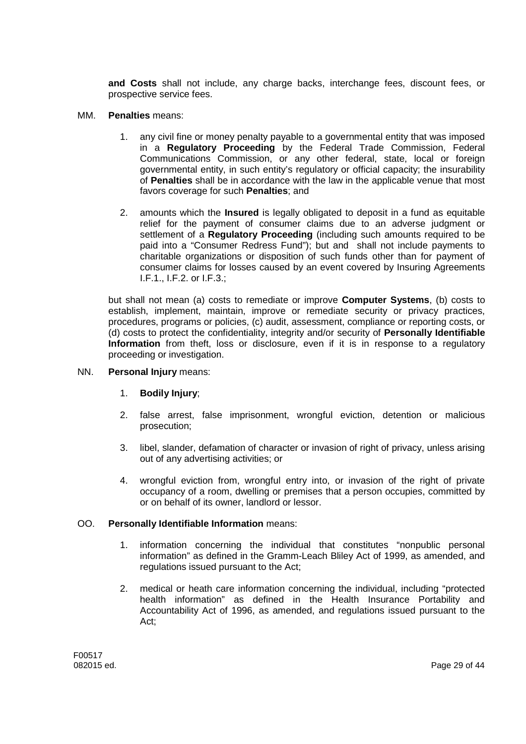**and Costs** shall not include, any charge backs, interchange fees, discount fees, or prospective service fees.

MM. **Penalties** means:

1. any civil fine or money penalty payable to a governmental entity that was imposed in a **Regulatory Proceeding** by the Federal Trade Commission, Federal Communications Commission, or any other federal, state, local or foreign governmental entity, in such entity's regulatory or official capacity; the insurability of **Penalties** shall be in accordance with the law in the applicable venue that most favors coverage for such **Penalties**; and

2. amounts which the **Insured** is legally obligated to deposit in a fund as equitable relief for the payment of consumer claims due to an adverse judgment or settlement of a **Regulatory Proceeding** (including such amounts required to be paid into a "Consumer Redress Fund"); but and shall not include payments to charitable organizations or disposition of such funds other than for payment of consumer claims for losses caused by an event covered by Insuring Agreements I.F.1., I.F.2. or I.F.3.;

but shall not mean (a) costs to remediate or improve **Computer Systems**, (b) costs to establish, implement, maintain, improve or remediate security or privacy practices, procedures, programs or policies, (c) audit, assessment, compliance or reporting costs, or (d) costs to protect the confidentiality, integrity and/or security of **Personally Identifiable Information** from theft, loss or disclosure, even if it is in response to a regulatory proceeding or investigation.

NN. **Personal Injury** means:

1. **Bodily Injury**;

2. false arrest, false imprisonment, wrongful eviction, detention or malicious prosecution;

3. libel, slander, defamation of character or invasion of right of privacy, unless arising out of any advertising activities; or

4. wrongful eviction from, wrongful entry into, or invasion of the right of private occupancy of a room, dwelling or premises that a person occupies, committed by or on behalf of its owner, landlord or lessor.

OO. **Personally Identifiable Information** means:

1. information concerning the individual that constitutes "nonpublic personal information" as defined in the Gramm-Leach Bliley Act of 1999, as amended, and regulations issued pursuant to the Act;

2. medical or heath care information concerning the individual, including "protected health information" as defined in the Health Insurance Portability and Accountability Act of 1996, as amended, and regulations issued pursuant to the Act;

F00517
082015 ed.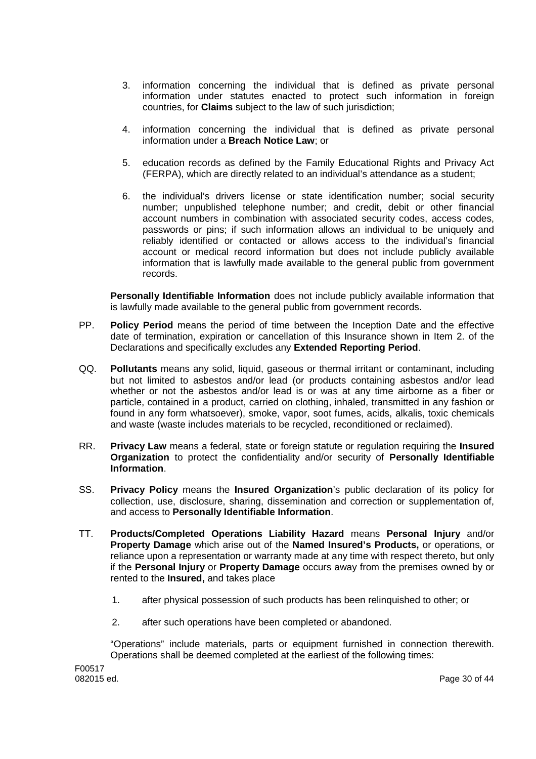3. information concerning the individual that is defined as private personal information under statutes enacted to protect such information in foreign countries, for **Claims** subject to the law of such jurisdiction;

4. information concerning the individual that is defined as private personal information under a **Breach Notice Law**; or

5. education records as defined by the Family Educational Rights and Privacy Act (FERPA), which are directly related to an individual's attendance as a student;

6. the individual's drivers license or state identification number; social security number; unpublished telephone number; and credit, debit or other financial account numbers in combination with associated security codes, access codes, passwords or pins; if such information allows an individual to be uniquely and reliably identified or contacted or allows access to the individual's financial account or medical record information but does not include publicly available information that is lawfully made available to the general public from government records.

**Personally Identifiable Information** does not include publicly available information that is lawfully made available to the general public from government records.

PP. **Policy Period** means the period of time between the Inception Date and the effective date of termination, expiration or cancellation of this Insurance shown in Item 2. of the Declarations and specifically excludes any **Extended Reporting Period**.

QQ. **Pollutants** means any solid, liquid, gaseous or thermal irritant or contaminant, including but not limited to asbestos and/or lead (or products containing asbestos and/or lead whether or not the asbestos and/or lead is or was at any time airborne as a fiber or particle, contained in a product, carried on clothing, inhaled, transmitted in any fashion or found in any form whatsoever), smoke, vapor, soot fumes, acids, alkalis, toxic chemicals and waste (waste includes materials to be recycled, reconditioned or reclaimed).

RR. **Privacy Law** means a federal, state or foreign statute or regulation requiring the **Insured Organization** to protect the confidentiality and/or security of **Personally Identifiable Information**.

SS. **Privacy Policy** means the **Insured Organization**'s public declaration of its policy for collection, use, disclosure, sharing, dissemination and correction or supplementation of, and access to **Personally Identifiable Information**.

TT. **Products/Completed Operations Liability Hazard** means **Personal Injury** and/or **Property Damage** which arise out of the **Named Insured's Products,** or operations, or reliance upon a representation or warranty made at any time with respect thereto, but only if the **Personal Injury** or **Property Damage** occurs away from the premises owned by or rented to the **Insured,** and takes place

1. after physical possession of such products has been relinquished to other; or

2. after such operations have been completed or abandoned.

"Operations" include materials, parts or equipment furnished in connection therewith. Operations shall be deemed completed at the earliest of the following times:

F00517
082015 ed.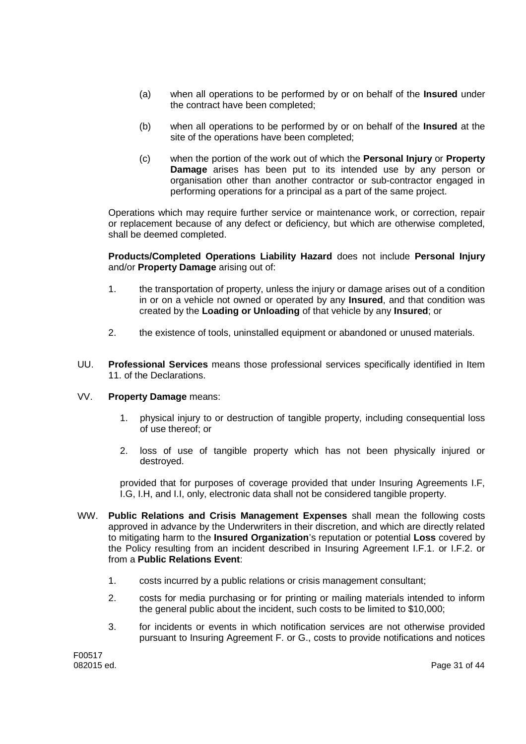(a) when all operations to be performed by or on behalf of the **Insured** under the contract have been completed;

(b) when all operations to be performed by or on behalf of the **Insured** at the site of the operations have been completed;

(c) when the portion of the work out of which the **Personal Injury** or **Property Damage** arises has been put to its intended use by any person or organisation other than another contractor or sub-contractor engaged in performing operations for a principal as a part of the same project.

Operations which may require further service or maintenance work, or correction, repair or replacement because of any defect or deficiency, but which are otherwise completed, shall be deemed completed.

**Products/Completed Operations Liability Hazard** does not include **Personal Injury** and/or **Property Damage** arising out of:

1. the transportation of property, unless the injury or damage arises out of a condition in or on a vehicle not owned or operated by any **Insured**, and that condition was created by the **Loading or Unloading** of that vehicle by any **Insured**; or

2. the existence of tools, uninstalled equipment or abandoned or unused materials.

UU. **Professional Services** means those professional services specifically identified in Item 11. of the Declarations.

VV. **Property Damage** means:

1. physical injury to or destruction of tangible property, including consequential loss of use thereof; or

2. loss of use of tangible property which has not been physically injured or destroyed.

provided that for purposes of coverage provided that under Insuring Agreements I.F, I.G, I.H, and I.I, only, electronic data shall not be considered tangible property.

WW. **Public Relations and Crisis Management Expenses** shall mean the following costs approved in advance by the Underwriters in their discretion, and which are directly related to mitigating harm to the **Insured Organization**'s reputation or potential **Loss** covered by the Policy resulting from an incident described in Insuring Agreement I.F.1. or I.F.2. or from a **Public Relations Event**:

1. costs incurred by a public relations or crisis management consultant;

2. costs for media purchasing or for printing or mailing materials intended to inform the general public about the incident, such costs to be limited to $10,000;

3. for incidents or events in which notification services are not otherwise provided pursuant to Insuring Agreement F. or G., costs to provide notifications and notices

F00517
082015 ed.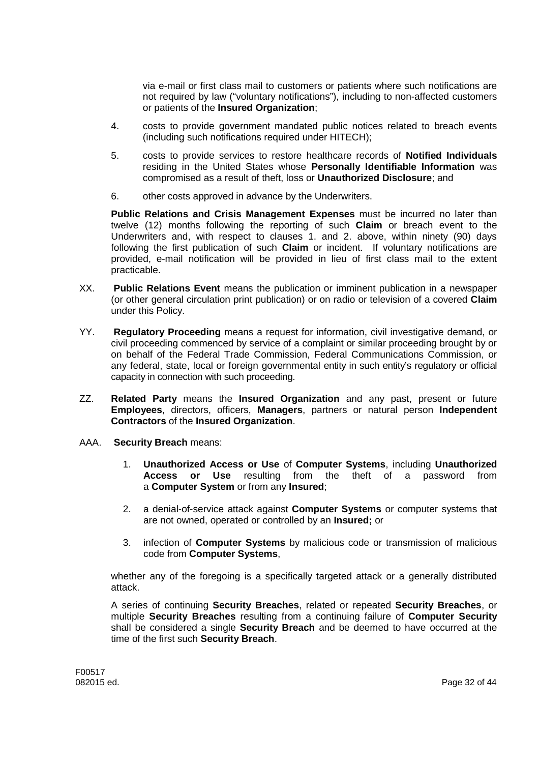via e-mail or first class mail to customers or patients where such notifications are not required by law ("voluntary notifications"), including to non-affected customers or patients of the **Insured Organization**;

4. costs to provide government mandated public notices related to breach events (including such notifications required under HITECH);

5. costs to provide services to restore healthcare records of **Notified Individuals** residing in the United States whose **Personally Identifiable Information** was compromised as a result of theft, loss or **Unauthorized Disclosure**; and

6. other costs approved in advance by the Underwriters.

**Public Relations and Crisis Management Expenses** must be incurred no later than twelve (12) months following the reporting of such **Claim** or breach event to the Underwriters and, with respect to clauses 1. and 2. above, within ninety (90) days following the first publication of such **Claim** or incident. If voluntary notifications are provided, e-mail notification will be provided in lieu of first class mail to the extent practicable.

XX. **Public Relations Event** means the publication or imminent publication in a newspaper (or other general circulation print publication) or on radio or television of a covered **Claim** under this Policy.

YY. **Regulatory Proceeding** means a request for information, civil investigative demand, or civil proceeding commenced by service of a complaint or similar proceeding brought by or on behalf of the Federal Trade Commission, Federal Communications Commission, or any federal, state, local or foreign governmental entity in such entity's regulatory or official capacity in connection with such proceeding.

ZZ. **Related Party** means the **Insured Organization** and any past, present or future **Employees**, directors, officers, **Managers**, partners or natural person **Independent Contractors** of the **Insured Organization**.

AAA. **Security Breach** means:

1. **Unauthorized Access or Use** of **Computer Systems**, including **Unauthorized Access or Use** resulting from the theft of a password from a **Computer System** or from any **Insured**;

2. a denial-of-service attack against **Computer Systems** or computer systems that are not owned, operated or controlled by an **Insured;** or

3. infection of **Computer Systems** by malicious code or transmission of malicious code from **Computer Systems**,

whether any of the foregoing is a specifically targeted attack or a generally distributed attack.

A series of continuing **Security Breaches**, related or repeated **Security Breaches**, or multiple **Security Breaches** resulting from a continuing failure of **Computer Security** shall be considered a single **Security Breach** and be deemed to have occurred at the time of the first such **Security Breach**.

F00517
082015 ed.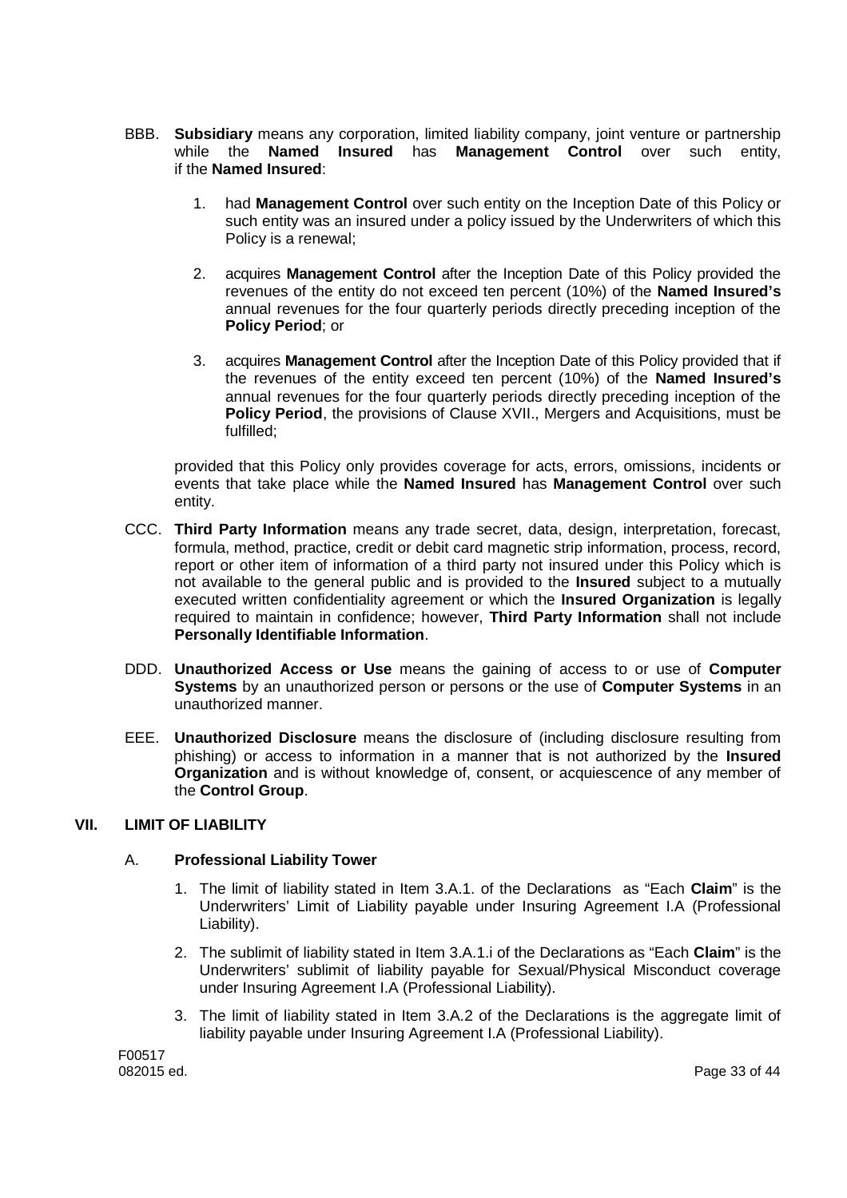BBB. **Subsidiary** means any corporation, limited liability company, joint venture or partnership while the **Named Insured** has **Management Control** over such entity, if the **Named Insured**:

1. had **Management Control** over such entity on the Inception Date of this Policy or such entity was an insured under a policy issued by the Underwriters of which this Policy is a renewal;

2. acquires **Management Control** after the Inception Date of this Policy provided the revenues of the entity do not exceed ten percent (10%) of the **Named Insured's** annual revenues for the four quarterly periods directly preceding inception of the **Policy Period**; or

3. acquires **Management Control** after the Inception Date of this Policy provided that if the revenues of the entity exceed ten percent (10%) of the **Named Insured's** annual revenues for the four quarterly periods directly preceding inception of the **Policy Period**, the provisions of Clause XVII., Mergers and Acquisitions, must be fulfilled;

provided that this Policy only provides coverage for acts, errors, omissions, incidents or events that take place while the **Named Insured** has **Management Control** over such entity.

CCC. **Third Party Information** means any trade secret, data, design, interpretation, forecast, formula, method, practice, credit or debit card magnetic strip information, process, record, report or other item of information of a third party not insured under this Policy which is not available to the general public and is provided to the **Insured** subject to a mutually executed written confidentiality agreement or which the **Insured Organization** is legally required to maintain in confidence; however, **Third Party Information** shall not include **Personally Identifiable Information**.

DDD. **Unauthorized Access or Use** means the gaining of access to or use of **Computer Systems** by an unauthorized person or persons or the use of **Computer Systems** in an unauthorized manner.

EEE. **Unauthorized Disclosure** means the disclosure of (including disclosure resulting from phishing) or access to information in a manner that is not authorized by the **Insured Organization** and is without knowledge of, consent, or acquiescence of any member of the **Control Group**.

## VII. LIMIT OF LIABILITY

### A. Professional Liability Tower

1. The limit of liability stated in Item 3.A.1. of the Declarations as "Each **Claim**" is the Underwriters' Limit of Liability payable under Insuring Agreement I.A (Professional Liability).

2. The sublimit of liability stated in Item 3.A.1.i of the Declarations as "Each **Claim**" is the Underwriters' sublimit of liability payable for Sexual/Physical Misconduct coverage under Insuring Agreement I.A (Professional Liability).

3. The limit of liability stated in Item 3.A.2 of the Declarations is the aggregate limit of liability payable under Insuring Agreement I.A (Professional Liability).

F00517
082015 ed.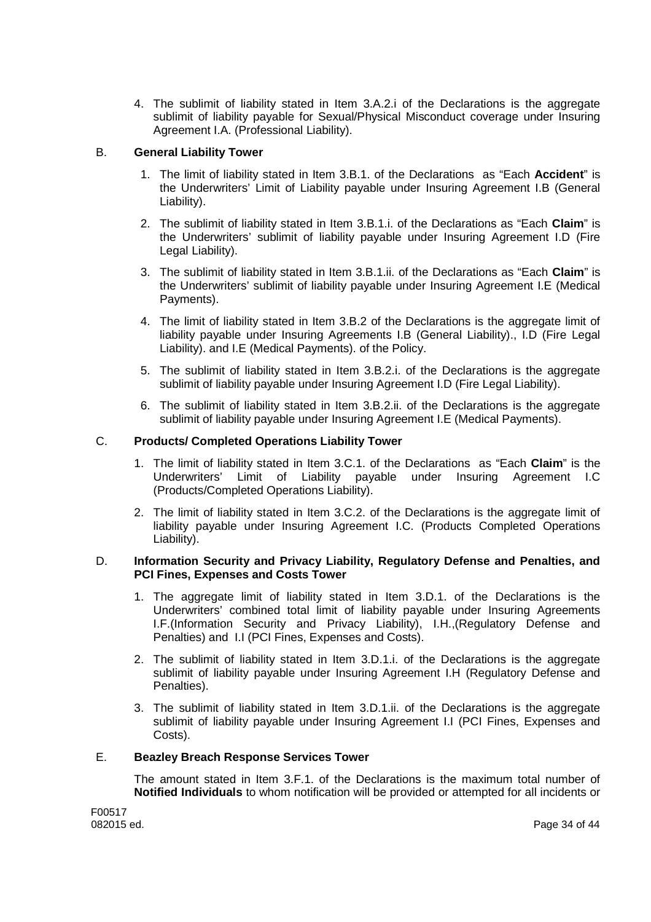4. The sublimit of liability stated in Item 3.A.2.i of the Declarations is the aggregate sublimit of liability payable for Sexual/Physical Misconduct coverage under Insuring Agreement I.A. (Professional Liability).

B. **General Liability Tower**

1. The limit of liability stated in Item 3.B.1. of the Declarations as "Each **Accident**" is the Underwriters' Limit of Liability payable under Insuring Agreement I.B (General Liability).

2. The sublimit of liability stated in Item 3.B.1.i. of the Declarations as "Each **Claim**" is the Underwriters' sublimit of liability payable under Insuring Agreement I.D (Fire Legal Liability).

3. The sublimit of liability stated in Item 3.B.1.ii. of the Declarations as "Each **Claim**" is the Underwriters' sublimit of liability payable under Insuring Agreement I.E (Medical Payments).

4. The limit of liability stated in Item 3.B.2 of the Declarations is the aggregate limit of liability payable under Insuring Agreements I.B (General Liability)., I.D (Fire Legal Liability). and I.E (Medical Payments). of the Policy.

5. The sublimit of liability stated in Item 3.B.2.i. of the Declarations is the aggregate sublimit of liability payable under Insuring Agreement I.D (Fire Legal Liability).

6. The sublimit of liability stated in Item 3.B.2.ii. of the Declarations is the aggregate sublimit of liability payable under Insuring Agreement I.E (Medical Payments).

C. **Products/ Completed Operations Liability Tower**

1. The limit of liability stated in Item 3.C.1. of the Declarations as "Each **Claim**" is the Underwriters' Limit of Liability payable under Insuring Agreement I.C (Products/Completed Operations Liability).

2. The limit of liability stated in Item 3.C.2. of the Declarations is the aggregate limit of liability payable under Insuring Agreement I.C. (Products Completed Operations Liability).

D. **Information Security and Privacy Liability, Regulatory Defense and Penalties, and PCI Fines, Expenses and Costs Tower**

1. The aggregate limit of liability stated in Item 3.D.1. of the Declarations is the Underwriters' combined total limit of liability payable under Insuring Agreements I.F.(Information Security and Privacy Liability), I.H.,(Regulatory Defense and Penalties) and I.I (PCI Fines, Expenses and Costs).

2. The sublimit of liability stated in Item 3.D.1.i. of the Declarations is the aggregate sublimit of liability payable under Insuring Agreement I.H (Regulatory Defense and Penalties).

3. The sublimit of liability stated in Item 3.D.1.ii. of the Declarations is the aggregate sublimit of liability payable under Insuring Agreement I.I (PCI Fines, Expenses and Costs).

E. **Beazley Breach Response Services Tower**

The amount stated in Item 3.F.1. of the Declarations is the maximum total number of **Notified Individuals** to whom notification will be provided or attempted for all incidents or

F00517
082015 ed.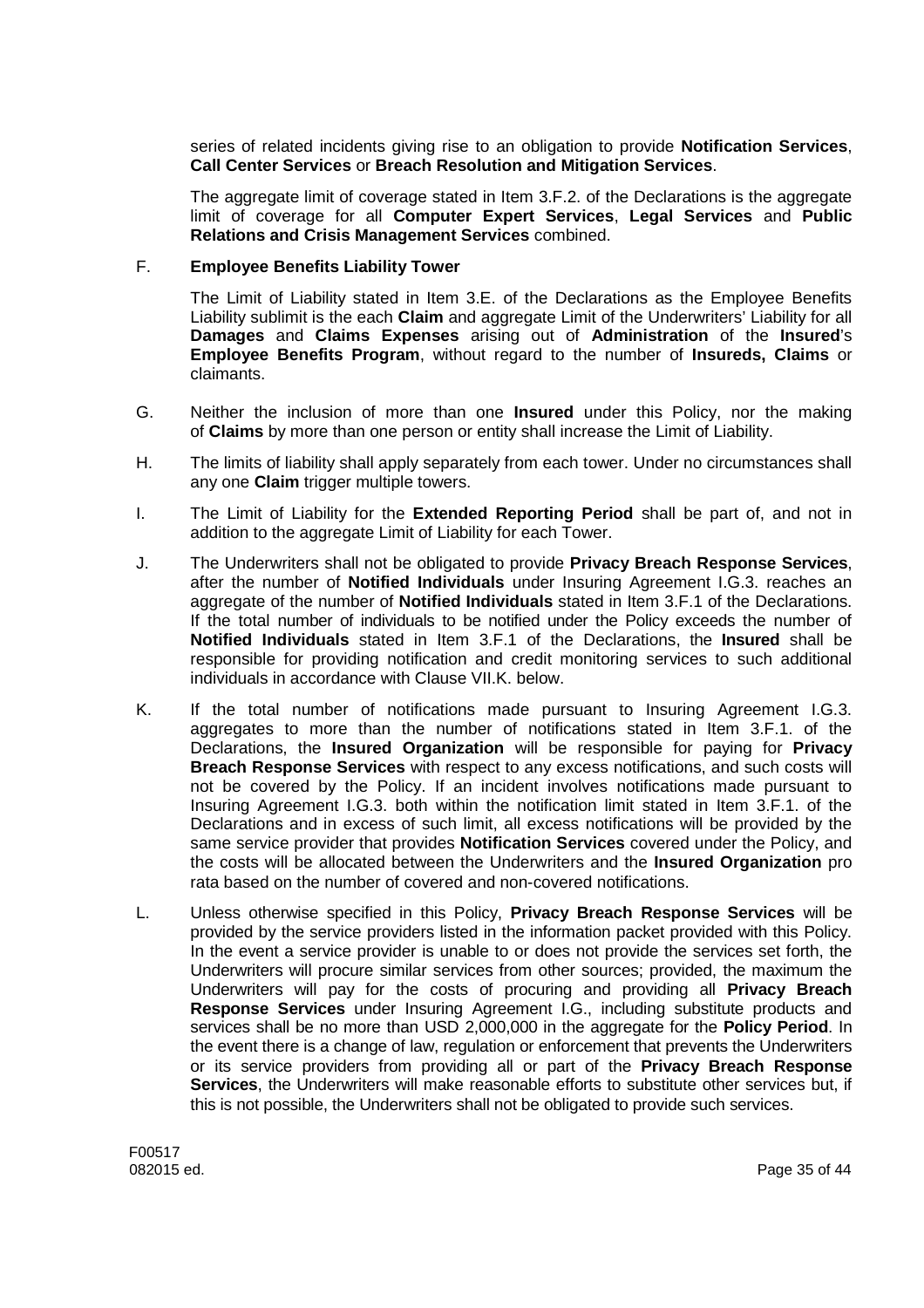series of related incidents giving rise to an obligation to provide **Notification Services**, **Call Center Services** or **Breach Resolution and Mitigation Services**.

The aggregate limit of coverage stated in Item 3.F.2. of the Declarations is the aggregate limit of coverage for all **Computer Expert Services**, **Legal Services** and **Public Relations and Crisis Management Services** combined.

F. **Employee Benefits Liability Tower**

The Limit of Liability stated in Item 3.E. of the Declarations as the Employee Benefits Liability sublimit is the each **Claim** and aggregate Limit of the Underwriters' Liability for all **Damages** and **Claims Expenses** arising out of **Administration** of the **Insured**'s **Employee Benefits Program**, without regard to the number of **Insureds, Claims** or claimants.

G. Neither the inclusion of more than one **Insured** under this Policy, nor the making of **Claims** by more than one person or entity shall increase the Limit of Liability.

H. The limits of liability shall apply separately from each tower. Under no circumstances shall any one **Claim** trigger multiple towers.

I. The Limit of Liability for the **Extended Reporting Period** shall be part of, and not in addition to the aggregate Limit of Liability for each Tower.

J. The Underwriters shall not be obligated to provide **Privacy Breach Response Services**, after the number of **Notified Individuals** under Insuring Agreement I.G.3. reaches an aggregate of the number of **Notified Individuals** stated in Item 3.F.1 of the Declarations. If the total number of individuals to be notified under the Policy exceeds the number of **Notified Individuals** stated in Item 3.F.1 of the Declarations, the **Insured** shall be responsible for providing notification and credit monitoring services to such additional individuals in accordance with Clause VII.K. below.

K. If the total number of notifications made pursuant to Insuring Agreement I.G.3. aggregates to more than the number of notifications stated in Item 3.F.1. of the Declarations, the **Insured Organization** will be responsible for paying for **Privacy Breach Response Services** with respect to any excess notifications, and such costs will not be covered by the Policy. If an incident involves notifications made pursuant to Insuring Agreement I.G.3. both within the notification limit stated in Item 3.F.1. of the Declarations and in excess of such limit, all excess notifications will be provided by the same service provider that provides **Notification Services** covered under the Policy, and the costs will be allocated between the Underwriters and the **Insured Organization** pro rata based on the number of covered and non-covered notifications.

L. Unless otherwise specified in this Policy, **Privacy Breach Response Services** will be provided by the service providers listed in the information packet provided with this Policy. In the event a service provider is unable to or does not provide the services set forth, the Underwriters will procure similar services from other sources; provided, the maximum the Underwriters will pay for the costs of procuring and providing all **Privacy Breach Response Services** under Insuring Agreement I.G., including substitute products and services shall be no more than USD 2,000,000 in the aggregate for the **Policy Period**. In the event there is a change of law, regulation or enforcement that prevents the Underwriters or its service providers from providing all or part of the **Privacy Breach Response Services**, the Underwriters will make reasonable efforts to substitute other services but, if this is not possible, the Underwriters shall not be obligated to provide such services.

F00517
082015 ed.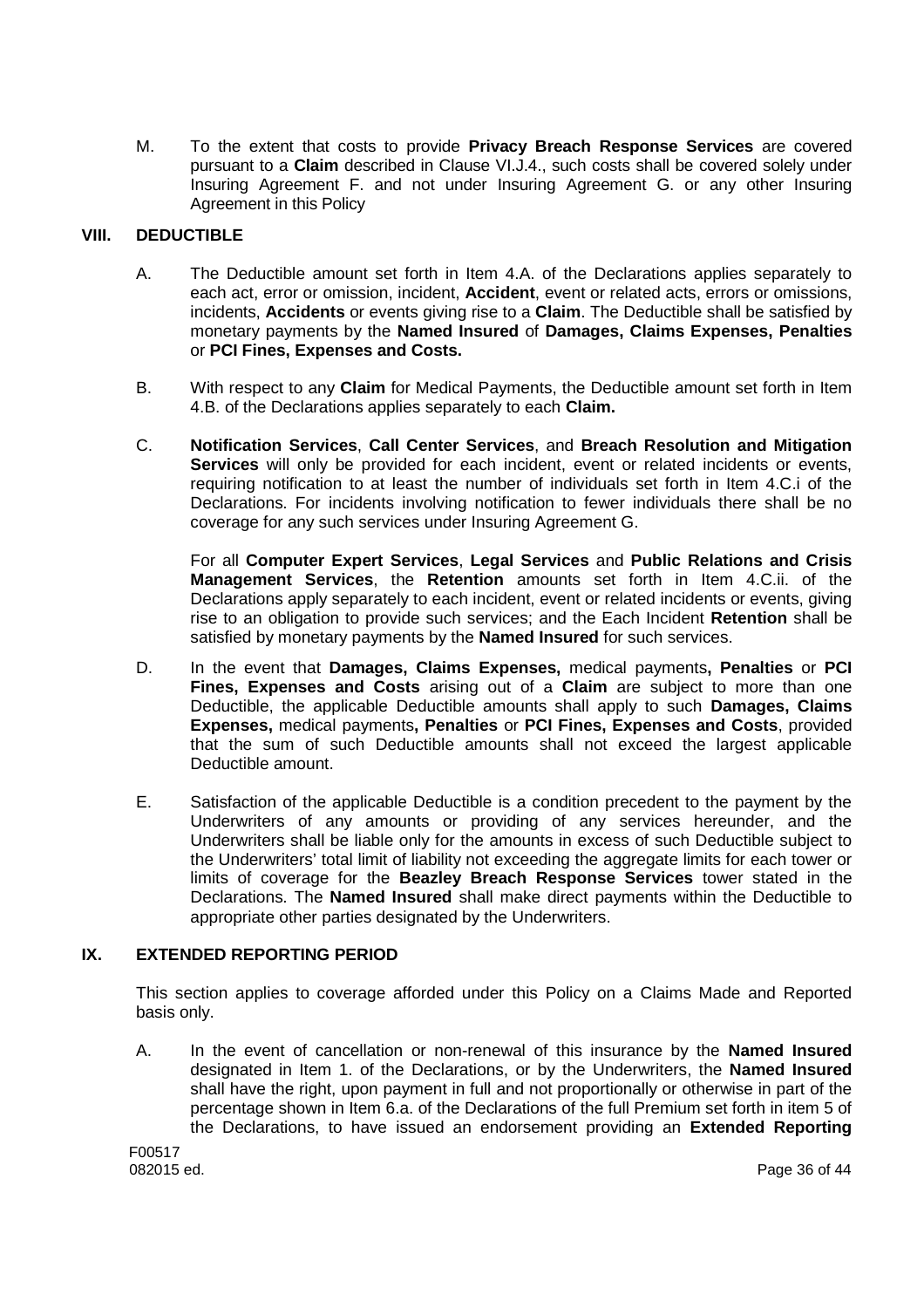M. To the extent that costs to provide **Privacy Breach Response Services** are covered pursuant to a **Claim** described in Clause VI.J.4., such costs shall be covered solely under Insuring Agreement F. and not under Insuring Agreement G. or any other Insuring Agreement in this Policy

## VIII. DEDUCTIBLE

A. The Deductible amount set forth in Item 4.A. of the Declarations applies separately to each act, error or omission, incident, **Accident**, event or related acts, errors or omissions, incidents, **Accidents** or events giving rise to a **Claim**. The Deductible shall be satisfied by monetary payments by the **Named Insured** of **Damages, Claims Expenses, Penalties** or **PCI Fines, Expenses and Costs.**

B. With respect to any **Claim** for Medical Payments, the Deductible amount set forth in Item 4.B. of the Declarations applies separately to each **Claim.**

C. **Notification Services**, **Call Center Services**, and **Breach Resolution and Mitigation Services** will only be provided for each incident, event or related incidents or events, requiring notification to at least the number of individuals set forth in Item 4.C.i of the Declarations. For incidents involving notification to fewer individuals there shall be no coverage for any such services under Insuring Agreement G.

For all **Computer Expert Services**, **Legal Services** and **Public Relations and Crisis Management Services**, the **Retention** amounts set forth in Item 4.C.ii. of the Declarations apply separately to each incident, event or related incidents or events, giving rise to an obligation to provide such services; and the Each Incident **Retention** shall be satisfied by monetary payments by the **Named Insured** for such services.

D. In the event that **Damages, Claims Expenses,** medical payments**, Penalties** or **PCI Fines, Expenses and Costs** arising out of a **Claim** are subject to more than one Deductible, the applicable Deductible amounts shall apply to such **Damages, Claims Expenses,** medical payments**, Penalties** or **PCI Fines, Expenses and Costs**, provided that the sum of such Deductible amounts shall not exceed the largest applicable Deductible amount.

E. Satisfaction of the applicable Deductible is a condition precedent to the payment by the Underwriters of any amounts or providing of any services hereunder, and the Underwriters shall be liable only for the amounts in excess of such Deductible subject to the Underwriters' total limit of liability not exceeding the aggregate limits for each tower or limits of coverage for the **Beazley Breach Response Services** tower stated in the Declarations. The **Named Insured** shall make direct payments within the Deductible to appropriate other parties designated by the Underwriters.

## IX. EXTENDED REPORTING PERIOD

This section applies to coverage afforded under this Policy on a Claims Made and Reported basis only.

A. In the event of cancellation or non-renewal of this insurance by the **Named Insured** designated in Item 1. of the Declarations, or by the Underwriters, the **Named Insured** shall have the right, upon payment in full and not proportionally or otherwise in part of the percentage shown in Item 6.a. of the Declarations of the full Premium set forth in item 5 of the Declarations, to have issued an endorsement providing an **Extended Reporting**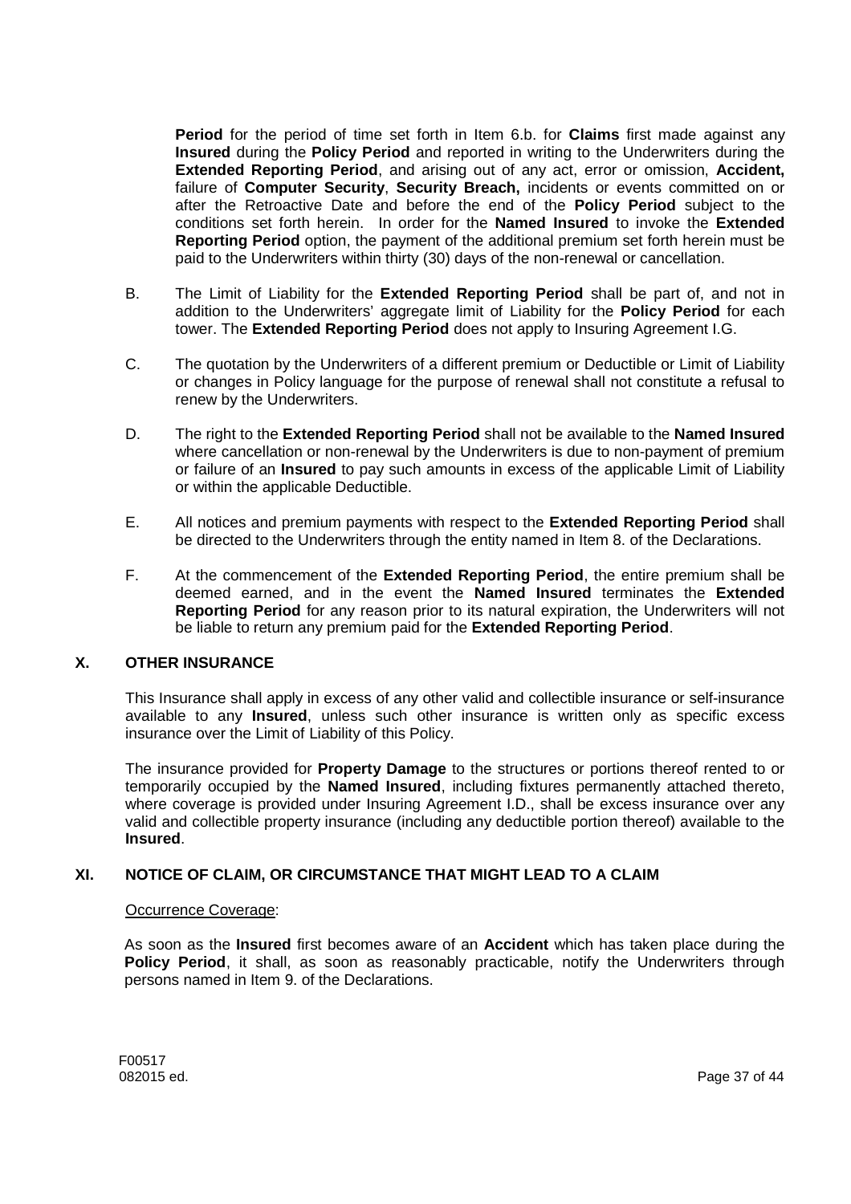**Period** for the period of time set forth in Item 6.b. for **Claims** first made against any **Insured** during the **Policy Period** and reported in writing to the Underwriters during the **Extended Reporting Period**, and arising out of any act, error or omission, **Accident,** failure of **Computer Security**, **Security Breach,** incidents or events committed on or after the Retroactive Date and before the end of the **Policy Period** subject to the conditions set forth herein. In order for the **Named Insured** to invoke the **Extended Reporting Period** option, the payment of the additional premium set forth herein must be paid to the Underwriters within thirty (30) days of the non-renewal or cancellation.

B. The Limit of Liability for the **Extended Reporting Period** shall be part of, and not in addition to the Underwriters' aggregate limit of Liability for the **Policy Period** for each tower. The **Extended Reporting Period** does not apply to Insuring Agreement I.G.

C. The quotation by the Underwriters of a different premium or Deductible or Limit of Liability or changes in Policy language for the purpose of renewal shall not constitute a refusal to renew by the Underwriters.

D. The right to the **Extended Reporting Period** shall not be available to the **Named Insured** where cancellation or non-renewal by the Underwriters is due to non-payment of premium or failure of an **Insured** to pay such amounts in excess of the applicable Limit of Liability or within the applicable Deductible.

E. All notices and premium payments with respect to the **Extended Reporting Period** shall be directed to the Underwriters through the entity named in Item 8. of the Declarations.

F. At the commencement of the **Extended Reporting Period**, the entire premium shall be deemed earned, and in the event the **Named Insured** terminates the **Extended Reporting Period** for any reason prior to its natural expiration, the Underwriters will not be liable to return any premium paid for the **Extended Reporting Period**.

## X. OTHER INSURANCE

This Insurance shall apply in excess of any other valid and collectible insurance or self-insurance available to any **Insured**, unless such other insurance is written only as specific excess insurance over the Limit of Liability of this Policy.

The insurance provided for **Property Damage** to the structures or portions thereof rented to or temporarily occupied by the **Named Insured**, including fixtures permanently attached thereto, where coverage is provided under Insuring Agreement I.D., shall be excess insurance over any valid and collectible property insurance (including any deductible portion thereof) available to the **Insured**.

## XI. NOTICE OF CLAIM, OR CIRCUMSTANCE THAT MIGHT LEAD TO A CLAIM

Occurrence Coverage:

As soon as the **Insured** first becomes aware of an **Accident** which has taken place during the **Policy Period**, it shall, as soon as reasonably practicable, notify the Underwriters through persons named in Item 9. of the Declarations.

F00517
082015 ed.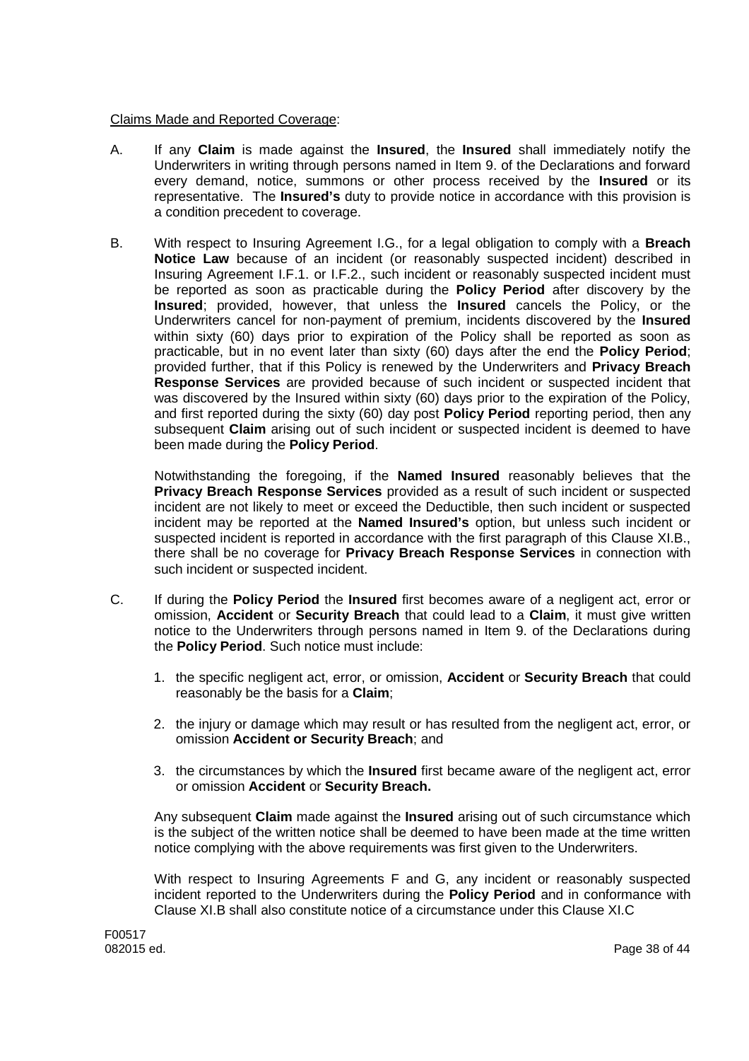Claims Made and Reported Coverage:

A. If any **Claim** is made against the **Insured**, the **Insured** shall immediately notify the Underwriters in writing through persons named in Item 9. of the Declarations and forward every demand, notice, summons or other process received by the **Insured** or its representative. The **Insured's** duty to provide notice in accordance with this provision is a condition precedent to coverage.

B. With respect to Insuring Agreement I.G., for a legal obligation to comply with a **Breach Notice Law** because of an incident (or reasonably suspected incident) described in Insuring Agreement I.F.1. or I.F.2., such incident or reasonably suspected incident must be reported as soon as practicable during the **Policy Period** after discovery by the **Insured**; provided, however, that unless the **Insured** cancels the Policy, or the Underwriters cancel for non-payment of premium, incidents discovered by the **Insured** within sixty (60) days prior to expiration of the Policy shall be reported as soon as practicable, but in no event later than sixty (60) days after the end the **Policy Period**; provided further, that if this Policy is renewed by the Underwriters and **Privacy Breach Response Services** are provided because of such incident or suspected incident that was discovered by the Insured within sixty (60) days prior to the expiration of the Policy, and first reported during the sixty (60) day post **Policy Period** reporting period, then any subsequent **Claim** arising out of such incident or suspected incident is deemed to have been made during the **Policy Period**.

   Notwithstanding the foregoing, if the **Named Insured** reasonably believes that the **Privacy Breach Response Services** provided as a result of such incident or suspected incident are not likely to meet or exceed the Deductible, then such incident or suspected incident may be reported at the **Named Insured's** option, but unless such incident or suspected incident is reported in accordance with the first paragraph of this Clause XI.B., there shall be no coverage for **Privacy Breach Response Services** in connection with such incident or suspected incident.

C. If during the **Policy Period** the **Insured** first becomes aware of a negligent act, error or omission, **Accident** or **Security Breach** that could lead to a **Claim**, it must give written notice to the Underwriters through persons named in Item 9. of the Declarations during the **Policy Period**. Such notice must include:

   1. the specific negligent act, error, or omission, **Accident** or **Security Breach** that could reasonably be the basis for a **Claim**;

   2. the injury or damage which may result or has resulted from the negligent act, error, or omission **Accident or Security Breach**; and

   3. the circumstances by which the **Insured** first became aware of the negligent act, error or omission **Accident** or **Security Breach.**

   Any subsequent **Claim** made against the **Insured** arising out of such circumstance which is the subject of the written notice shall be deemed to have been made at the time written notice complying with the above requirements was first given to the Underwriters.

   With respect to Insuring Agreements F and G, any incident or reasonably suspected incident reported to the Underwriters during the **Policy Period** and in conformance with Clause XI.B shall also constitute notice of a circumstance under this Clause XI.C

F00517
082015 ed.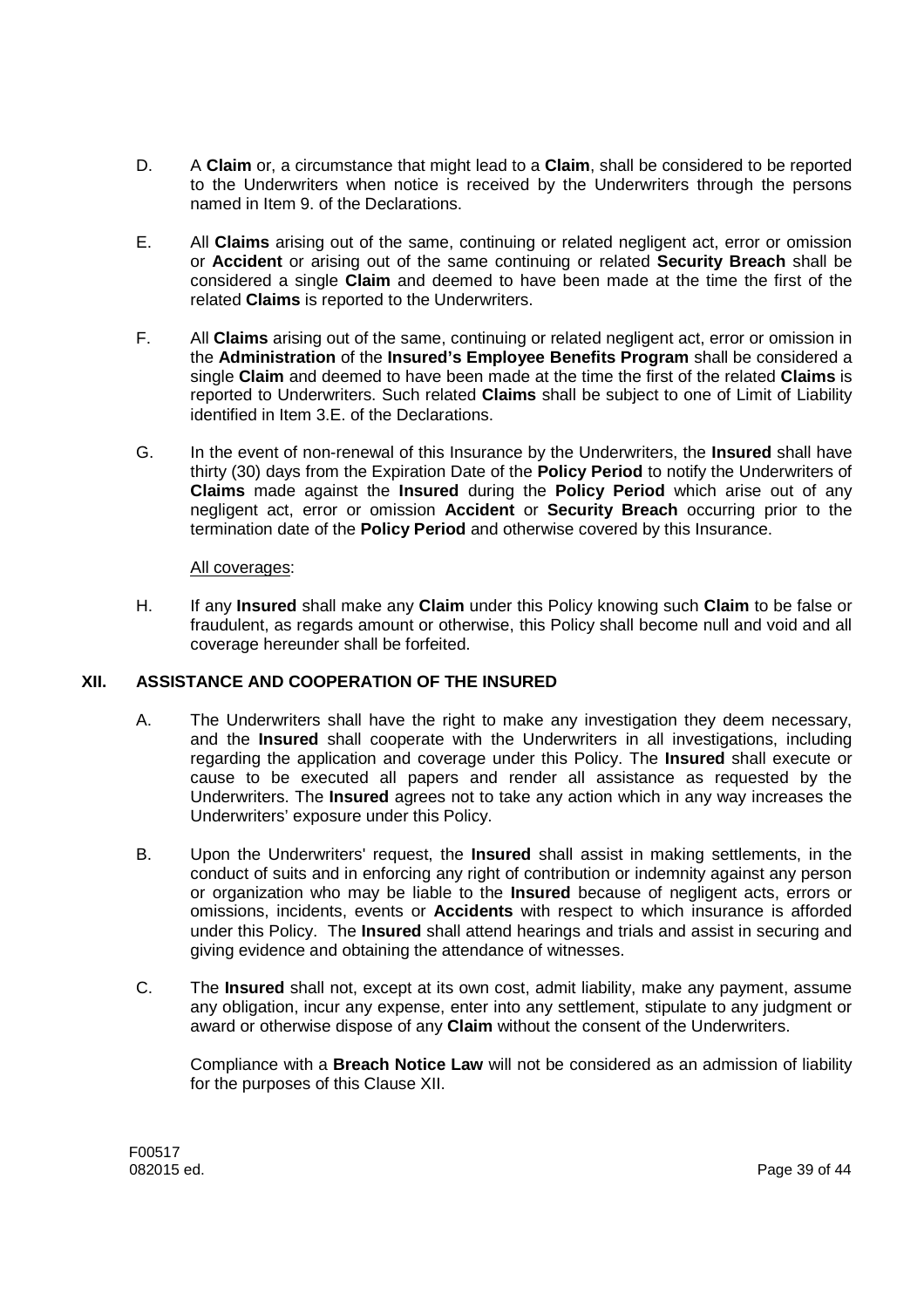D. A **Claim** or, a circumstance that might lead to a **Claim**, shall be considered to be reported to the Underwriters when notice is received by the Underwriters through the persons named in Item 9. of the Declarations.

E. All **Claims** arising out of the same, continuing or related negligent act, error or omission or **Accident** or arising out of the same continuing or related **Security Breach** shall be considered a single **Claim** and deemed to have been made at the time the first of the related **Claims** is reported to the Underwriters.

F. All **Claims** arising out of the same, continuing or related negligent act, error or omission in the **Administration** of the **Insured's Employee Benefits Program** shall be considered a single **Claim** and deemed to have been made at the time the first of the related **Claims** is reported to Underwriters. Such related **Claims** shall be subject to one of Limit of Liability identified in Item 3.E. of the Declarations.

G. In the event of non-renewal of this Insurance by the Underwriters, the **Insured** shall have thirty (30) days from the Expiration Date of the **Policy Period** to notify the Underwriters of **Claims** made against the **Insured** during the **Policy Period** which arise out of any negligent act, error or omission **Accident** or **Security Breach** occurring prior to the termination date of the **Policy Period** and otherwise covered by this Insurance.

<u>All coverages</u>:

H. If any **Insured** shall make any **Claim** under this Policy knowing such **Claim** to be false or fraudulent, as regards amount or otherwise, this Policy shall become null and void and all coverage hereunder shall be forfeited.

## XII. ASSISTANCE AND COOPERATION OF THE INSURED

A. The Underwriters shall have the right to make any investigation they deem necessary, and the **Insured** shall cooperate with the Underwriters in all investigations, including regarding the application and coverage under this Policy. The **Insured** shall execute or cause to be executed all papers and render all assistance as requested by the Underwriters. The **Insured** agrees not to take any action which in any way increases the Underwriters' exposure under this Policy.

B. Upon the Underwriters' request, the **Insured** shall assist in making settlements, in the conduct of suits and in enforcing any right of contribution or indemnity against any person or organization who may be liable to the **Insured** because of negligent acts, errors or omissions, incidents, events or **Accidents** with respect to which insurance is afforded under this Policy. The **Insured** shall attend hearings and trials and assist in securing and giving evidence and obtaining the attendance of witnesses.

C. The **Insured** shall not, except at its own cost, admit liability, make any payment, assume any obligation, incur any expense, enter into any settlement, stipulate to any judgment or award or otherwise dispose of any **Claim** without the consent of the Underwriters.

Compliance with a **Breach Notice Law** will not be considered as an admission of liability for the purposes of this Clause XII.

F00517
082015 ed.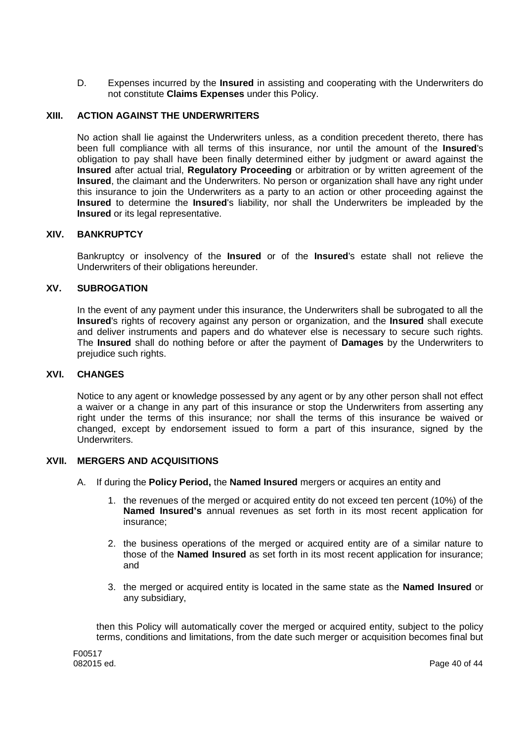D. Expenses incurred by the **Insured** in assisting and cooperating with the Underwriters do not constitute **Claims Expenses** under this Policy.

## XIII. ACTION AGAINST THE UNDERWRITERS

No action shall lie against the Underwriters unless, as a condition precedent thereto, there has been full compliance with all terms of this insurance, nor until the amount of the **Insured**'s obligation to pay shall have been finally determined either by judgment or award against the **Insured** after actual trial, **Regulatory Proceeding** or arbitration or by written agreement of the **Insured**, the claimant and the Underwriters. No person or organization shall have any right under this insurance to join the Underwriters as a party to an action or other proceeding against the **Insured** to determine the **Insured**'s liability, nor shall the Underwriters be impleaded by the **Insured** or its legal representative.

## XIV. BANKRUPTCY

Bankruptcy or insolvency of the **Insured** or of the **Insured**'s estate shall not relieve the Underwriters of their obligations hereunder.

## XV. SUBROGATION

In the event of any payment under this insurance, the Underwriters shall be subrogated to all the **Insured**'s rights of recovery against any person or organization, and the **Insured** shall execute and deliver instruments and papers and do whatever else is necessary to secure such rights. The **Insured** shall do nothing before or after the payment of **Damages** by the Underwriters to prejudice such rights.

## XVI. CHANGES

Notice to any agent or knowledge possessed by any agent or by any other person shall not effect a waiver or a change in any part of this insurance or stop the Underwriters from asserting any right under the terms of this insurance; nor shall the terms of this insurance be waived or changed, except by endorsement issued to form a part of this insurance, signed by the Underwriters.

## XVII. MERGERS AND ACQUISITIONS

A. If during the **Policy Period,** the **Named Insured** mergers or acquires an entity and

1. the revenues of the merged or acquired entity do not exceed ten percent (10%) of the **Named Insured's** annual revenues as set forth in its most recent application for insurance;

2. the business operations of the merged or acquired entity are of a similar nature to those of the **Named Insured** as set forth in its most recent application for insurance; and

3. the merged or acquired entity is located in the same state as the **Named Insured** or any subsidiary,

then this Policy will automatically cover the merged or acquired entity, subject to the policy terms, conditions and limitations, from the date such merger or acquisition becomes final but

F00517
082015 ed.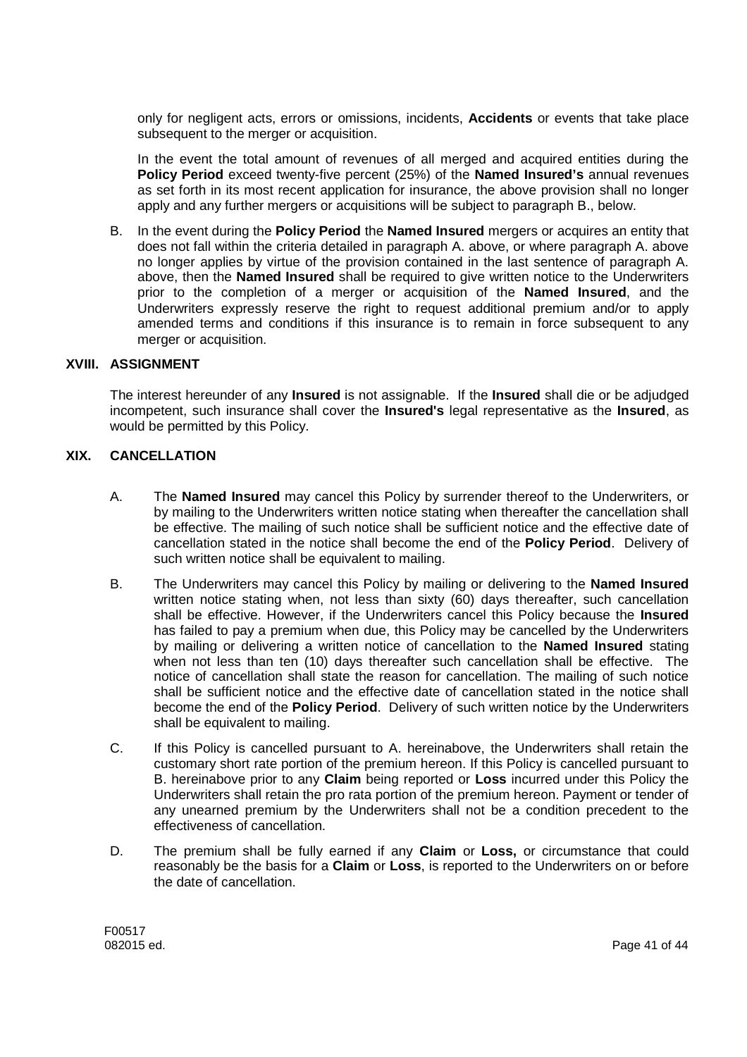only for negligent acts, errors or omissions, incidents, **Accidents** or events that take place subsequent to the merger or acquisition.

In the event the total amount of revenues of all merged and acquired entities during the **Policy Period** exceed twenty-five percent (25%) of the **Named Insured's** annual revenues as set forth in its most recent application for insurance, the above provision shall no longer apply and any further mergers or acquisitions will be subject to paragraph B., below.

B. In the event during the **Policy Period** the **Named Insured** mergers or acquires an entity that does not fall within the criteria detailed in paragraph A. above, or where paragraph A. above no longer applies by virtue of the provision contained in the last sentence of paragraph A. above, then the **Named Insured** shall be required to give written notice to the Underwriters prior to the completion of a merger or acquisition of the **Named Insured**, and the Underwriters expressly reserve the right to request additional premium and/or to apply amended terms and conditions if this insurance is to remain in force subsequent to any merger or acquisition.

## XVIII. ASSIGNMENT

The interest hereunder of any **Insured** is not assignable. If the **Insured** shall die or be adjudged incompetent, such insurance shall cover the **Insured's** legal representative as the **Insured**, as would be permitted by this Policy.

## XIX. CANCELLATION

A. The **Named Insured** may cancel this Policy by surrender thereof to the Underwriters, or by mailing to the Underwriters written notice stating when thereafter the cancellation shall be effective. The mailing of such notice shall be sufficient notice and the effective date of cancellation stated in the notice shall become the end of the **Policy Period**. Delivery of such written notice shall be equivalent to mailing.

B. The Underwriters may cancel this Policy by mailing or delivering to the **Named Insured** written notice stating when, not less than sixty (60) days thereafter, such cancellation shall be effective. However, if the Underwriters cancel this Policy because the **Insured** has failed to pay a premium when due, this Policy may be cancelled by the Underwriters by mailing or delivering a written notice of cancellation to the **Named Insured** stating when not less than ten (10) days thereafter such cancellation shall be effective. The notice of cancellation shall state the reason for cancellation. The mailing of such notice shall be sufficient notice and the effective date of cancellation stated in the notice shall become the end of the **Policy Period**. Delivery of such written notice by the Underwriters shall be equivalent to mailing.

C. If this Policy is cancelled pursuant to A. hereinabove, the Underwriters shall retain the customary short rate portion of the premium hereon. If this Policy is cancelled pursuant to B. hereinabove prior to any **Claim** being reported or **Loss** incurred under this Policy the Underwriters shall retain the pro rata portion of the premium hereon. Payment or tender of any unearned premium by the Underwriters shall not be a condition precedent to the effectiveness of cancellation.

D. The premium shall be fully earned if any **Claim** or **Loss,** or circumstance that could reasonably be the basis for a **Claim** or **Loss**, is reported to the Underwriters on or before the date of cancellation.

F00517
082015 ed.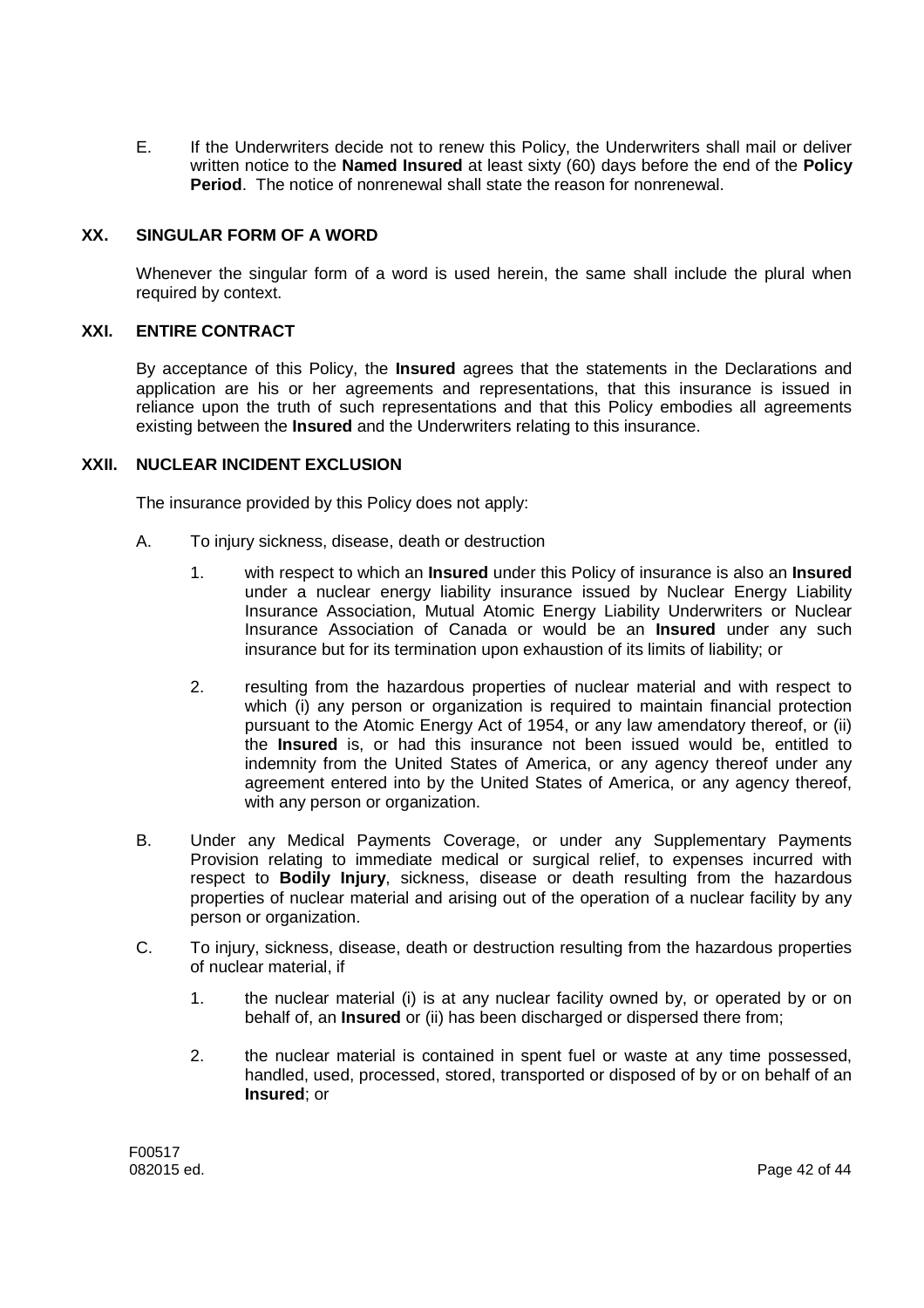E. If the Underwriters decide not to renew this Policy, the Underwriters shall mail or deliver written notice to the **Named Insured** at least sixty (60) days before the end of the **Policy Period**. The notice of nonrenewal shall state the reason for nonrenewal.

## XX. SINGULAR FORM OF A WORD

Whenever the singular form of a word is used herein, the same shall include the plural when required by context.

## XXI. ENTIRE CONTRACT

By acceptance of this Policy, the **Insured** agrees that the statements in the Declarations and application are his or her agreements and representations, that this insurance is issued in reliance upon the truth of such representations and that this Policy embodies all agreements existing between the **Insured** and the Underwriters relating to this insurance.

## XXII. NUCLEAR INCIDENT EXCLUSION

The insurance provided by this Policy does not apply:

A. To injury sickness, disease, death or destruction

1. with respect to which an **Insured** under this Policy of insurance is also an **Insured** under a nuclear energy liability insurance issued by Nuclear Energy Liability Insurance Association, Mutual Atomic Energy Liability Underwriters or Nuclear Insurance Association of Canada or would be an **Insured** under any such insurance but for its termination upon exhaustion of its limits of liability; or

2. resulting from the hazardous properties of nuclear material and with respect to which (i) any person or organization is required to maintain financial protection pursuant to the Atomic Energy Act of 1954, or any law amendatory thereof, or (ii) the **Insured** is, or had this insurance not been issued would be, entitled to indemnity from the United States of America, or any agency thereof under any agreement entered into by the United States of America, or any agency thereof, with any person or organization.

B. Under any Medical Payments Coverage, or under any Supplementary Payments Provision relating to immediate medical or surgical relief, to expenses incurred with respect to **Bodily Injury**, sickness, disease or death resulting from the hazardous properties of nuclear material and arising out of the operation of a nuclear facility by any person or organization.

C. To injury, sickness, disease, death or destruction resulting from the hazardous properties of nuclear material, if

1. the nuclear material (i) is at any nuclear facility owned by, or operated by or on behalf of, an **Insured** or (ii) has been discharged or dispersed there from;

2. the nuclear material is contained in spent fuel or waste at any time possessed, handled, used, processed, stored, transported or disposed of by or on behalf of an **Insured**; or

F00517
082015 ed.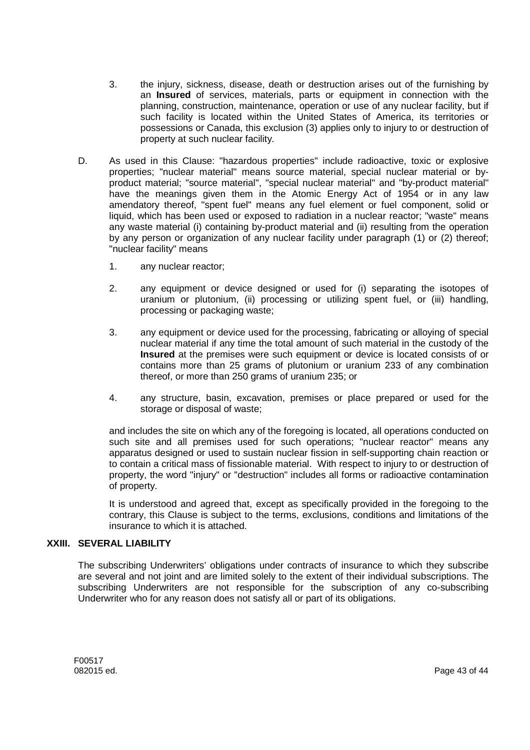3. the injury, sickness, disease, death or destruction arises out of the furnishing by an **Insured** of services, materials, parts or equipment in connection with the planning, construction, maintenance, operation or use of any nuclear facility, but if such facility is located within the United States of America, its territories or possessions or Canada, this exclusion (3) applies only to injury to or destruction of property at such nuclear facility.

D. As used in this Clause: "hazardous properties" include radioactive, toxic or explosive properties; "nuclear material" means source material, special nuclear material or by-product material; "source material", "special nuclear material" and "by-product material" have the meanings given them in the Atomic Energy Act of 1954 or in any law amendatory thereof, "spent fuel" means any fuel element or fuel component, solid or liquid, which has been used or exposed to radiation in a nuclear reactor; "waste" means any waste material (i) containing by-product material and (ii) resulting from the operation by any person or organization of any nuclear facility under paragraph (1) or (2) thereof; "nuclear facility" means

1. any nuclear reactor;

2. any equipment or device designed or used for (i) separating the isotopes of uranium or plutonium, (ii) processing or utilizing spent fuel, or (iii) handling, processing or packaging waste;

3. any equipment or device used for the processing, fabricating or alloying of special nuclear material if any time the total amount of such material in the custody of the **Insured** at the premises were such equipment or device is located consists of or contains more than 25 grams of plutonium or uranium 233 of any combination thereof, or more than 250 grams of uranium 235; or

4. any structure, basin, excavation, premises or place prepared or used for the storage or disposal of waste;

and includes the site on which any of the foregoing is located, all operations conducted on such site and all premises used for such operations; "nuclear reactor" means any apparatus designed or used to sustain nuclear fission in self-supporting chain reaction or to contain a critical mass of fissionable material. With respect to injury to or destruction of property, the word "injury" or "destruction" includes all forms or radioactive contamination of property.

It is understood and agreed that, except as specifically provided in the foregoing to the contrary, this Clause is subject to the terms, exclusions, conditions and limitations of the insurance to which it is attached.

## XXIII. SEVERAL LIABILITY

The subscribing Underwriters' obligations under contracts of insurance to which they subscribe are several and not joint and are limited solely to the extent of their individual subscriptions. The subscribing Underwriters are not responsible for the subscription of any co-subscribing Underwriter who for any reason does not satisfy all or part of its obligations.

F00517
082015 ed.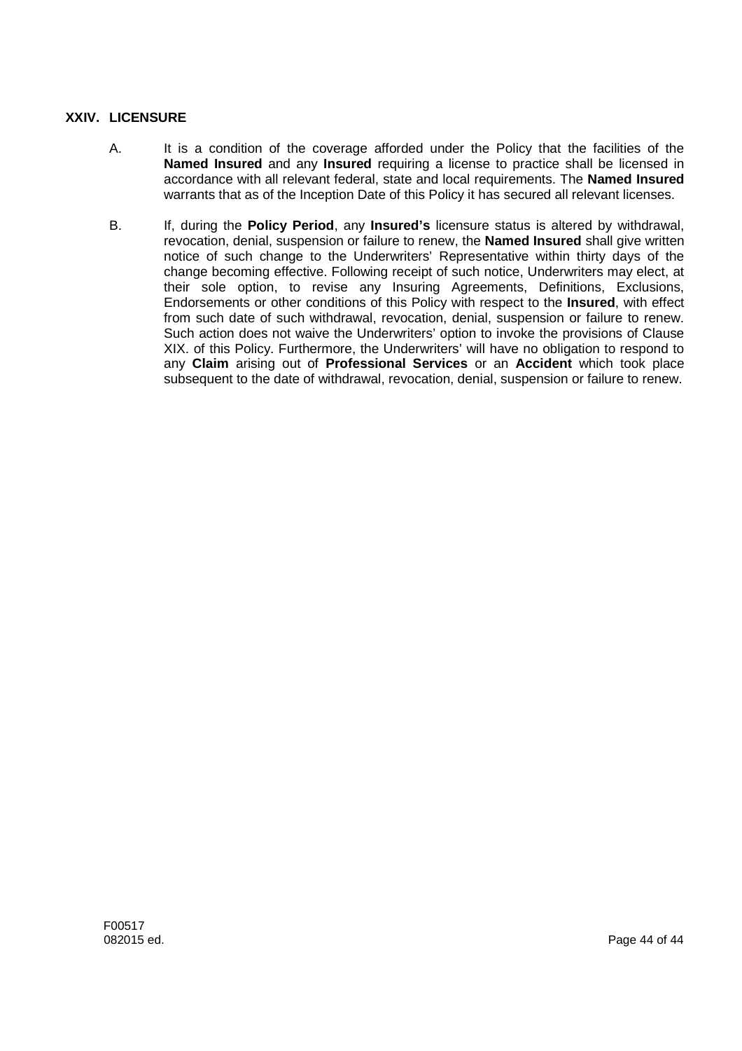## XXIV. LICENSURE

A. It is a condition of the coverage afforded under the Policy that the facilities of the **Named Insured** and any **Insured** requiring a license to practice shall be licensed in accordance with all relevant federal, state and local requirements. The **Named Insured** warrants that as of the Inception Date of this Policy it has secured all relevant licenses.

B. If, during the **Policy Period**, any **Insured's** licensure status is altered by withdrawal, revocation, denial, suspension or failure to renew, the **Named Insured** shall give written notice of such change to the Underwriters' Representative within thirty days of the change becoming effective. Following receipt of such notice, Underwriters may elect, at their sole option, to revise any Insuring Agreements, Definitions, Exclusions, Endorsements or other conditions of this Policy with respect to the **Insured**, with effect from such date of such withdrawal, revocation, denial, suspension or failure to renew. Such action does not waive the Underwriters' option to invoke the provisions of Clause XIX. of this Policy. Furthermore, the Underwriters' will have no obligation to respond to any **Claim** arising out of **Professional Services** or an **Accident** which took place subsequent to the date of withdrawal, revocation, denial, suspension or failure to renew.